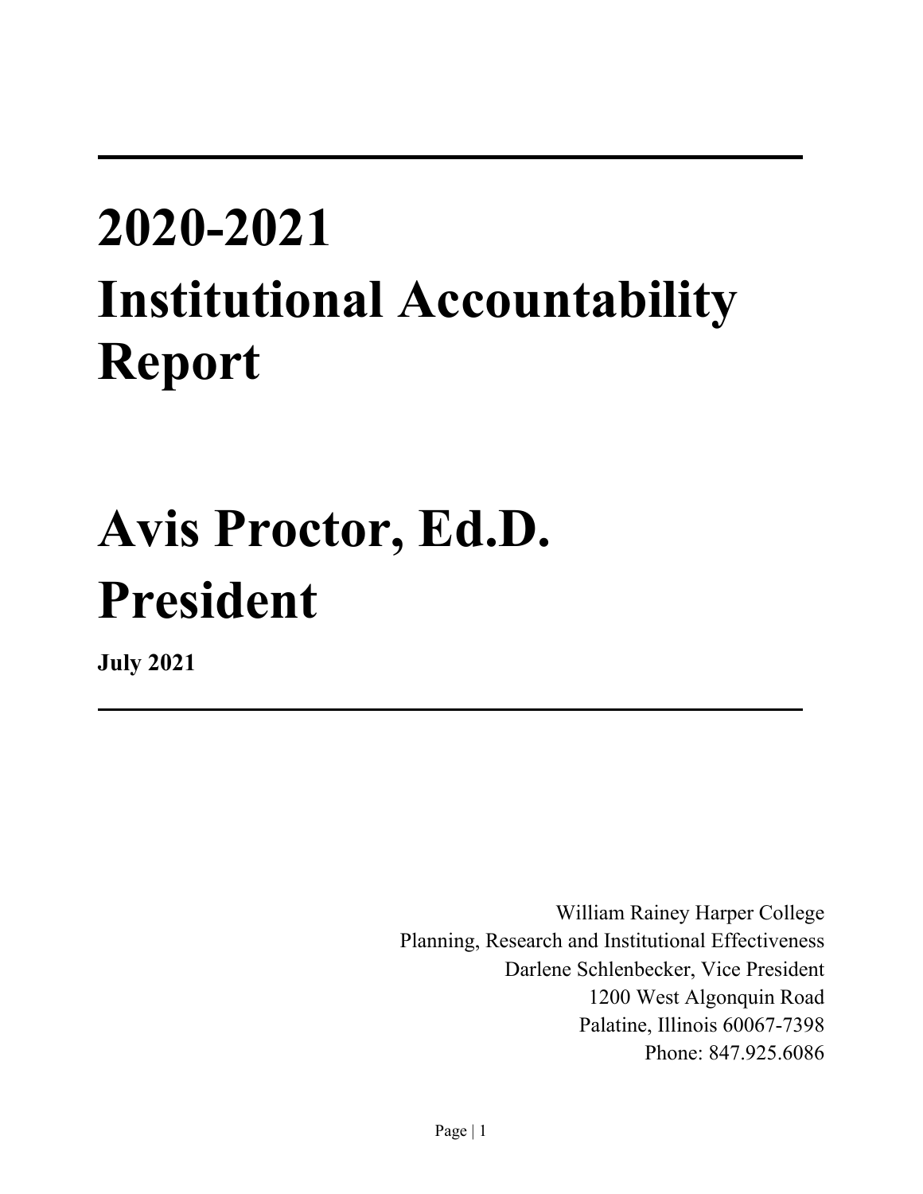# 2020-2021 Institutional Accountability Report

# Avis Proctor, Ed.D. President

**July 2021**

William Rainey Harper College
Planning, Research and Institutional Effectiveness
Darlene Schlenbecker, Vice President
1200 West Algonquin Road
Palatine, Illinois 60067-7398
Phone: 847.925.6086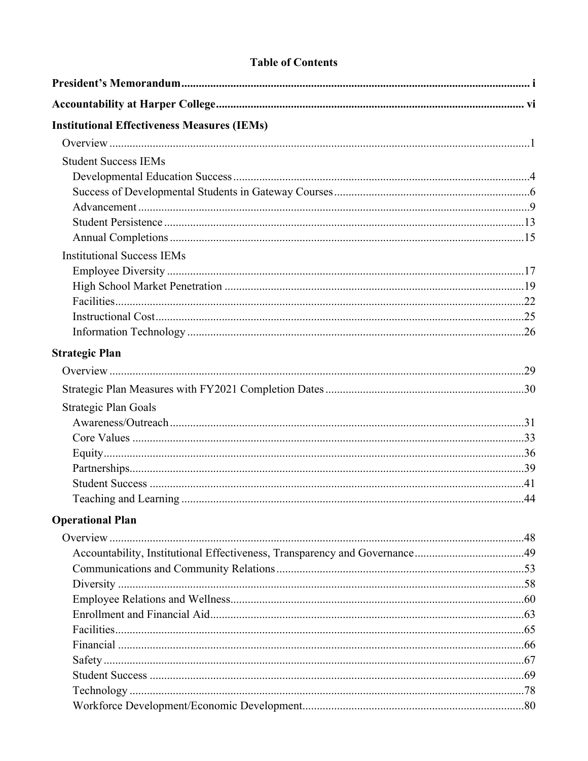# Table of Contents

**President's Memorandum** ..... i

**Accountability at Harper College** ..... vi

**Institutional Effectiveness Measures (IEMs)**

- Overview ..... 1
- Student Success IEMs
  - Developmental Education Success ..... 4
  - Success of Developmental Students in Gateway Courses ..... 6
  - Advancement ..... 9
  - Student Persistence ..... 13
  - Annual Completions ..... 15
- Institutional Success IEMs
  - Employee Diversity ..... 17
  - High School Market Penetration ..... 19
  - Facilities ..... 22
  - Instructional Cost ..... 25
  - Information Technology ..... 26

**Strategic Plan**

- Overview ..... 29
- Strategic Plan Measures with FY2021 Completion Dates ..... 30
- Strategic Plan Goals
  - Awareness/Outreach ..... 31
  - Core Values ..... 33
  - Equity ..... 36
  - Partnerships ..... 39
  - Student Success ..... 41
  - Teaching and Learning ..... 44

**Operational Plan**

- Overview ..... 48
  - Accountability, Institutional Effectiveness, Transparency and Governance ..... 49
  - Communications and Community Relations ..... 53
  - Diversity ..... 58
  - Employee Relations and Wellness ..... 60
  - Enrollment and Financial Aid ..... 63
  - Facilities ..... 65
  - Financial ..... 66
  - Safety ..... 67
  - Student Success ..... 69
  - Technology ..... 78
  - Workforce Development/Economic Development ..... 80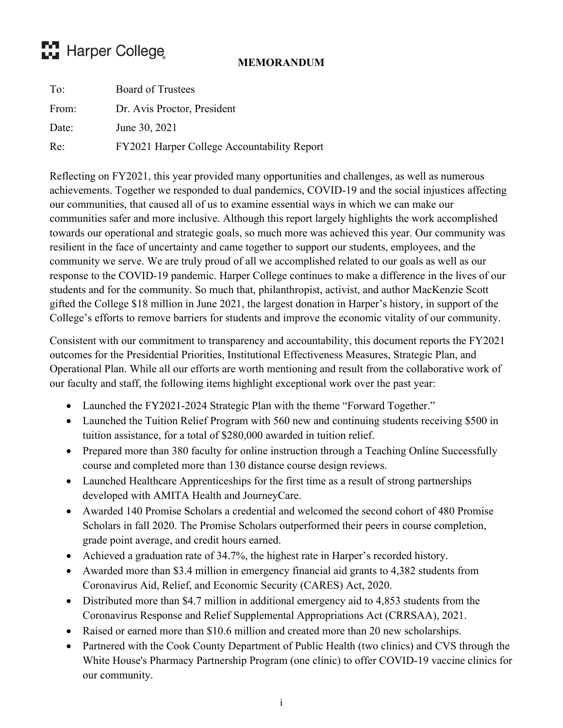Harper College

**MEMORANDUM**

| | |
|---|---|
| To: | Board of Trustees |
| From: | Dr. Avis Proctor, President |
| Date: | June 30, 2021 |
| Re: | FY2021 Harper College Accountability Report |

Reflecting on FY2021, this year provided many opportunities and challenges, as well as numerous achievements. Together we responded to dual pandemics, COVID-19 and the social injustices affecting our communities, that caused all of us to examine essential ways in which we can make our communities safer and more inclusive. Although this report largely highlights the work accomplished towards our operational and strategic goals, so much more was achieved this year. Our community was resilient in the face of uncertainty and came together to support our students, employees, and the community we serve. We are truly proud of all we accomplished related to our goals as well as our response to the COVID-19 pandemic. Harper College continues to make a difference in the lives of our students and for the community. So much that, philanthropist, activist, and author MacKenzie Scott gifted the College $18 million in June 2021, the largest donation in Harper's history, in support of the College's efforts to remove barriers for students and improve the economic vitality of our community.

Consistent with our commitment to transparency and accountability, this document reports the FY2021 outcomes for the Presidential Priorities, Institutional Effectiveness Measures, Strategic Plan, and Operational Plan. While all our efforts are worth mentioning and result from the collaborative work of our faculty and staff, the following items highlight exceptional work over the past year:

- Launched the FY2021-2024 Strategic Plan with the theme "Forward Together."
- Launched the Tuition Relief Program with 560 new and continuing students receiving $500 in tuition assistance, for a total of $280,000 awarded in tuition relief.
- Prepared more than 380 faculty for online instruction through a Teaching Online Successfully course and completed more than 130 distance course design reviews.
- Launched Healthcare Apprenticeships for the first time as a result of strong partnerships developed with AMITA Health and JourneyCare.
- Awarded 140 Promise Scholars a credential and welcomed the second cohort of 480 Promise Scholars in fall 2020. The Promise Scholars outperformed their peers in course completion, grade point average, and credit hours earned.
- Achieved a graduation rate of 34.7%, the highest rate in Harper's recorded history.
- Awarded more than $3.4 million in emergency financial aid grants to 4,382 students from Coronavirus Aid, Relief, and Economic Security (CARES) Act, 2020.
- Distributed more than $4.7 million in additional emergency aid to 4,853 students from the Coronavirus Response and Relief Supplemental Appropriations Act (CRRSAA), 2021.
- Raised or earned more than $10.6 million and created more than 20 new scholarships.
- Partnered with the Cook County Department of Public Health (two clinics) and CVS through the White House's Pharmacy Partnership Program (one clinic) to offer COVID-19 vaccine clinics for our community.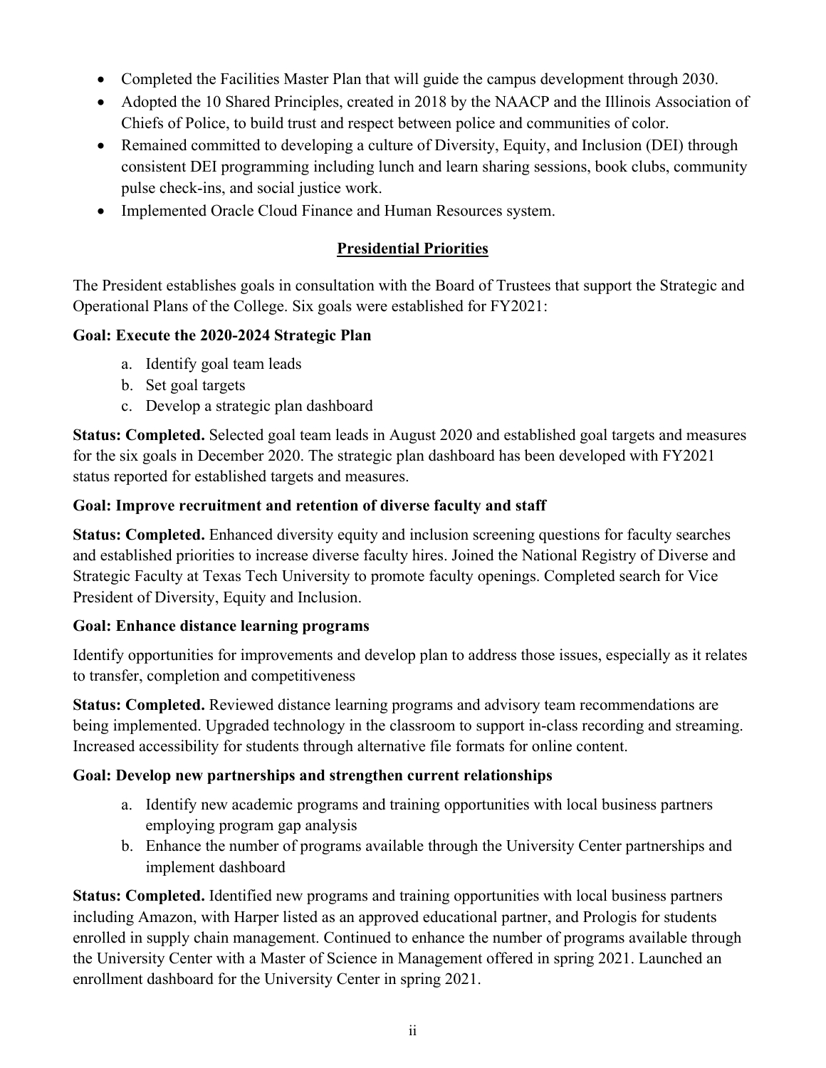- Completed the Facilities Master Plan that will guide the campus development through 2030.
- Adopted the 10 Shared Principles, created in 2018 by the NAACP and the Illinois Association of Chiefs of Police, to build trust and respect between police and communities of color.
- Remained committed to developing a culture of Diversity, Equity, and Inclusion (DEI) through consistent DEI programming including lunch and learn sharing sessions, book clubs, community pulse check-ins, and social justice work.
- Implemented Oracle Cloud Finance and Human Resources system.

## Presidential Priorities

The President establishes goals in consultation with the Board of Trustees that support the Strategic and Operational Plans of the College. Six goals were established for FY2021:

**Goal: Execute the 2020-2024 Strategic Plan**

a. Identify goal team leads
b. Set goal targets
c. Develop a strategic plan dashboard

**Status: Completed.** Selected goal team leads in August 2020 and established goal targets and measures for the six goals in December 2020. The strategic plan dashboard has been developed with FY2021 status reported for established targets and measures.

**Goal: Improve recruitment and retention of diverse faculty and staff**

**Status: Completed.** Enhanced diversity equity and inclusion screening questions for faculty searches and established priorities to increase diverse faculty hires. Joined the National Registry of Diverse and Strategic Faculty at Texas Tech University to promote faculty openings. Completed search for Vice President of Diversity, Equity and Inclusion.

**Goal: Enhance distance learning programs**

Identify opportunities for improvements and develop plan to address those issues, especially as it relates to transfer, completion and competitiveness

**Status: Completed.** Reviewed distance learning programs and advisory team recommendations are being implemented. Upgraded technology in the classroom to support in-class recording and streaming. Increased accessibility for students through alternative file formats for online content.

**Goal: Develop new partnerships and strengthen current relationships**

a. Identify new academic programs and training opportunities with local business partners employing program gap analysis
b. Enhance the number of programs available through the University Center partnerships and implement dashboard

**Status: Completed.** Identified new programs and training opportunities with local business partners including Amazon, with Harper listed as an approved educational partner, and Prologis for students enrolled in supply chain management. Continued to enhance the number of programs available through the University Center with a Master of Science in Management offered in spring 2021. Launched an enrollment dashboard for the University Center in spring 2021.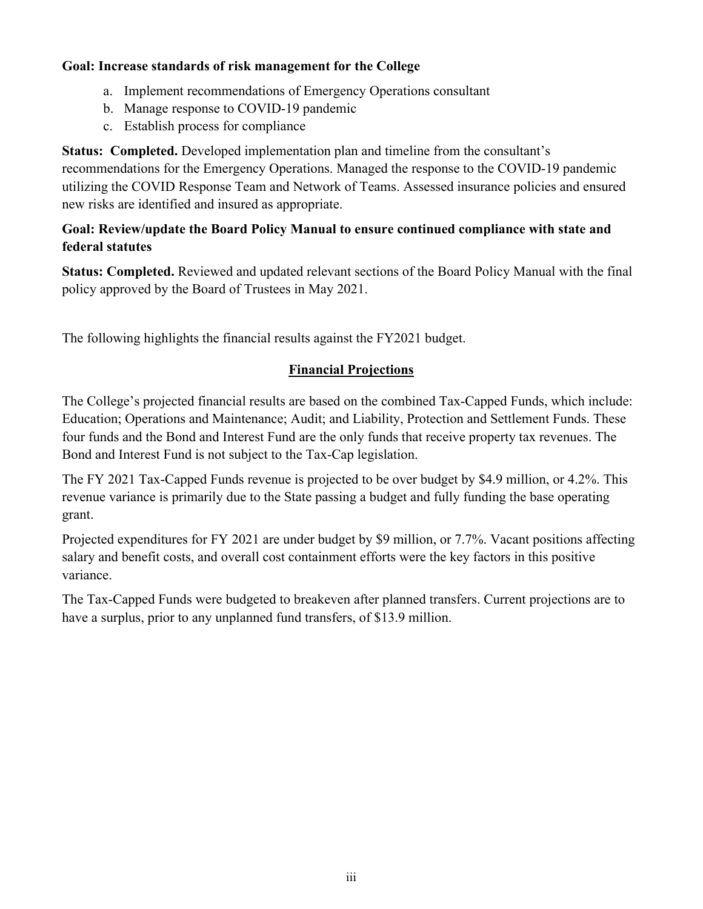**Goal: Increase standards of risk management for the College**

a. Implement recommendations of Emergency Operations consultant
b. Manage response to COVID-19 pandemic
c. Establish process for compliance

**Status: Completed.** Developed implementation plan and timeline from the consultant's recommendations for the Emergency Operations. Managed the response to the COVID-19 pandemic utilizing the COVID Response Team and Network of Teams. Assessed insurance policies and ensured new risks are identified and insured as appropriate.

**Goal: Review/update the Board Policy Manual to ensure continued compliance with state and federal statutes**

**Status: Completed.** Reviewed and updated relevant sections of the Board Policy Manual with the final policy approved by the Board of Trustees in May 2021.

The following highlights the financial results against the FY2021 budget.

## Financial Projections

The College's projected financial results are based on the combined Tax-Capped Funds, which include: Education; Operations and Maintenance; Audit; and Liability, Protection and Settlement Funds. These four funds and the Bond and Interest Fund are the only funds that receive property tax revenues. The Bond and Interest Fund is not subject to the Tax-Cap legislation.

The FY 2021 Tax-Capped Funds revenue is projected to be over budget by $4.9 million, or 4.2%. This revenue variance is primarily due to the State passing a budget and fully funding the base operating grant.

Projected expenditures for FY 2021 are under budget by $9 million, or 7.7%. Vacant positions affecting salary and benefit costs, and overall cost containment efforts were the key factors in this positive variance.

The Tax-Capped Funds were budgeted to breakeven after planned transfers. Current projections are to have a surplus, prior to any unplanned fund transfers, of $13.9 million.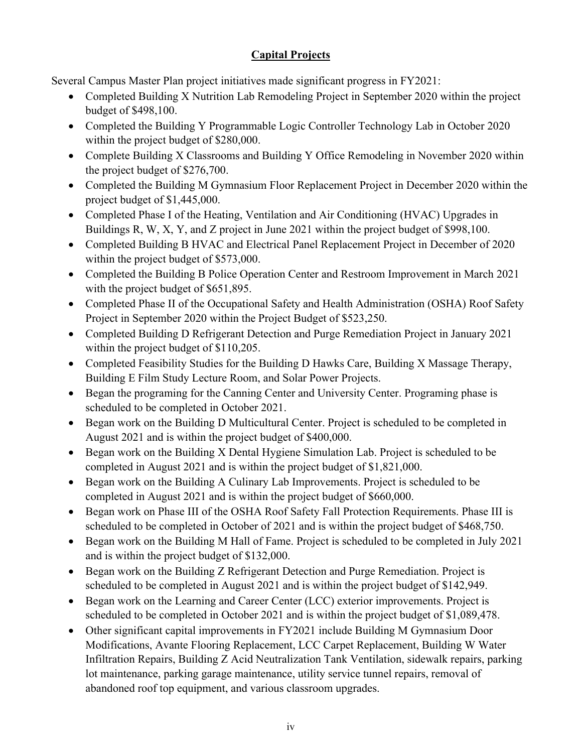## Capital Projects

Several Campus Master Plan project initiatives made significant progress in FY2021:

- Completed Building X Nutrition Lab Remodeling Project in September 2020 within the project budget of $498,100.
- Completed the Building Y Programmable Logic Controller Technology Lab in October 2020 within the project budget of $280,000.
- Complete Building X Classrooms and Building Y Office Remodeling in November 2020 within the project budget of $276,700.
- Completed the Building M Gymnasium Floor Replacement Project in December 2020 within the project budget of $1,445,000.
- Completed Phase I of the Heating, Ventilation and Air Conditioning (HVAC) Upgrades in Buildings R, W, X, Y, and Z project in June 2021 within the project budget of $998,100.
- Completed Building B HVAC and Electrical Panel Replacement Project in December of 2020 within the project budget of $573,000.
- Completed the Building B Police Operation Center and Restroom Improvement in March 2021 with the project budget of $651,895.
- Completed Phase II of the Occupational Safety and Health Administration (OSHA) Roof Safety Project in September 2020 within the Project Budget of $523,250.
- Completed Building D Refrigerant Detection and Purge Remediation Project in January 2021 within the project budget of $110,205.
- Completed Feasibility Studies for the Building D Hawks Care, Building X Massage Therapy, Building E Film Study Lecture Room, and Solar Power Projects.
- Began the programing for the Canning Center and University Center. Programing phase is scheduled to be completed in October 2021.
- Began work on the Building D Multicultural Center. Project is scheduled to be completed in August 2021 and is within the project budget of $400,000.
- Began work on the Building X Dental Hygiene Simulation Lab. Project is scheduled to be completed in August 2021 and is within the project budget of $1,821,000.
- Began work on the Building A Culinary Lab Improvements. Project is scheduled to be completed in August 2021 and is within the project budget of $660,000.
- Began work on Phase III of the OSHA Roof Safety Fall Protection Requirements. Phase III is scheduled to be completed in October of 2021 and is within the project budget of $468,750.
- Began work on the Building M Hall of Fame. Project is scheduled to be completed in July 2021 and is within the project budget of $132,000.
- Began work on the Building Z Refrigerant Detection and Purge Remediation. Project is scheduled to be completed in August 2021 and is within the project budget of $142,949.
- Began work on the Learning and Career Center (LCC) exterior improvements. Project is scheduled to be completed in October 2021 and is within the project budget of $1,089,478.
- Other significant capital improvements in FY2021 include Building M Gymnasium Door Modifications, Avante Flooring Replacement, LCC Carpet Replacement, Building W Water Infiltration Repairs, Building Z Acid Neutralization Tank Ventilation, sidewalk repairs, parking lot maintenance, parking garage maintenance, utility service tunnel repairs, removal of abandoned roof top equipment, and various classroom upgrades.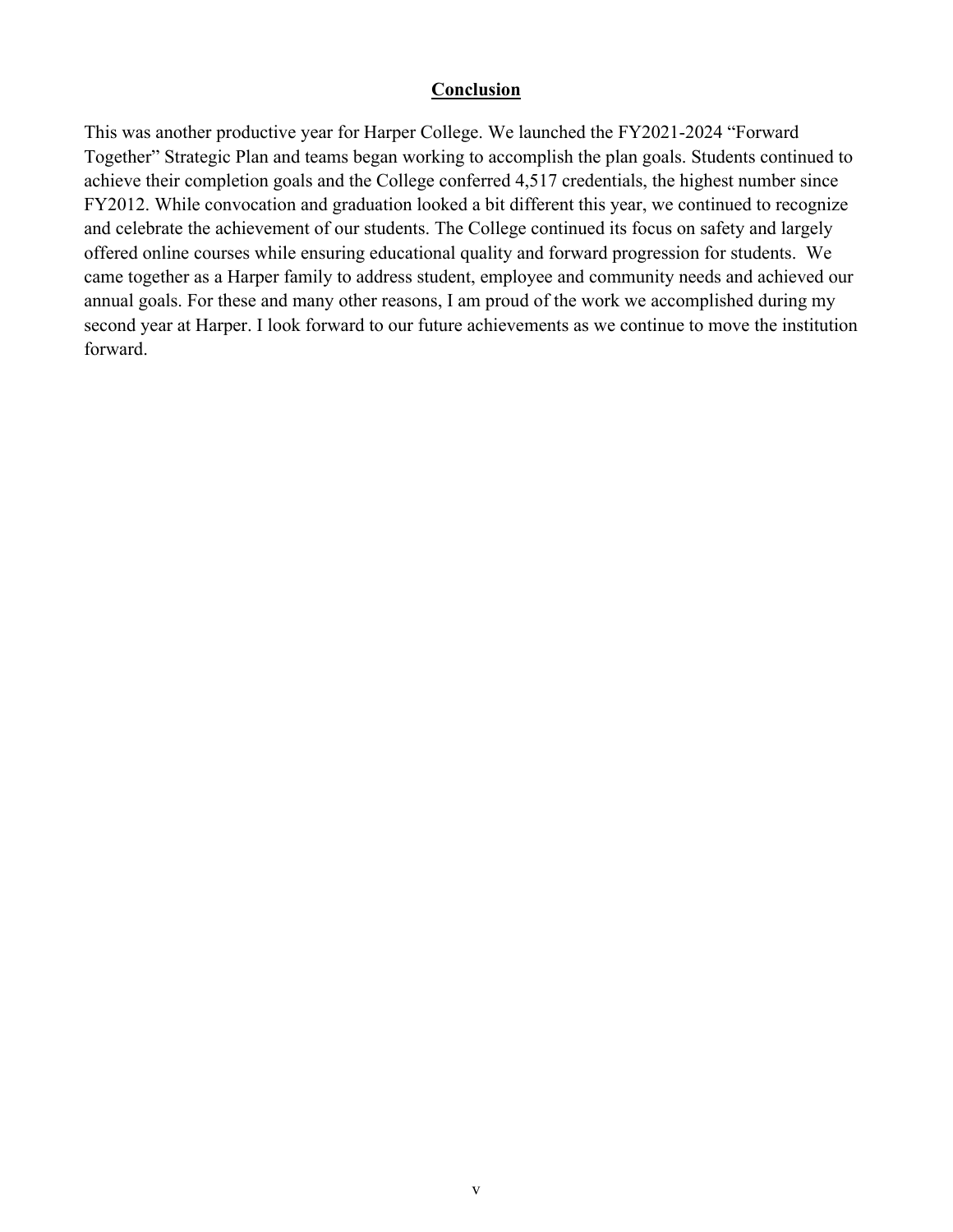## Conclusion

This was another productive year for Harper College. We launched the FY2021-2024 "Forward Together" Strategic Plan and teams began working to accomplish the plan goals. Students continued to achieve their completion goals and the College conferred 4,517 credentials, the highest number since FY2012. While convocation and graduation looked a bit different this year, we continued to recognize and celebrate the achievement of our students. The College continued its focus on safety and largely offered online courses while ensuring educational quality and forward progression for students. We came together as a Harper family to address student, employee and community needs and achieved our annual goals. For these and many other reasons, I am proud of the work we accomplished during my second year at Harper. I look forward to our future achievements as we continue to move the institution forward.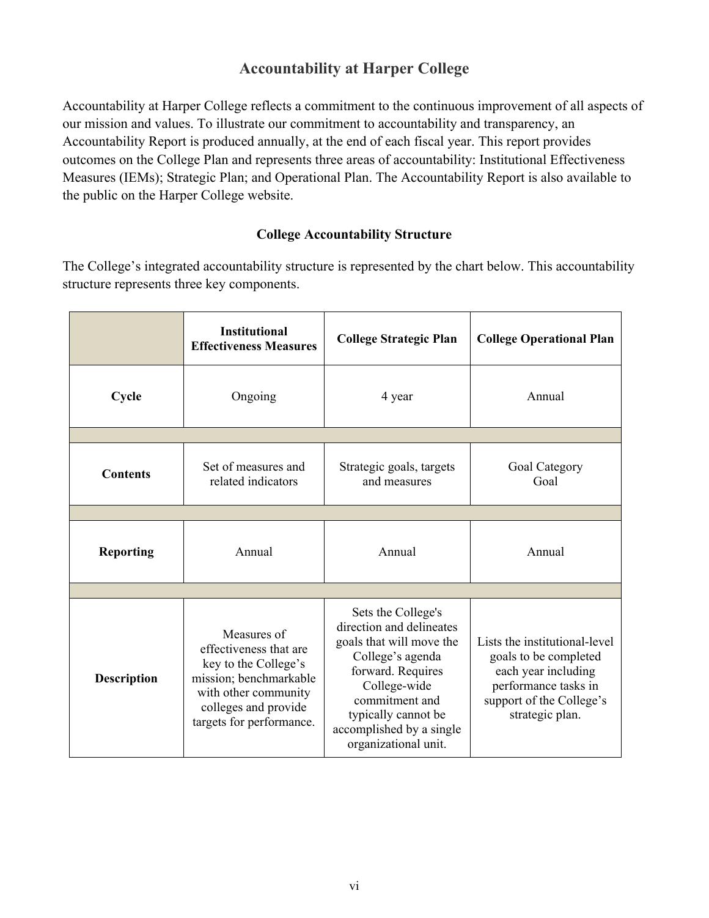# Accountability at Harper College

Accountability at Harper College reflects a commitment to the continuous improvement of all aspects of our mission and values. To illustrate our commitment to accountability and transparency, an Accountability Report is produced annually, at the end of each fiscal year. This report provides outcomes on the College Plan and represents three areas of accountability: Institutional Effectiveness Measures (IEMs); Strategic Plan; and Operational Plan. The Accountability Report is also available to the public on the Harper College website.

## College Accountability Structure

The College's integrated accountability structure is represented by the chart below. This accountability structure represents three key components.

| | Institutional Effectiveness Measures | College Strategic Plan | College Operational Plan |
|---|---|---|---|
| **Cycle** | Ongoing | 4 year | Annual |
| **Contents** | Set of measures and related indicators | Strategic goals, targets and measures | Goal Category<br>Goal |
| **Reporting** | Annual | Annual | Annual |
| **Description** | Measures of effectiveness that are key to the College's mission; benchmarkable with other community colleges and provide targets for performance. | Sets the College's direction and delineates goals that will move the College's agenda forward. Requires College-wide commitment and typically cannot be accomplished by a single organizational unit. | Lists the institutional-level goals to be completed each year including performance tasks in support of the College's strategic plan. |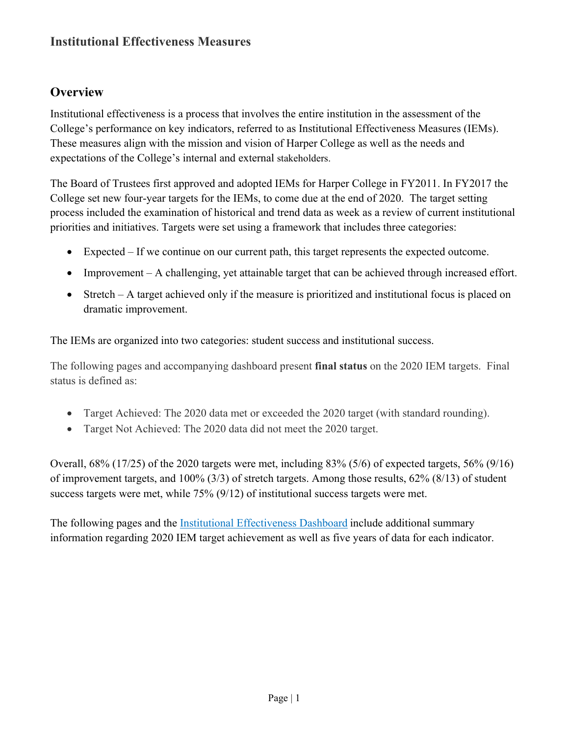## Institutional Effectiveness Measures

### Overview

Institutional effectiveness is a process that involves the entire institution in the assessment of the College's performance on key indicators, referred to as Institutional Effectiveness Measures (IEMs). These measures align with the mission and vision of Harper College as well as the needs and expectations of the College's internal and external stakeholders.

The Board of Trustees first approved and adopted IEMs for Harper College in FY2011. In FY2017 the College set new four-year targets for the IEMs, to come due at the end of 2020. The target setting process included the examination of historical and trend data as week as a review of current institutional priorities and initiatives. Targets were set using a framework that includes three categories:

- Expected – If we continue on our current path, this target represents the expected outcome.
- Improvement – A challenging, yet attainable target that can be achieved through increased effort.
- Stretch – A target achieved only if the measure is prioritized and institutional focus is placed on dramatic improvement.

The IEMs are organized into two categories: student success and institutional success.

The following pages and accompanying dashboard present **final status** on the 2020 IEM targets. Final status is defined as:

- Target Achieved: The 2020 data met or exceeded the 2020 target (with standard rounding).
- Target Not Achieved: The 2020 data did not meet the 2020 target.

Overall, 68% (17/25) of the 2020 targets were met, including 83% (5/6) of expected targets, 56% (9/16) of improvement targets, and 100% (3/3) of stretch targets. Among those results, 62% (8/13) of student success targets were met, while 75% (9/12) of institutional success targets were met.

The following pages and the Institutional Effectiveness Dashboard include additional summary information regarding 2020 IEM target achievement as well as five years of data for each indicator.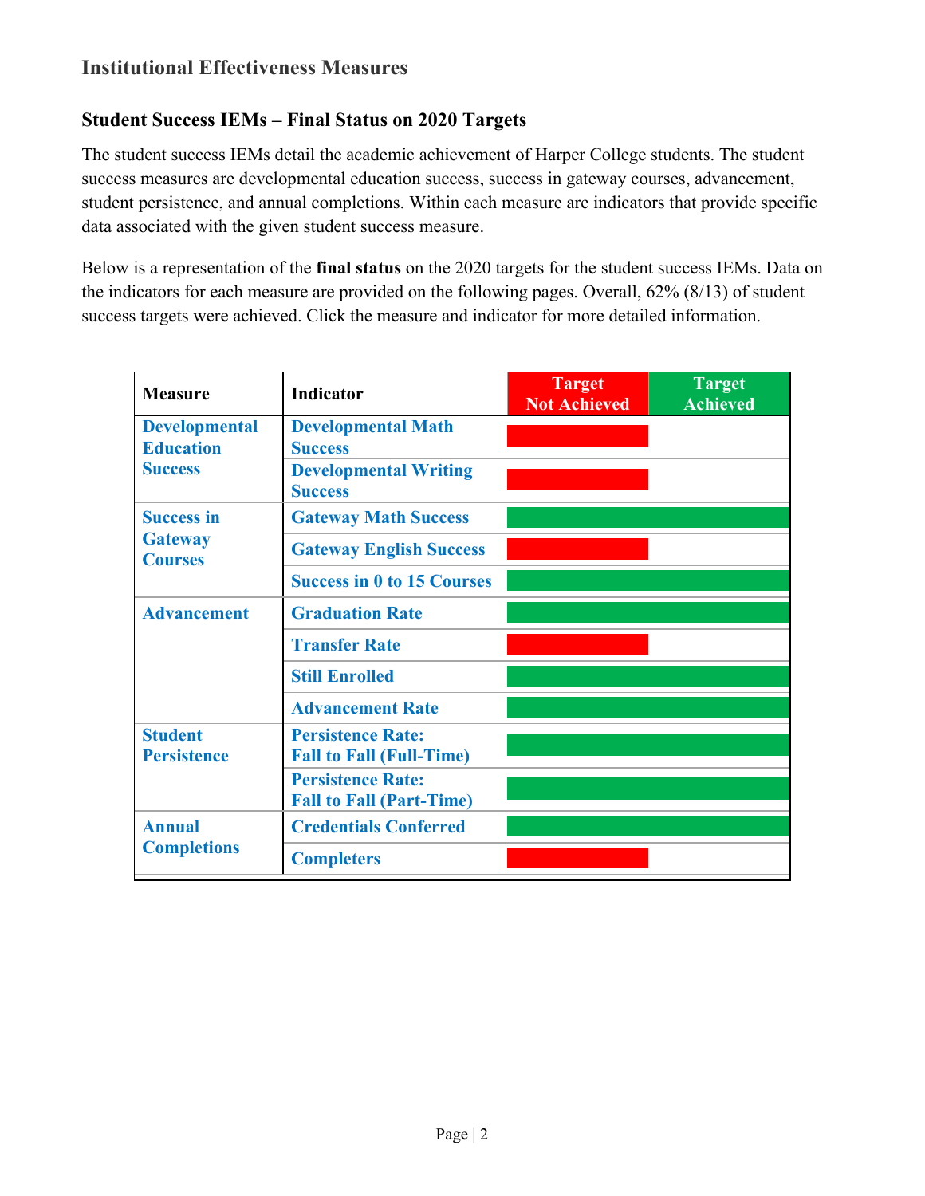## Institutional Effectiveness Measures

### Student Success IEMs – Final Status on 2020 Targets

The student success IEMs detail the academic achievement of Harper College students. The student success measures are developmental education success, success in gateway courses, advancement, student persistence, and annual completions. Within each measure are indicators that provide specific data associated with the given student success measure.

Below is a representation of the **final status** on the 2020 targets for the student success IEMs. Data on the indicators for each measure are provided on the following pages. Overall, 62% (8/13) of student success targets were achieved. Click the measure and indicator for more detailed information.

| Measure | Indicator | Target Not Achieved | Target Achieved |
|---|---|---|---|
| Developmental Education Success | Developmental Math Success | ■ | |
| | Developmental Writing Success | ■ | |
| Success in Gateway Courses | Gateway Math Success | | ■ |
| | Gateway English Success | ■ | |
| | Success in 0 to 15 Courses | | ■ |
| Advancement | Graduation Rate | | ■ |
| | Transfer Rate | ■ | |
| | Still Enrolled | | ■ |
| | Advancement Rate | | ■ |
| Student Persistence | Persistence Rate: Fall to Fall (Full-Time) | | ■ |
| | Persistence Rate: Fall to Fall (Part-Time) | | ■ |
| Annual Completions | Credentials Conferred | | ■ |
| | Completers | ■ | |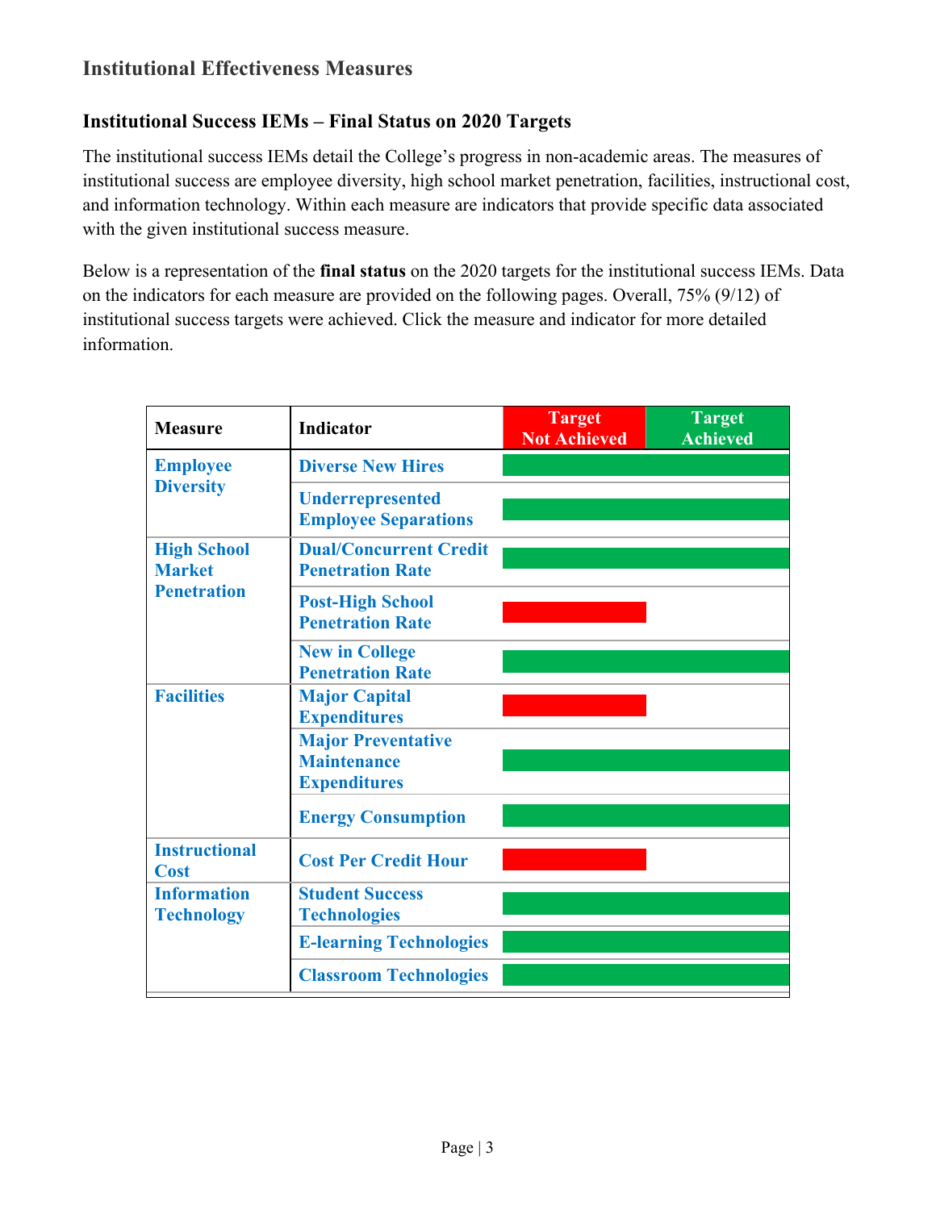## Institutional Effectiveness Measures

### Institutional Success IEMs – Final Status on 2020 Targets

The institutional success IEMs detail the College's progress in non-academic areas. The measures of institutional success are employee diversity, high school market penetration, facilities, instructional cost, and information technology. Within each measure are indicators that provide specific data associated with the given institutional success measure.

Below is a representation of the **final status** on the 2020 targets for the institutional success IEMs. Data on the indicators for each measure are provided on the following pages. Overall, 75% (9/12) of institutional success targets were achieved. Click the measure and indicator for more detailed information.

| Measure | Indicator | Target Not Achieved | Target Achieved |
|---|---|---|---|
| Employee Diversity | Diverse New Hires | | ✓ |
| | Underrepresented Employee Separations | | ✓ |
| High School Market Penetration | Dual/Concurrent Credit Penetration Rate | | ✓ |
| | Post-High School Penetration Rate | ✓ | |
| | New in College Penetration Rate | | ✓ |
| Facilities | Major Capital Expenditures | ✓ | |
| | Major Preventative Maintenance Expenditures | | ✓ |
| | Energy Consumption | | ✓ |
| Instructional Cost | Cost Per Credit Hour | ✓ | |
| Information Technology | Student Success Technologies | | ✓ |
| | E-learning Technologies | | ✓ |
| | Classroom Technologies | | ✓ |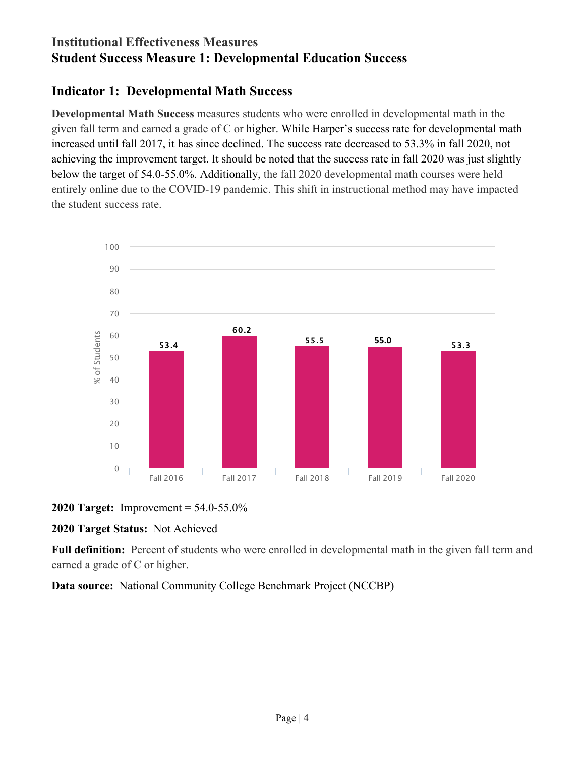## Institutional Effectiveness Measures
## Student Success Measure 1: Developmental Education Success

### Indicator 1: Developmental Math Success

**Developmental Math Success** measures students who were enrolled in developmental math in the given fall term and earned a grade of C or higher. While Harper's success rate for developmental math increased until fall 2017, it has since declined. The success rate decreased to 53.3% in fall 2020, not achieving the improvement target. It should be noted that the success rate in fall 2020 was just slightly below the target of 54.0-55.0%. Additionally, the fall 2020 developmental math courses were held entirely online due to the COVID-19 pandemic. This shift in instructional method may have impacted the student success rate.

| | Fall 2016 | Fall 2017 | Fall 2018 | Fall 2019 | Fall 2020 |
|---|---|---|---|---|---|
| % of Students | 53.4 | 60.2 | 55.5 | 55.0 | 53.3 |

**2020 Target:** Improvement = 54.0-55.0%

**2020 Target Status:** Not Achieved

**Full definition:** Percent of students who were enrolled in developmental math in the given fall term and earned a grade of C or higher.

**Data source:** National Community College Benchmark Project (NCCBP)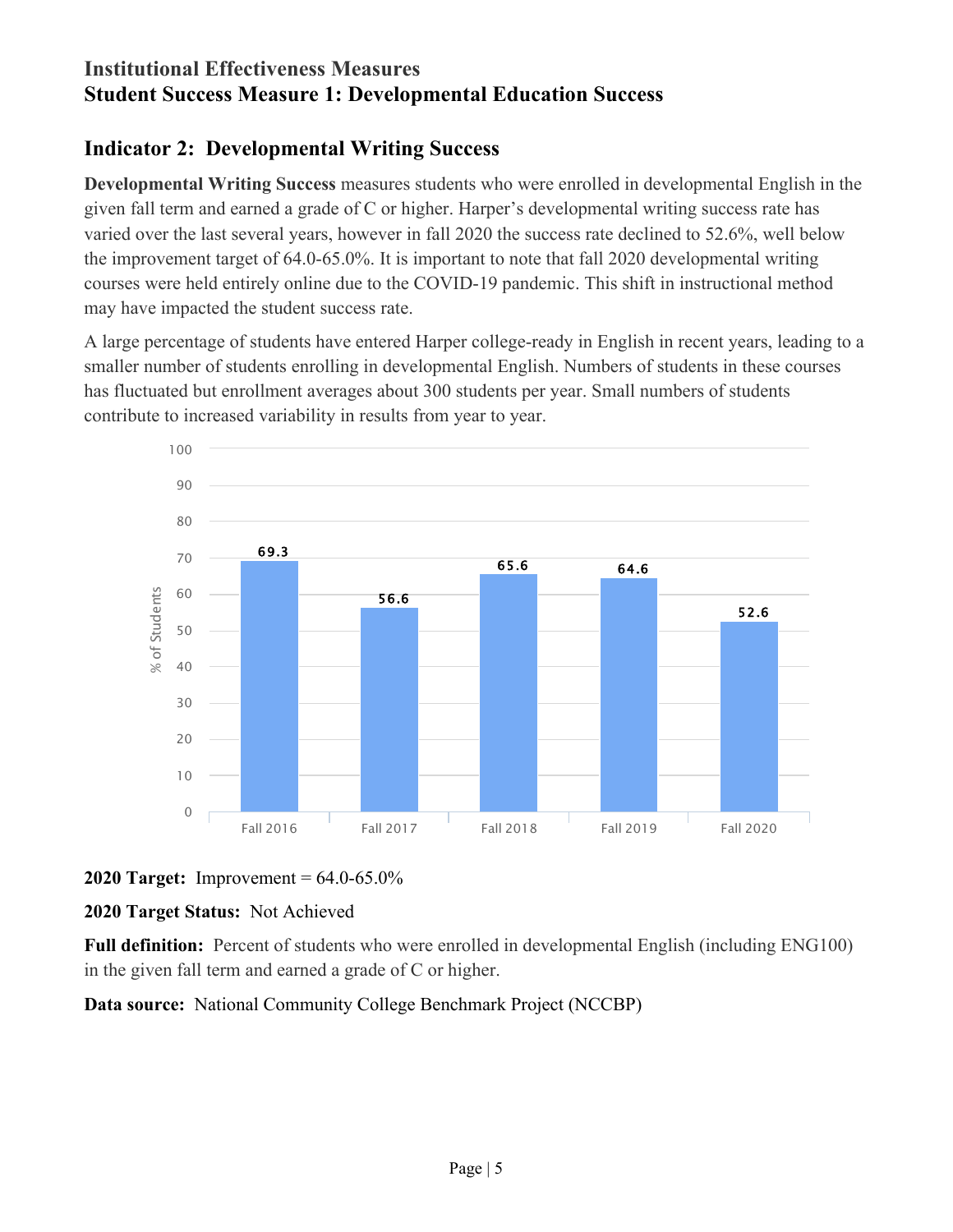# Institutional Effectiveness Measures
## Student Success Measure 1: Developmental Education Success

### Indicator 2: Developmental Writing Success

**Developmental Writing Success** measures students who were enrolled in developmental English in the given fall term and earned a grade of C or higher. Harper's developmental writing success rate has varied over the last several years, however in fall 2020 the success rate declined to 52.6%, well below the improvement target of 64.0-65.0%. It is important to note that fall 2020 developmental writing courses were held entirely online due to the COVID-19 pandemic. This shift in instructional method may have impacted the student success rate.

A large percentage of students have entered Harper college-ready in English in recent years, leading to a smaller number of students enrolling in developmental English. Numbers of students in these courses has fluctuated but enrollment averages about 300 students per year. Small numbers of students contribute to increased variability in results from year to year.

| | Fall 2016 | Fall 2017 | Fall 2018 | Fall 2019 | Fall 2020 |
|---|---|---|---|---|---|
| % of Students | 69.3 | 56.6 | 65.6 | 64.6 | 52.6 |

**2020 Target:** Improvement = 64.0-65.0%

**2020 Target Status:** Not Achieved

**Full definition:** Percent of students who were enrolled in developmental English (including ENG100) in the given fall term and earned a grade of C or higher.

**Data source:** National Community College Benchmark Project (NCCBP)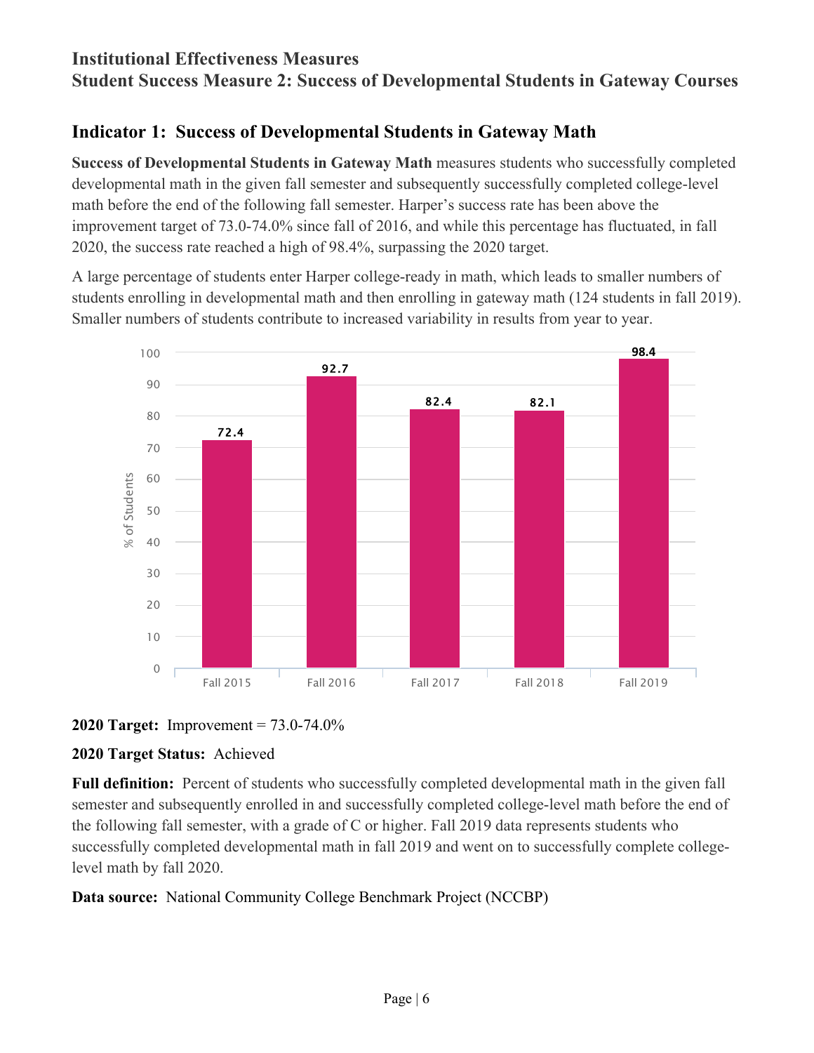# Institutional Effectiveness Measures
# Student Success Measure 2: Success of Developmental Students in Gateway Courses

## Indicator 1: Success of Developmental Students in Gateway Math

**Success of Developmental Students in Gateway Math** measures students who successfully completed developmental math in the given fall semester and subsequently successfully completed college-level math before the end of the following fall semester. Harper's success rate has been above the improvement target of 73.0-74.0% since fall of 2016, and while this percentage has fluctuated, in fall 2020, the success rate reached a high of 98.4%, surpassing the 2020 target.

A large percentage of students enter Harper college-ready in math, which leads to smaller numbers of students enrolling in developmental math and then enrolling in gateway math (124 students in fall 2019). Smaller numbers of students contribute to increased variability in results from year to year.

| | % of Students |
|---|---|
| Fall 2015 | 72.4 |
| Fall 2016 | 92.7 |
| Fall 2017 | 82.4 |
| Fall 2018 | 82.1 |
| Fall 2019 | 98.4 |

**2020 Target:** Improvement = 73.0-74.0%

**2020 Target Status:** Achieved

**Full definition:** Percent of students who successfully completed developmental math in the given fall semester and subsequently enrolled in and successfully completed college-level math before the end of the following fall semester, with a grade of C or higher. Fall 2019 data represents students who successfully completed developmental math in fall 2019 and went on to successfully complete college-level math by fall 2020.

**Data source:** National Community College Benchmark Project (NCCBP)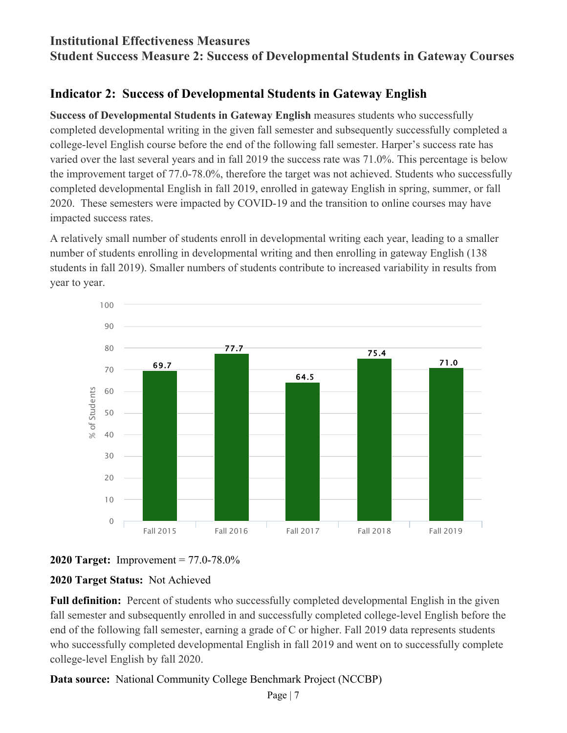# Institutional Effectiveness Measures
# Student Success Measure 2: Success of Developmental Students in Gateway Courses

## Indicator 2: Success of Developmental Students in Gateway English

**Success of Developmental Students in Gateway English** measures students who successfully completed developmental writing in the given fall semester and subsequently successfully completed a college-level English course before the end of the following fall semester. Harper's success rate has varied over the last several years and in fall 2019 the success rate was 71.0%. This percentage is below the improvement target of 77.0-78.0%, therefore the target was not achieved. Students who successfully completed developmental English in fall 2019, enrolled in gateway English in spring, summer, or fall 2020. These semesters were impacted by COVID-19 and the transition to online courses may have impacted success rates.

A relatively small number of students enroll in developmental writing each year, leading to a smaller number of students enrolling in developmental writing and then enrolling in gateway English (138 students in fall 2019). Smaller numbers of students contribute to increased variability in results from year to year.

| | % of Students |
|---|---|
| Fall 2015 | 69.7 |
| Fall 2016 | 77.7 |
| Fall 2017 | 64.5 |
| Fall 2018 | 75.4 |
| Fall 2019 | 71.0 |

**2020 Target:** Improvement = 77.0-78.0%

**2020 Target Status:** Not Achieved

**Full definition:** Percent of students who successfully completed developmental English in the given fall semester and subsequently enrolled in and successfully completed college-level English before the end of the following fall semester, earning a grade of C or higher. Fall 2019 data represents students who successfully completed developmental English in fall 2019 and went on to successfully complete college-level English by fall 2020.

**Data source:** National Community College Benchmark Project (NCCBP)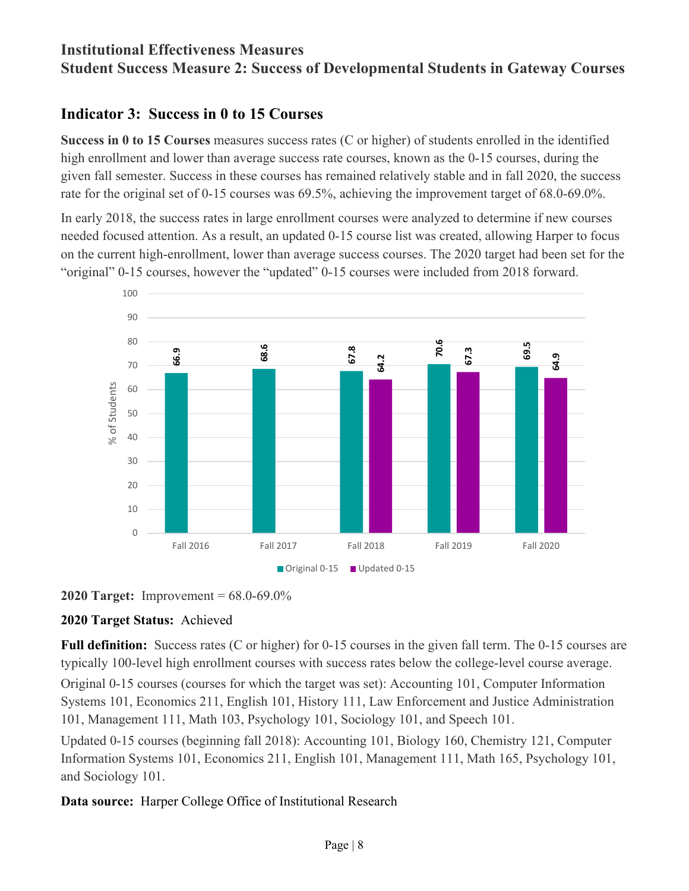# Institutional Effectiveness Measures

## Student Success Measure 2: Success of Developmental Students in Gateway Courses

### Indicator 3: Success in 0 to 15 Courses

**Success in 0 to 15 Courses** measures success rates (C or higher) of students enrolled in the identified high enrollment and lower than average success rate courses, known as the 0-15 courses, during the given fall semester. Success in these courses has remained relatively stable and in fall 2020, the success rate for the original set of 0-15 courses was 69.5%, achieving the improvement target of 68.0-69.0%.

In early 2018, the success rates in large enrollment courses were analyzed to determine if new courses needed focused attention. As a result, an updated 0-15 course list was created, allowing Harper to focus on the current high-enrollment, lower than average success courses. The 2020 target had been set for the "original" 0-15 courses, however the "updated" 0-15 courses were included from 2018 forward.

| % of Students | Fall 2016 | Fall 2017 | Fall 2018 | Fall 2019 | Fall 2020 |
|---|---|---|---|---|---|
| Original 0-15 | 66.9 | 68.6 | 67.8 | 70.6 | 69.5 |
| Updated 0-15 | | | 64.2 | 67.3 | 64.9 |

**2020 Target:** Improvement = 68.0-69.0%

**2020 Target Status:** Achieved

**Full definition:** Success rates (C or higher) for 0-15 courses in the given fall term. The 0-15 courses are typically 100-level high enrollment courses with success rates below the college-level course average.

Original 0-15 courses (courses for which the target was set): Accounting 101, Computer Information Systems 101, Economics 211, English 101, History 111, Law Enforcement and Justice Administration 101, Management 111, Math 103, Psychology 101, Sociology 101, and Speech 101.

Updated 0-15 courses (beginning fall 2018): Accounting 101, Biology 160, Chemistry 121, Computer Information Systems 101, Economics 211, English 101, Management 111, Math 165, Psychology 101, and Sociology 101.

**Data source:** Harper College Office of Institutional Research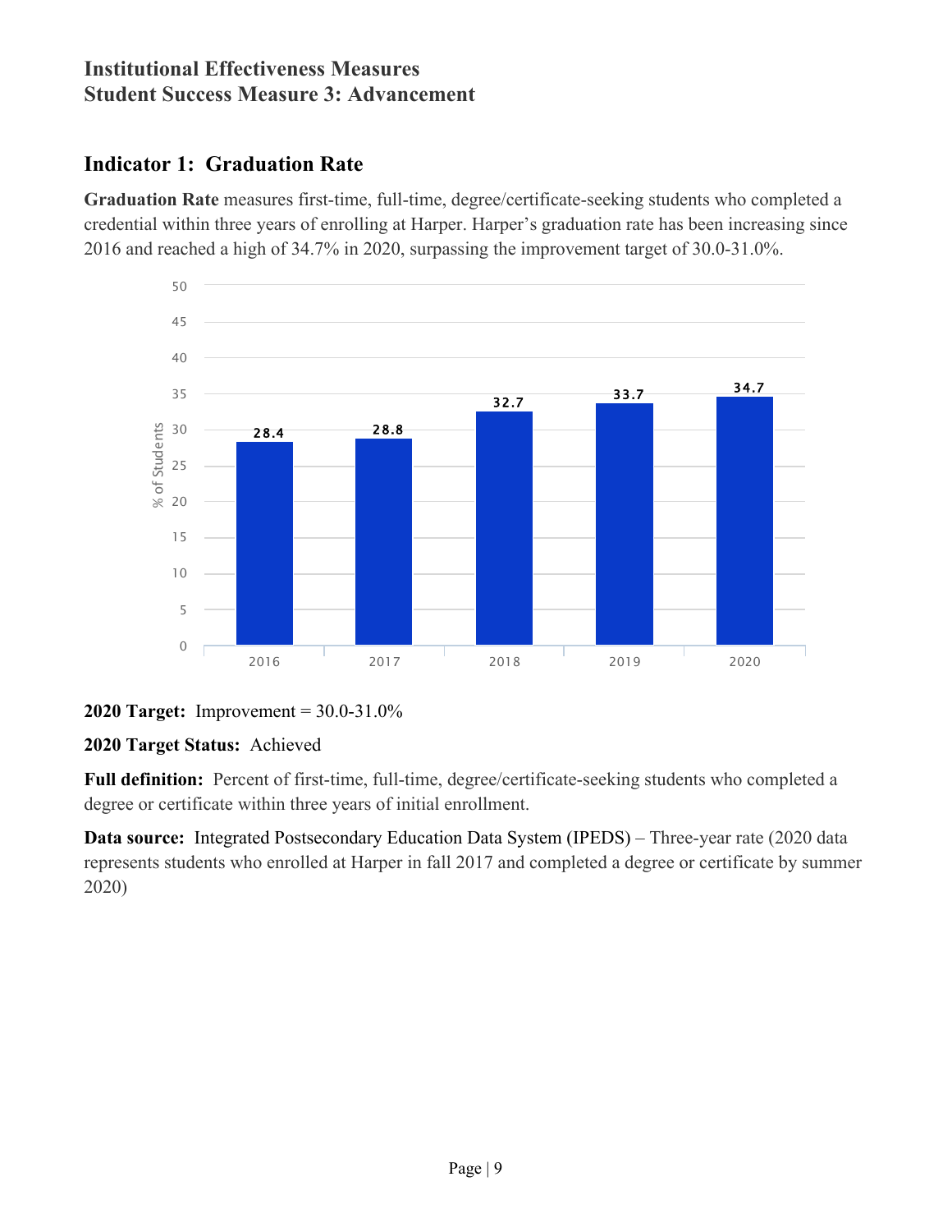## Institutional Effectiveness Measures
## Student Success Measure 3: Advancement

### Indicator 1: Graduation Rate

**Graduation Rate** measures first-time, full-time, degree/certificate-seeking students who completed a credential within three years of enrolling at Harper. Harper's graduation rate has been increasing since 2016 and reached a high of 34.7% in 2020, surpassing the improvement target of 30.0-31.0%.

| Year | % of Students |
|---|---|
| 2016 | 28.4 |
| 2017 | 28.8 |
| 2018 | 32.7 |
| 2019 | 33.7 |
| 2020 | 34.7 |

**2020 Target:** Improvement = 30.0-31.0%

**2020 Target Status:** Achieved

**Full definition:** Percent of first-time, full-time, degree/certificate-seeking students who completed a degree or certificate within three years of initial enrollment.

**Data source:** Integrated Postsecondary Education Data System (IPEDS) – Three-year rate (2020 data represents students who enrolled at Harper in fall 2017 and completed a degree or certificate by summer 2020)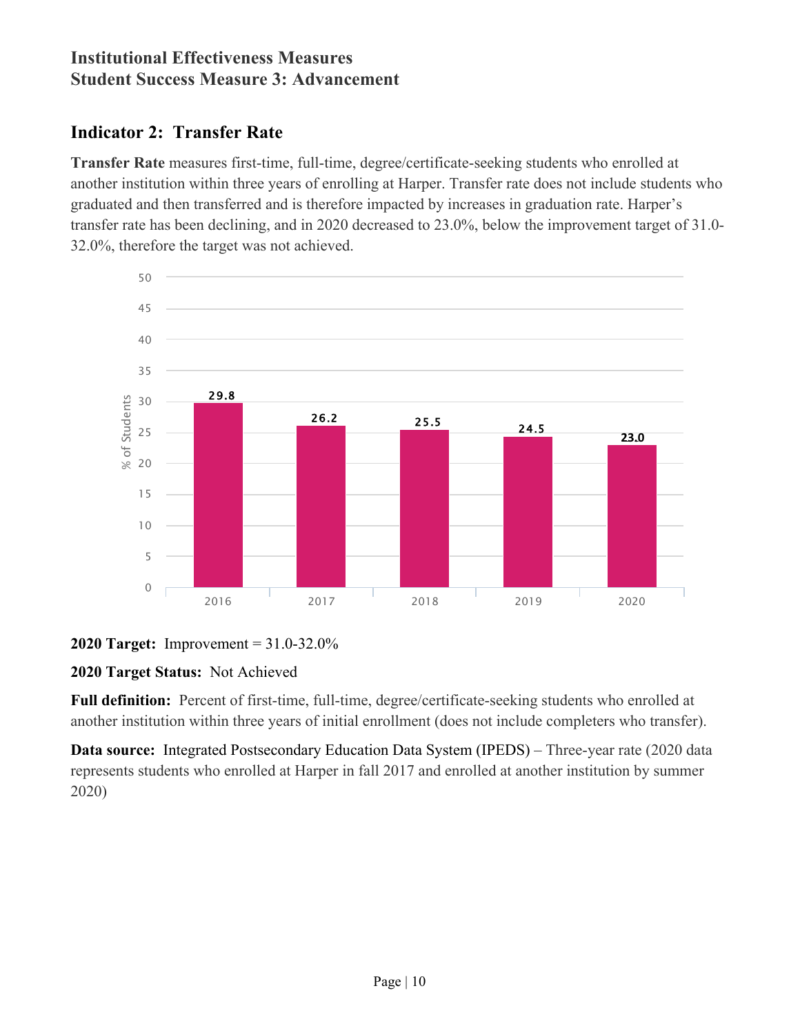## Institutional Effectiveness Measures
## Student Success Measure 3: Advancement

### Indicator 2: Transfer Rate

**Transfer Rate** measures first-time, full-time, degree/certificate-seeking students who enrolled at another institution within three years of enrolling at Harper. Transfer rate does not include students who graduated and then transferred and is therefore impacted by increases in graduation rate. Harper's transfer rate has been declining, and in 2020 decreased to 23.0%, below the improvement target of 31.0-32.0%, therefore the target was not achieved.

| Year | % of Students |
|---|---|
| 2016 | 29.8 |
| 2017 | 26.2 |
| 2018 | 25.5 |
| 2019 | 24.5 |
| 2020 | 23.0 |

**2020 Target:** Improvement = 31.0-32.0%

**2020 Target Status:** Not Achieved

**Full definition:** Percent of first-time, full-time, degree/certificate-seeking students who enrolled at another institution within three years of initial enrollment (does not include completers who transfer).

**Data source:** Integrated Postsecondary Education Data System (IPEDS) – Three-year rate (2020 data represents students who enrolled at Harper in fall 2017 and enrolled at another institution by summer 2020)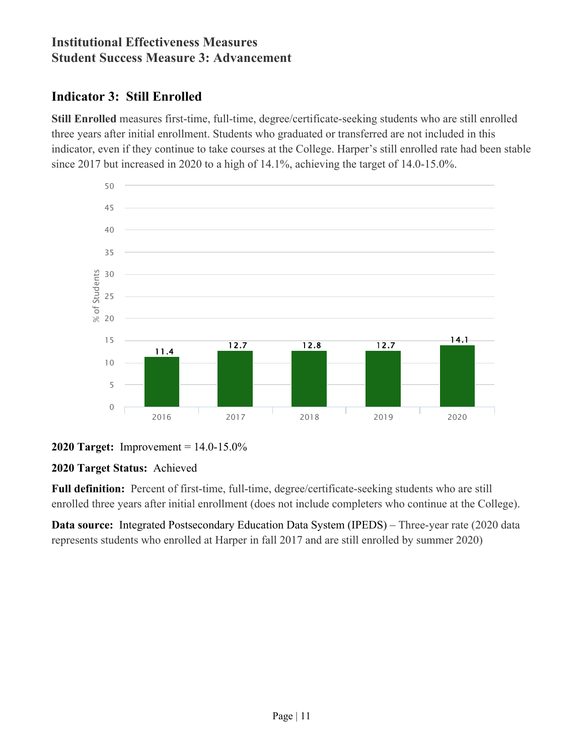## Institutional Effectiveness Measures
## Student Success Measure 3: Advancement

### Indicator 3: Still Enrolled

**Still Enrolled** measures first-time, full-time, degree/certificate-seeking students who are still enrolled three years after initial enrollment. Students who graduated or transferred are not included in this indicator, even if they continue to take courses at the College. Harper's still enrolled rate had been stable since 2017 but increased in 2020 to a high of 14.1%, achieving the target of 14.0-15.0%.

| Year | % of Students |
|---|---|
| 2016 | 11.4 |
| 2017 | 12.7 |
| 2018 | 12.8 |
| 2019 | 12.7 |
| 2020 | 14.1 |

**2020 Target:** Improvement = 14.0-15.0%

**2020 Target Status:** Achieved

**Full definition:** Percent of first-time, full-time, degree/certificate-seeking students who are still enrolled three years after initial enrollment (does not include completers who continue at the College).

**Data source:** Integrated Postsecondary Education Data System (IPEDS) – Three-year rate (2020 data represents students who enrolled at Harper in fall 2017 and are still enrolled by summer 2020)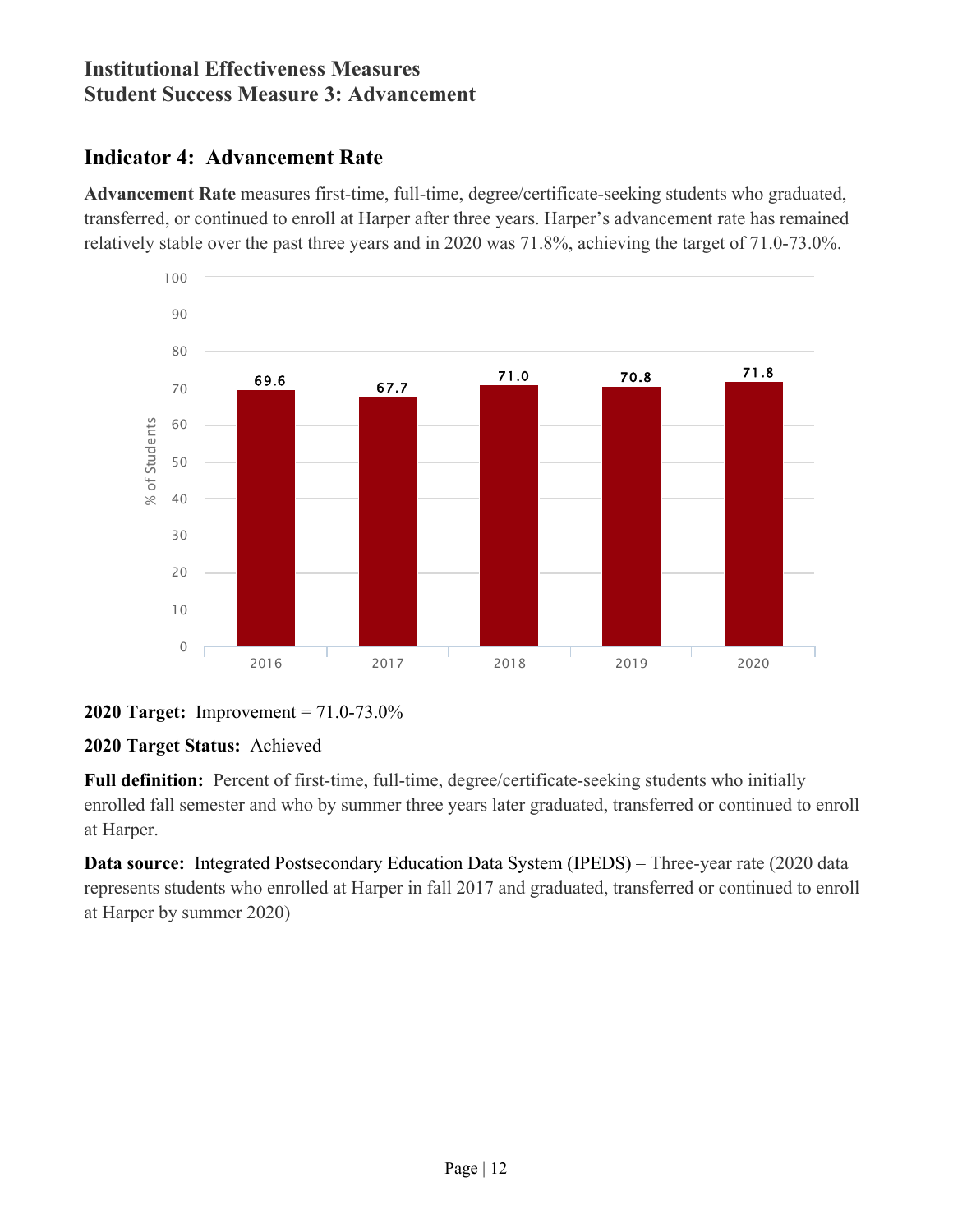# Institutional Effectiveness Measures
# Student Success Measure 3: Advancement

## Indicator 4: Advancement Rate

**Advancement Rate** measures first-time, full-time, degree/certificate-seeking students who graduated, transferred, or continued to enroll at Harper after three years. Harper's advancement rate has remained relatively stable over the past three years and in 2020 was 71.8%, achieving the target of 71.0-73.0%.

| Year | % of Students |
|---|---|
| 2016 | 69.6 |
| 2017 | 67.7 |
| 2018 | 71.0 |
| 2019 | 70.8 |
| 2020 | 71.8 |

**2020 Target:** Improvement = 71.0-73.0%

**2020 Target Status:** Achieved

**Full definition:** Percent of first-time, full-time, degree/certificate-seeking students who initially enrolled fall semester and who by summer three years later graduated, transferred or continued to enroll at Harper.

**Data source:** Integrated Postsecondary Education Data System (IPEDS) – Three-year rate (2020 data represents students who enrolled at Harper in fall 2017 and graduated, transferred or continued to enroll at Harper by summer 2020)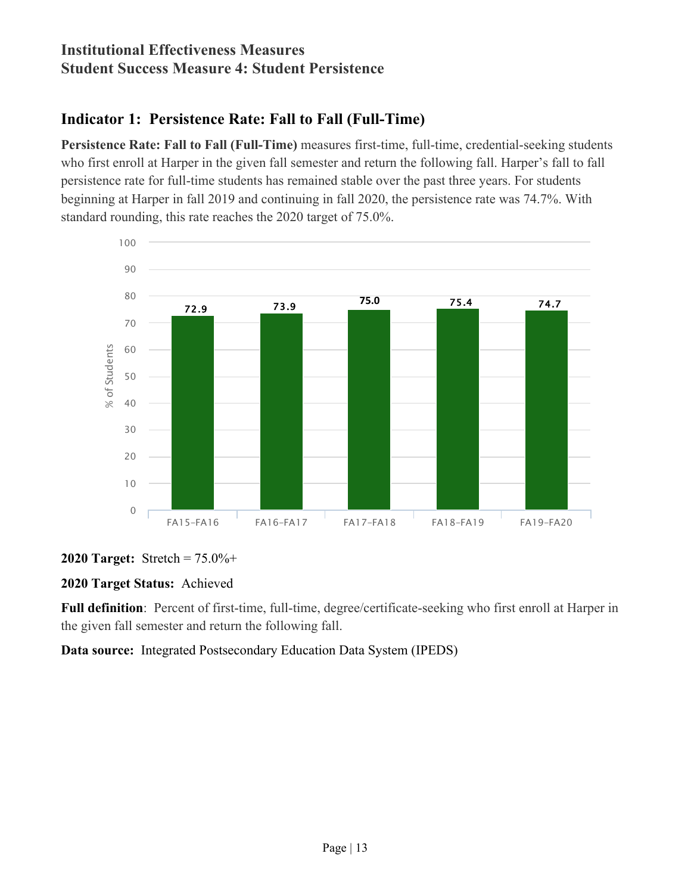## Institutional Effectiveness Measures
## Student Success Measure 4: Student Persistence

### Indicator 1: Persistence Rate: Fall to Fall (Full-Time)

**Persistence Rate: Fall to Fall (Full-Time)** measures first-time, full-time, credential-seeking students who first enroll at Harper in the given fall semester and return the following fall. Harper's fall to fall persistence rate for full-time students has remained stable over the past three years. For students beginning at Harper in fall 2019 and continuing in fall 2020, the persistence rate was 74.7%. With standard rounding, this rate reaches the 2020 target of 75.0%.

| | % of Students |
|---|---|
| FA15–FA16 | 72.9 |
| FA16–FA17 | 73.9 |
| FA17–FA18 | 75.0 |
| FA18–FA19 | 75.4 |
| FA19–FA20 | 74.7 |

**2020 Target:** Stretch = 75.0%+

**2020 Target Status:** Achieved

**Full definition**: Percent of first-time, full-time, degree/certificate-seeking who first enroll at Harper in the given fall semester and return the following fall.

**Data source:** Integrated Postsecondary Education Data System (IPEDS)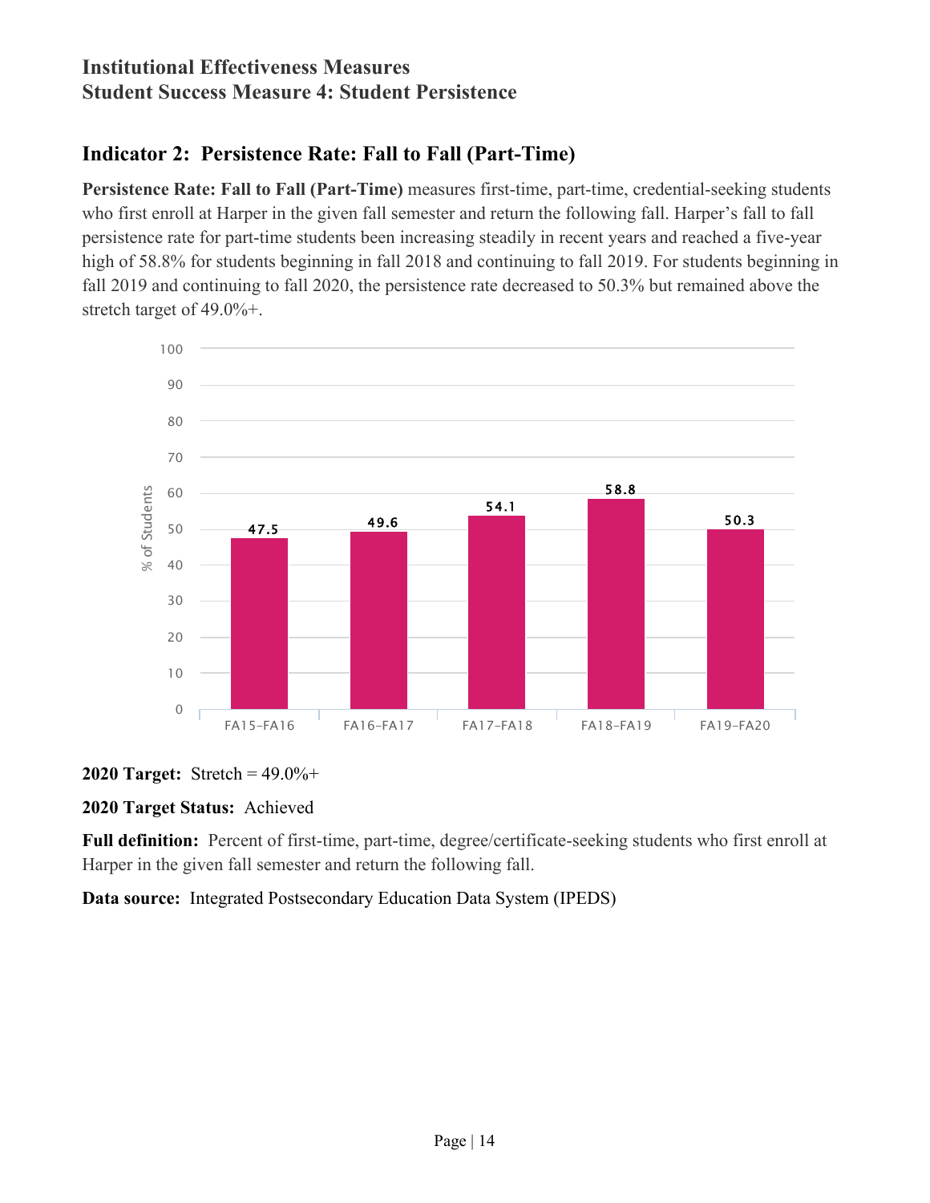## Institutional Effectiveness Measures
## Student Success Measure 4: Student Persistence

### Indicator 2: Persistence Rate: Fall to Fall (Part-Time)

**Persistence Rate: Fall to Fall (Part-Time)** measures first-time, part-time, credential-seeking students who first enroll at Harper in the given fall semester and return the following fall. Harper's fall to fall persistence rate for part-time students been increasing steadily in recent years and reached a five-year high of 58.8% for students beginning in fall 2018 and continuing to fall 2019. For students beginning in fall 2019 and continuing to fall 2020, the persistence rate decreased to 50.3% but remained above the stretch target of 49.0%+.

| | FA15–FA16 | FA16–FA17 | FA17–FA18 | FA18–FA19 | FA19–FA20 |
|---|---|---|---|---|---|
| % of Students | 47.5 | 49.6 | 54.1 | 58.8 | 50.3 |

**2020 Target:** Stretch = 49.0%+

**2020 Target Status:** Achieved

**Full definition:** Percent of first-time, part-time, degree/certificate-seeking students who first enroll at Harper in the given fall semester and return the following fall.

**Data source:** Integrated Postsecondary Education Data System (IPEDS)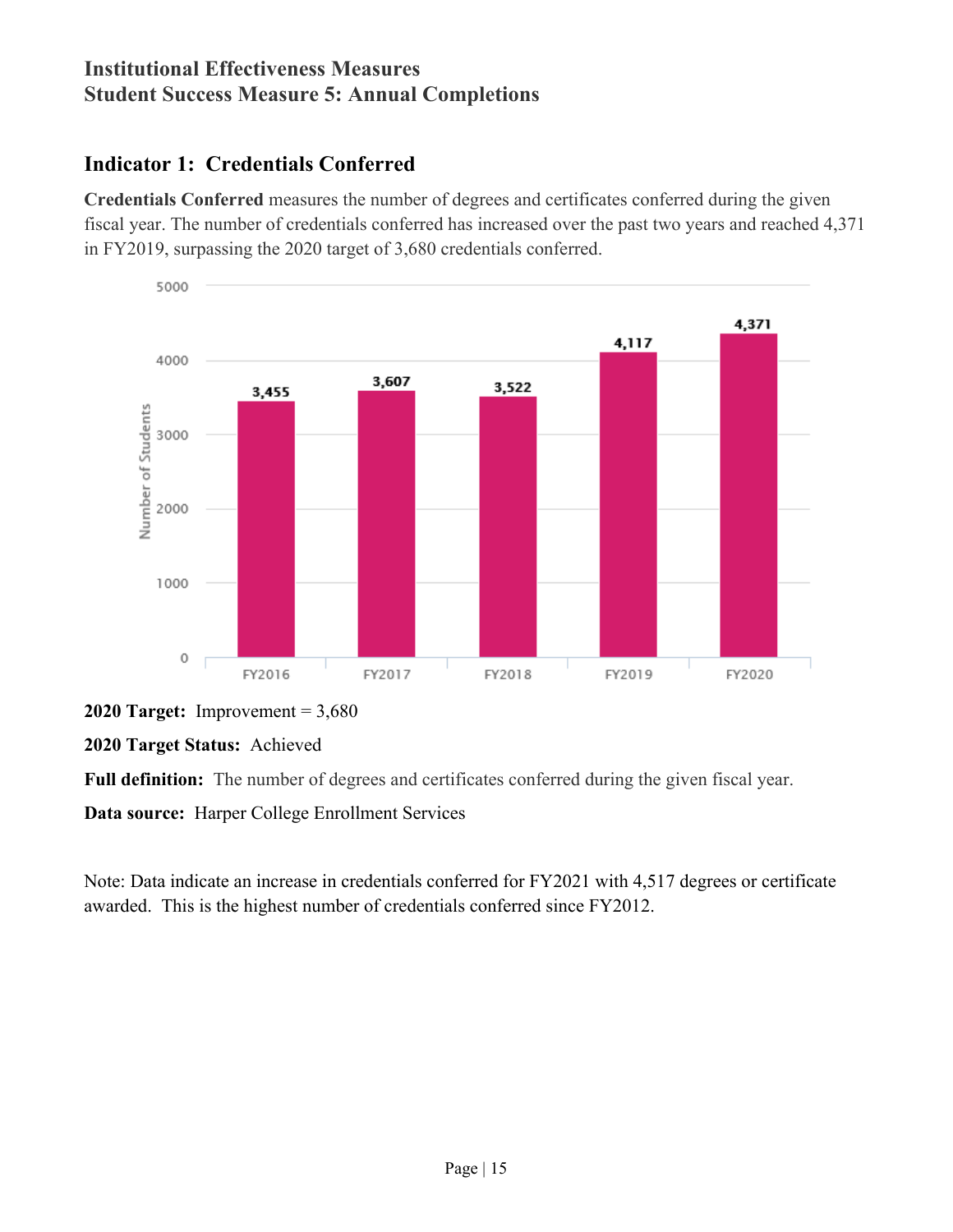# Institutional Effectiveness Measures
# Student Success Measure 5: Annual Completions

## Indicator 1: Credentials Conferred

**Credentials Conferred** measures the number of degrees and certificates conferred during the given fiscal year. The number of credentials conferred has increased over the past two years and reached 4,371 in FY2019, surpassing the 2020 target of 3,680 credentials conferred.

| Fiscal Year | Number of Students |
|---|---|
| FY2016 | 3,455 |
| FY2017 | 3,607 |
| FY2018 | 3,522 |
| FY2019 | 4,117 |
| FY2020 | 4,371 |

**2020 Target:** Improvement = 3,680

**2020 Target Status:** Achieved

**Full definition:** The number of degrees and certificates conferred during the given fiscal year.

**Data source:** Harper College Enrollment Services

Note: Data indicate an increase in credentials conferred for FY2021 with 4,517 degrees or certificate awarded. This is the highest number of credentials conferred since FY2012.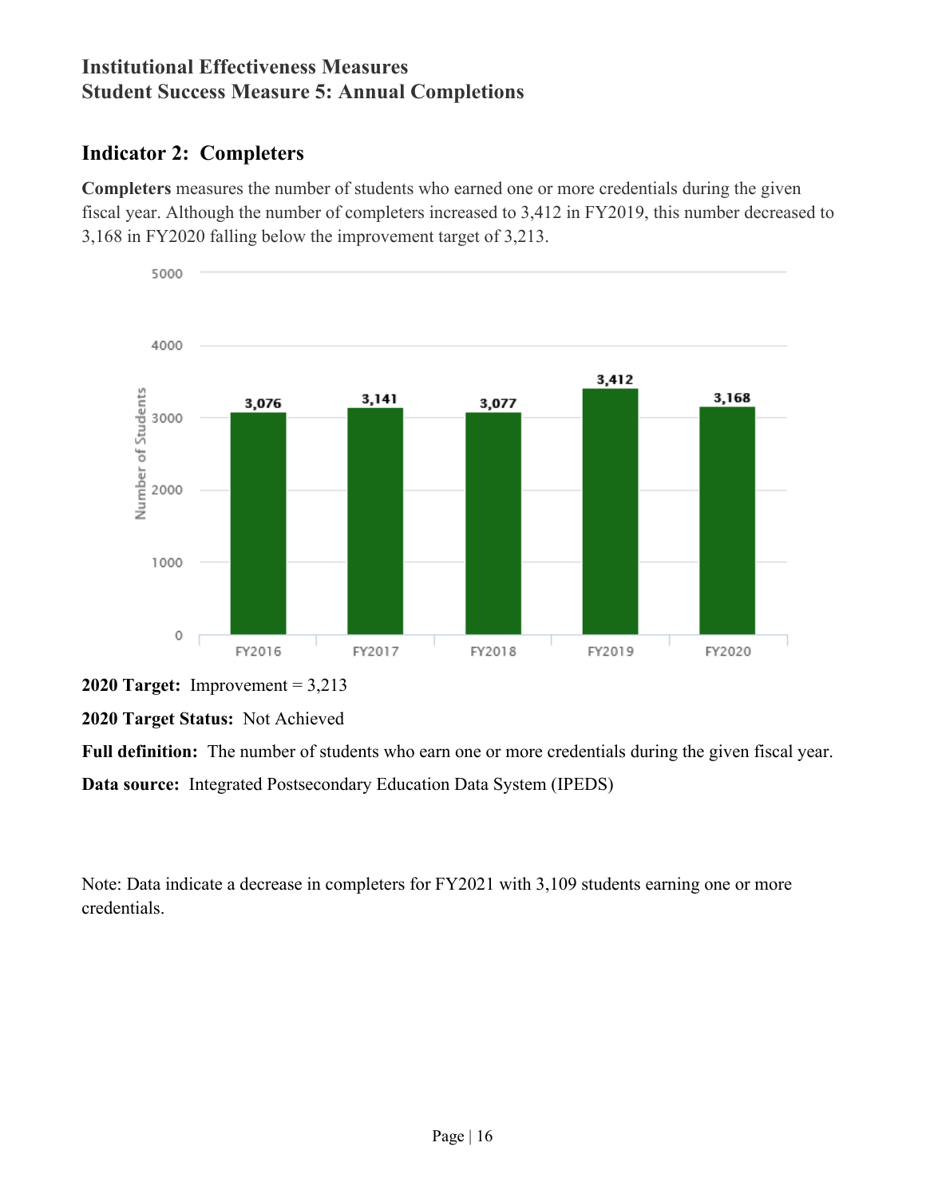# Institutional Effectiveness Measures
# Student Success Measure 5: Annual Completions

## Indicator 2: Completers

**Completers** measures the number of students who earned one or more credentials during the given fiscal year. Although the number of completers increased to 3,412 in FY2019, this number decreased to 3,168 in FY2020 falling below the improvement target of 3,213.

| | FY2016 | FY2017 | FY2018 | FY2019 | FY2020 |
|---|---|---|---|---|---|
| Number of Students | 3,076 | 3,141 | 3,077 | 3,412 | 3,168 |

**2020 Target:** Improvement = 3,213

**2020 Target Status:** Not Achieved

**Full definition:** The number of students who earn one or more credentials during the given fiscal year.

**Data source:** Integrated Postsecondary Education Data System (IPEDS)

Note: Data indicate a decrease in completers for FY2021 with 3,109 students earning one or more credentials.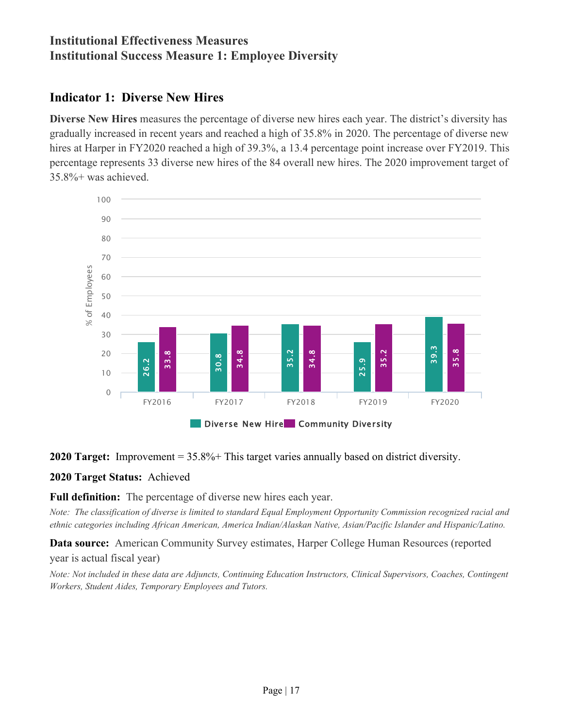## Institutional Effectiveness Measures
## Institutional Success Measure 1: Employee Diversity

### Indicator 1: Diverse New Hires

**Diverse New Hires** measures the percentage of diverse new hires each year. The district's diversity has gradually increased in recent years and reached a high of 35.8% in 2020. The percentage of diverse new hires at Harper in FY2020 reached a high of 39.3%, a 13.4 percentage point increase over FY2019. This percentage represents 33 diverse new hires of the 84 overall new hires. The 2020 improvement target of 35.8%+ was achieved.

| | FY2016 | FY2017 | FY2018 | FY2019 | FY2020 |
|---|---|---|---|---|---|
| Diverse New Hire | 26.2 | 30.8 | 35.2 | 25.9 | 39.3 |
| Community Diversity | 33.8 | 34.8 | 34.8 | 35.2 | 35.8 |

**2020 Target:** Improvement = 35.8%+ This target varies annually based on district diversity.

**2020 Target Status:** Achieved

**Full definition:** The percentage of diverse new hires each year.

*Note: The classification of diverse is limited to standard Equal Employment Opportunity Commission recognized racial and ethnic categories including African American, America Indian/Alaskan Native, Asian/Pacific Islander and Hispanic/Latino.*

**Data source:** American Community Survey estimates, Harper College Human Resources (reported year is actual fiscal year)

*Note: Not included in these data are Adjuncts, Continuing Education Instructors, Clinical Supervisors, Coaches, Contingent Workers, Student Aides, Temporary Employees and Tutors.*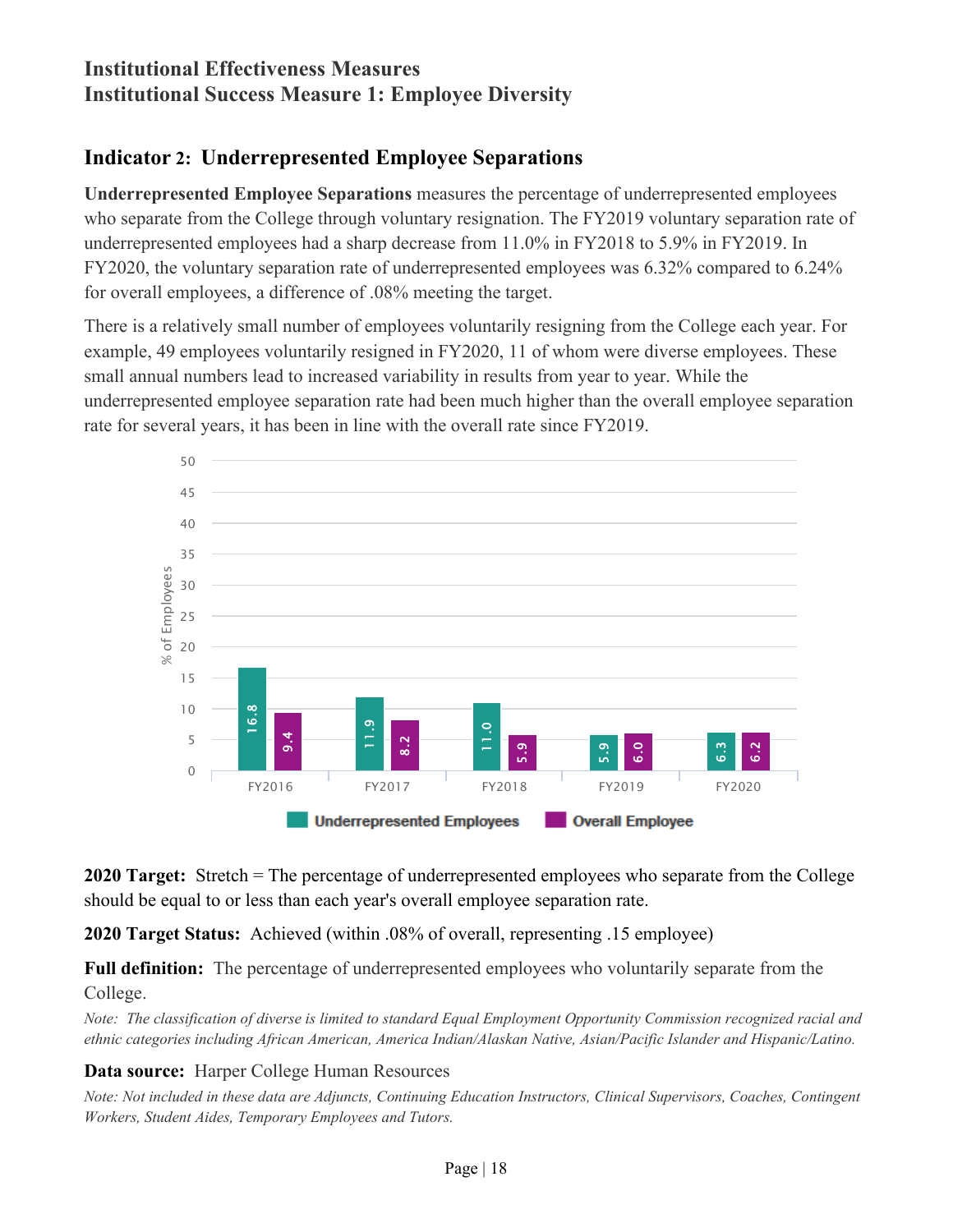## Institutional Effectiveness Measures
## Institutional Success Measure 1: Employee Diversity

### Indicator 2: Underrepresented Employee Separations

**Underrepresented Employee Separations** measures the percentage of underrepresented employees who separate from the College through voluntary resignation. The FY2019 voluntary separation rate of underrepresented employees had a sharp decrease from 11.0% in FY2018 to 5.9% in FY2019. In FY2020, the voluntary separation rate of underrepresented employees was 6.32% compared to 6.24% for overall employees, a difference of .08% meeting the target.

There is a relatively small number of employees voluntarily resigning from the College each year. For example, 49 employees voluntarily resigned in FY2020, 11 of whom were diverse employees. These small annual numbers lead to increased variability in results from year to year. While the underrepresented employee separation rate had been much higher than the overall employee separation rate for several years, it has been in line with the overall rate since FY2019.

| % of Employees | FY2016 | FY2017 | FY2018 | FY2019 | FY2020 |
|---|---|---|---|---|---|
| Underrepresented Employees | 16.8 | 11.9 | 11.0 | 5.9 | 6.3 |
| Overall Employee | 9.4 | 8.2 | 5.9 | 6.0 | 6.2 |

**2020 Target:** Stretch = The percentage of underrepresented employees who separate from the College should be equal to or less than each year's overall employee separation rate.

**2020 Target Status:** Achieved (within .08% of overall, representing .15 employee)

**Full definition:** The percentage of underrepresented employees who voluntarily separate from the College.

*Note: The classification of diverse is limited to standard Equal Employment Opportunity Commission recognized racial and ethnic categories including African American, America Indian/Alaskan Native, Asian/Pacific Islander and Hispanic/Latino.*

**Data source:** Harper College Human Resources

*Note: Not included in these data are Adjuncts, Continuing Education Instructors, Clinical Supervisors, Coaches, Contingent Workers, Student Aides, Temporary Employees and Tutors.*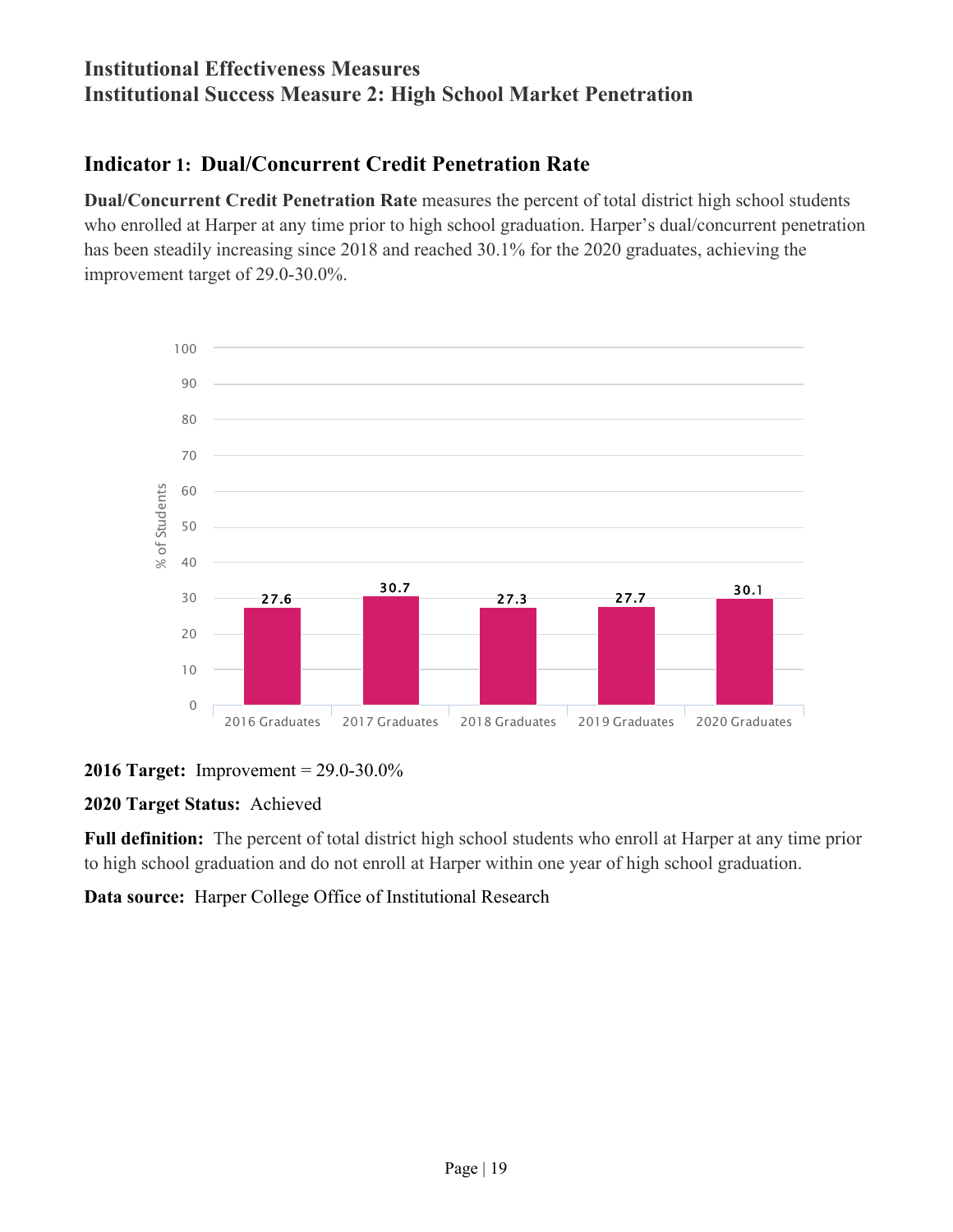# Institutional Effectiveness Measures
# Institutional Success Measure 2: High School Market Penetration

## Indicator 1: Dual/Concurrent Credit Penetration Rate

**Dual/Concurrent Credit Penetration Rate** measures the percent of total district high school students who enrolled at Harper at any time prior to high school graduation. Harper's dual/concurrent penetration has been steadily increasing since 2018 and reached 30.1% for the 2020 graduates, achieving the improvement target of 29.0-30.0%.

| | % of Students |
|---|---|
| 2016 Graduates | 27.6 |
| 2017 Graduates | 30.7 |
| 2018 Graduates | 27.3 |
| 2019 Graduates | 27.7 |
| 2020 Graduates | 30.1 |

**2016 Target:** Improvement = 29.0-30.0%

**2020 Target Status:** Achieved

**Full definition:** The percent of total district high school students who enroll at Harper at any time prior to high school graduation and do not enroll at Harper within one year of high school graduation.

**Data source:** Harper College Office of Institutional Research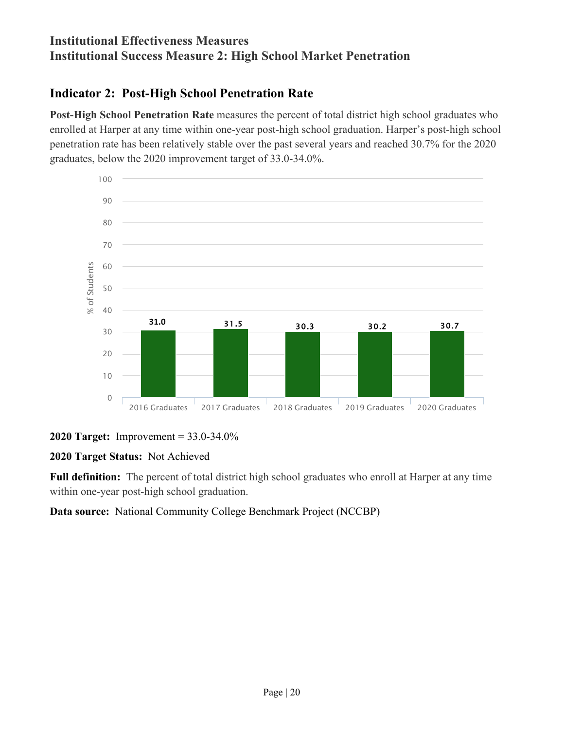## Institutional Effectiveness Measures
## Institutional Success Measure 2: High School Market Penetration

### Indicator 2: Post-High School Penetration Rate

**Post-High School Penetration Rate** measures the percent of total district high school graduates who enrolled at Harper at any time within one-year post-high school graduation. Harper's post-high school penetration rate has been relatively stable over the past several years and reached 30.7% for the 2020 graduates, below the 2020 improvement target of 33.0-34.0%.

| | % of Students |
|---|---|
| 2016 Graduates | 31.0 |
| 2017 Graduates | 31.5 |
| 2018 Graduates | 30.3 |
| 2019 Graduates | 30.2 |
| 2020 Graduates | 30.7 |

**2020 Target:** Improvement = 33.0-34.0%

**2020 Target Status:** Not Achieved

**Full definition:** The percent of total district high school graduates who enroll at Harper at any time within one-year post-high school graduation.

**Data source:** National Community College Benchmark Project (NCCBP)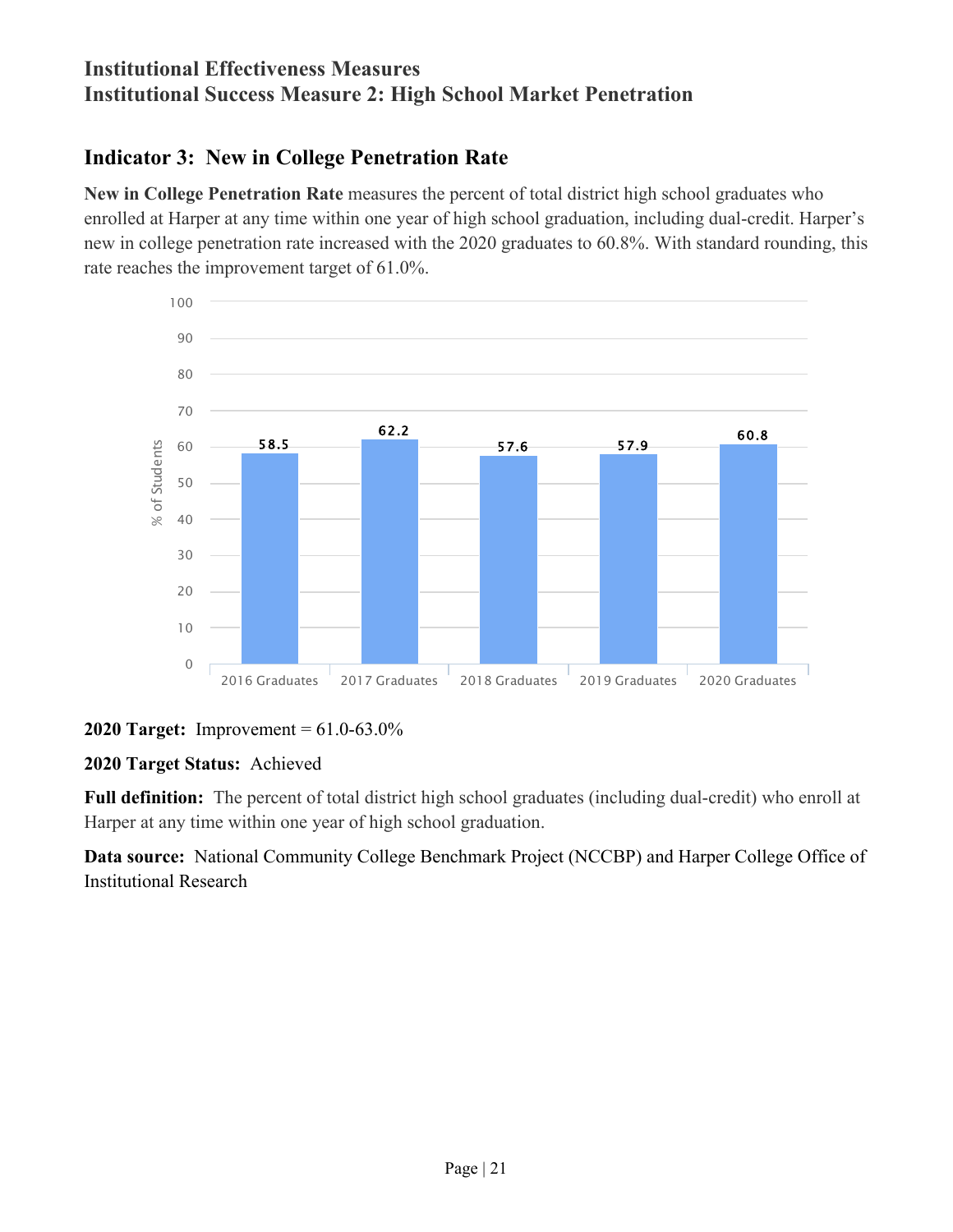# Institutional Effectiveness Measures
# Institutional Success Measure 2: High School Market Penetration

## Indicator 3: New in College Penetration Rate

**New in College Penetration Rate** measures the percent of total district high school graduates who enrolled at Harper at any time within one year of high school graduation, including dual-credit. Harper's new in college penetration rate increased with the 2020 graduates to 60.8%. With standard rounding, this rate reaches the improvement target of 61.0%.

| | % of Students |
|---|---|
| 2016 Graduates | 58.5 |
| 2017 Graduates | 62.2 |
| 2018 Graduates | 57.6 |
| 2019 Graduates | 57.9 |
| 2020 Graduates | 60.8 |

**2020 Target:** Improvement = 61.0-63.0%

**2020 Target Status:** Achieved

**Full definition:** The percent of total district high school graduates (including dual-credit) who enroll at Harper at any time within one year of high school graduation.

**Data source:** National Community College Benchmark Project (NCCBP) and Harper College Office of Institutional Research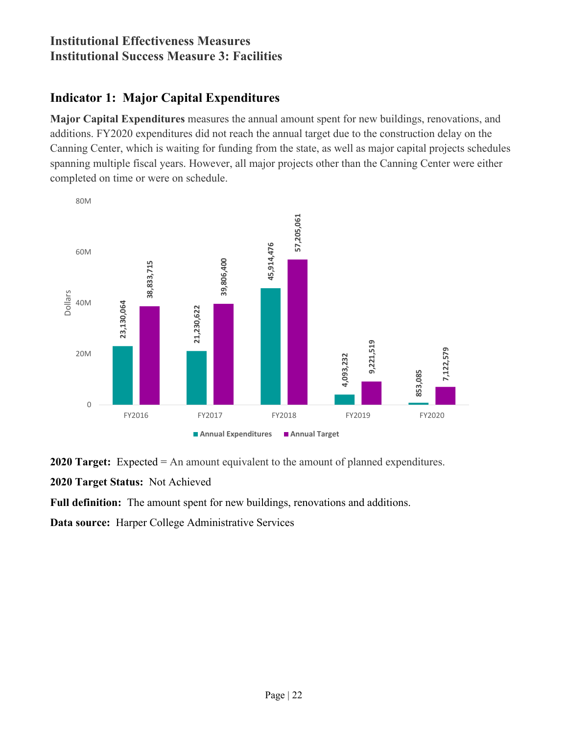## Institutional Effectiveness Measures
## Institutional Success Measure 3: Facilities

### Indicator 1: Major Capital Expenditures

**Major Capital Expenditures** measures the annual amount spent for new buildings, renovations, and additions. FY2020 expenditures did not reach the annual target due to the construction delay on the Canning Center, which is waiting for funding from the state, as well as major capital projects schedules spanning multiple fiscal years. However, all major projects other than the Canning Center were either completed on time or were on schedule.

| | Annual Expenditures | Annual Target |
|---|---|---|
| FY2016 | 23,130,064 | 38,833,715 |
| FY2017 | 21,230,622 | 39,806,400 |
| FY2018 | 45,914,476 | 57,205,061 |
| FY2019 | 4,093,232 | 9,221,519 |
| FY2020 | 853,085 | 7,122,579 |

**2020 Target:** Expected = An amount equivalent to the amount of planned expenditures.

**2020 Target Status:** Not Achieved

**Full definition:** The amount spent for new buildings, renovations and additions.

**Data source:** Harper College Administrative Services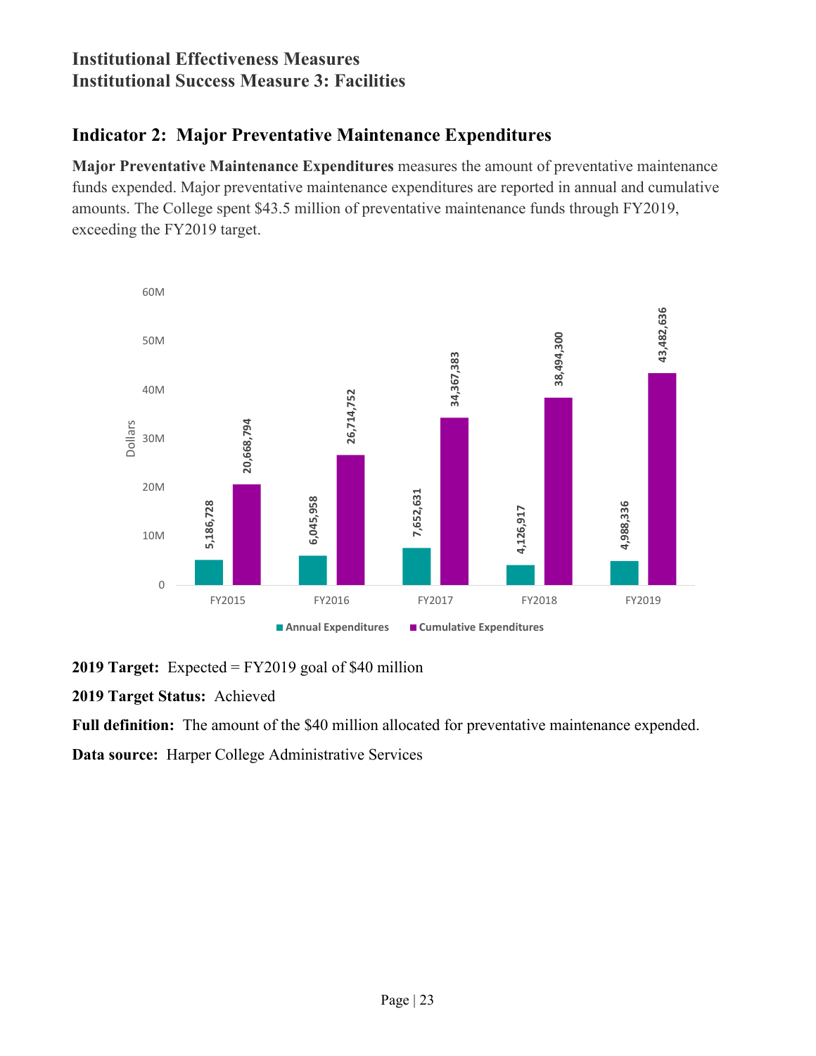# Institutional Effectiveness Measures
# Institutional Success Measure 3: Facilities

## Indicator 2: Major Preventative Maintenance Expenditures

**Major Preventative Maintenance Expenditures** measures the amount of preventative maintenance funds expended. Major preventative maintenance expenditures are reported in annual and cumulative amounts. The College spent $43.5 million of preventative maintenance funds through FY2019, exceeding the FY2019 target.

| | Annual Expenditures | Cumulative Expenditures |
|---|---|---|
| FY2015 | 5,186,728 | 20,668,794 |
| FY2016 | 6,045,958 | 26,714,752 |
| FY2017 | 7,652,631 | 34,367,383 |
| FY2018 | 4,126,917 | 38,494,300 |
| FY2019 | 4,988,336 | 43,482,636 |

**2019 Target:** Expected = FY2019 goal of $40 million

**2019 Target Status:** Achieved

**Full definition:** The amount of the $40 million allocated for preventative maintenance expended.

**Data source:** Harper College Administrative Services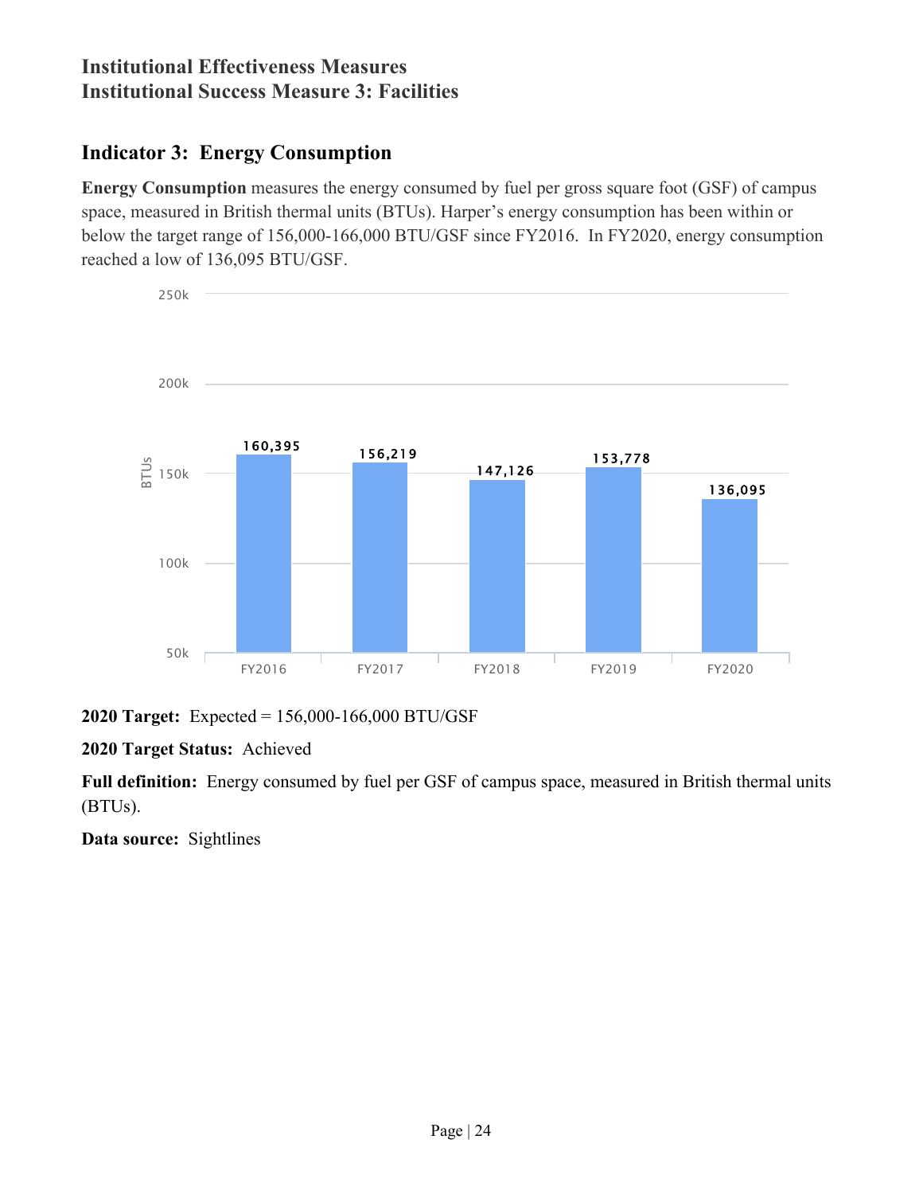## Institutional Effectiveness Measures
## Institutional Success Measure 3: Facilities

### Indicator 3: Energy Consumption

**Energy Consumption** measures the energy consumed by fuel per gross square foot (GSF) of campus space, measured in British thermal units (BTUs). Harper's energy consumption has been within or below the target range of 156,000-166,000 BTU/GSF since FY2016. In FY2020, energy consumption reached a low of 136,095 BTU/GSF.

| | FY2016 | FY2017 | FY2018 | FY2019 | FY2020 |
|---|---|---|---|---|---|
| BTUs | 160,395 | 156,219 | 147,126 | 153,778 | 136,095 |

**2020 Target:** Expected = 156,000-166,000 BTU/GSF

**2020 Target Status:** Achieved

**Full definition:** Energy consumed by fuel per GSF of campus space, measured in British thermal units (BTUs).

**Data source:** Sightlines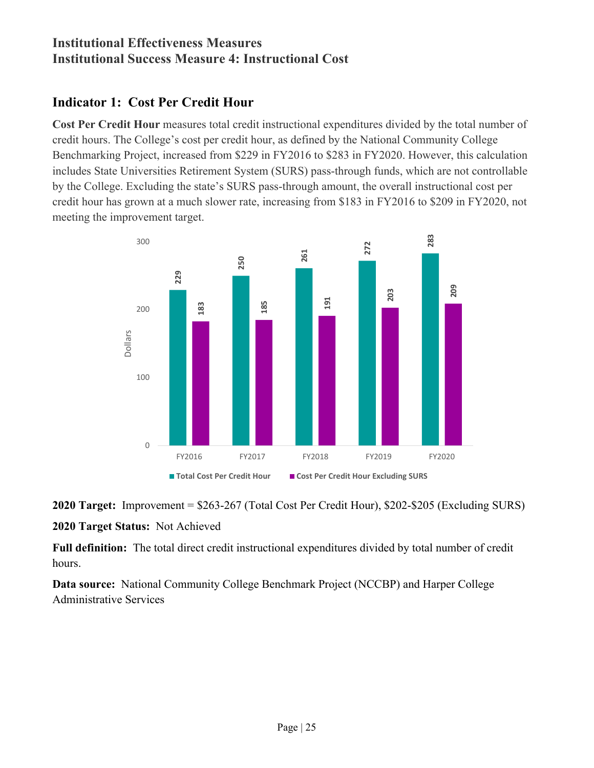## Institutional Effectiveness Measures
## Institutional Success Measure 4: Instructional Cost

### Indicator 1: Cost Per Credit Hour

**Cost Per Credit Hour** measures total credit instructional expenditures divided by the total number of credit hours. The College's cost per credit hour, as defined by the National Community College Benchmarking Project, increased from $229 in FY2016 to $283 in FY2020. However, this calculation includes State Universities Retirement System (SURS) pass-through funds, which are not controllable by the College. Excluding the state's SURS pass-through amount, the overall instructional cost per credit hour has grown at a much slower rate, increasing from $183 in FY2016 to $209 in FY2020, not meeting the improvement target.

| | FY2016 | FY2017 | FY2018 | FY2019 | FY2020 |
|---|---|---|---|---|---|
| Total Cost Per Credit Hour | 229 | 250 | 261 | 272 | 283 |
| Cost Per Credit Hour Excluding SURS | 183 | 185 | 191 | 203 | 209 |

**2020 Target:** Improvement = $263-267 (Total Cost Per Credit Hour), $202-$205 (Excluding SURS)

**2020 Target Status:** Not Achieved

**Full definition:** The total direct credit instructional expenditures divided by total number of credit hours.

**Data source:** National Community College Benchmark Project (NCCBP) and Harper College Administrative Services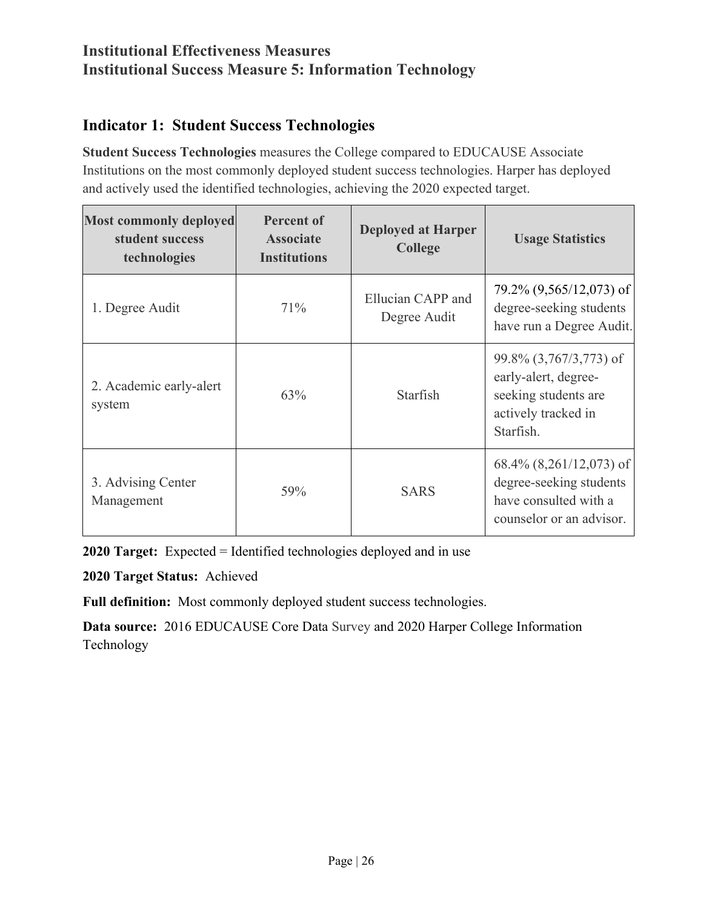## Institutional Effectiveness Measures
## Institutional Success Measure 5: Information Technology

### Indicator 1: Student Success Technologies

**Student Success Technologies** measures the College compared to EDUCAUSE Associate Institutions on the most commonly deployed student success technologies. Harper has deployed and actively used the identified technologies, achieving the 2020 expected target.

| Most commonly deployed student success technologies | Percent of Associate Institutions | Deployed at Harper College | Usage Statistics |
|---|---|---|---|
| 1. Degree Audit | 71% | Ellucian CAPP and Degree Audit | 79.2% (9,565/12,073) of degree-seeking students have run a Degree Audit. |
| 2. Academic early-alert system | 63% | Starfish | 99.8% (3,767/3,773) of early-alert, degree-seeking students are actively tracked in Starfish. |
| 3. Advising Center Management | 59% | SARS | 68.4% (8,261/12,073) of degree-seeking students have consulted with a counselor or an advisor. |

**2020 Target:** Expected = Identified technologies deployed and in use

**2020 Target Status:** Achieved

**Full definition:** Most commonly deployed student success technologies.

**Data source:** 2016 EDUCAUSE Core Data Survey and 2020 Harper College Information Technology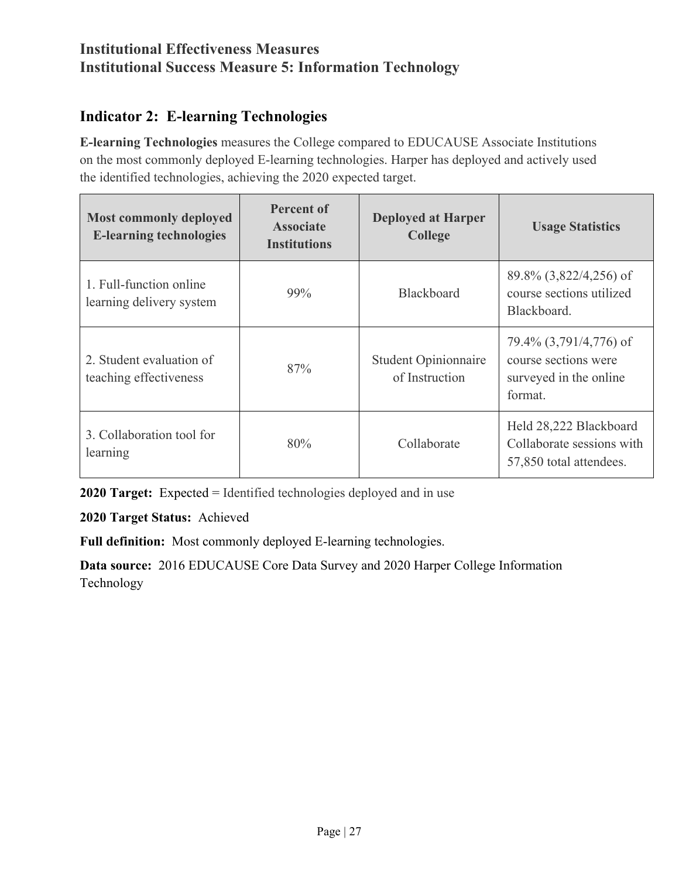## Institutional Effectiveness Measures
## Institutional Success Measure 5: Information Technology

### Indicator 2: E-learning Technologies

**E-learning Technologies** measures the College compared to EDUCAUSE Associate Institutions on the most commonly deployed E-learning technologies. Harper has deployed and actively used the identified technologies, achieving the 2020 expected target.

| Most commonly deployed E-learning technologies | Percent of Associate Institutions | Deployed at Harper College | Usage Statistics |
|---|---|---|---|
| 1. Full-function online learning delivery system | 99% | Blackboard | 89.8% (3,822/4,256) of course sections utilized Blackboard. |
| 2. Student evaluation of teaching effectiveness | 87% | Student Opinionnaire of Instruction | 79.4% (3,791/4,776) of course sections were surveyed in the online format. |
| 3. Collaboration tool for learning | 80% | Collaborate | Held 28,222 Blackboard Collaborate sessions with 57,850 total attendees. |

**2020 Target:** Expected = Identified technologies deployed and in use

**2020 Target Status:** Achieved

**Full definition:** Most commonly deployed E-learning technologies.

**Data source:** 2016 EDUCAUSE Core Data Survey and 2020 Harper College Information Technology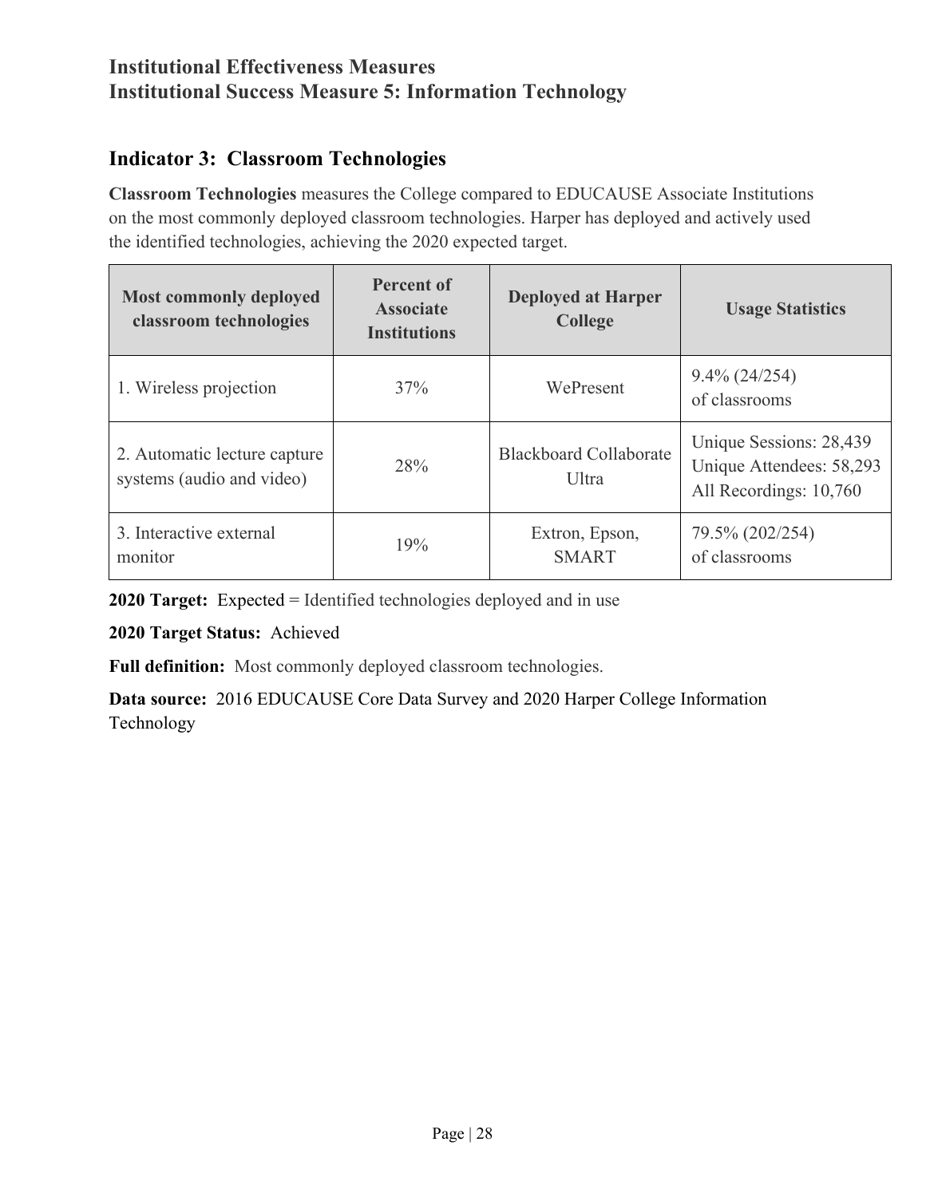## Institutional Effectiveness Measures
## Institutional Success Measure 5: Information Technology

### Indicator 3: Classroom Technologies

**Classroom Technologies** measures the College compared to EDUCAUSE Associate Institutions on the most commonly deployed classroom technologies. Harper has deployed and actively used the identified technologies, achieving the 2020 expected target.

| Most commonly deployed classroom technologies | Percent of Associate Institutions | Deployed at Harper College | Usage Statistics |
|---|---|---|---|
| 1. Wireless projection | 37% | WePresent | 9.4% (24/254) of classrooms |
| 2. Automatic lecture capture systems (audio and video) | 28% | Blackboard Collaborate Ultra | Unique Sessions: 28,439<br>Unique Attendees: 58,293<br>All Recordings: 10,760 |
| 3. Interactive external monitor | 19% | Extron, Epson, SMART | 79.5% (202/254) of classrooms |

**2020 Target:** Expected = Identified technologies deployed and in use

**2020 Target Status:** Achieved

**Full definition:** Most commonly deployed classroom technologies.

**Data source:** 2016 EDUCAUSE Core Data Survey and 2020 Harper College Information Technology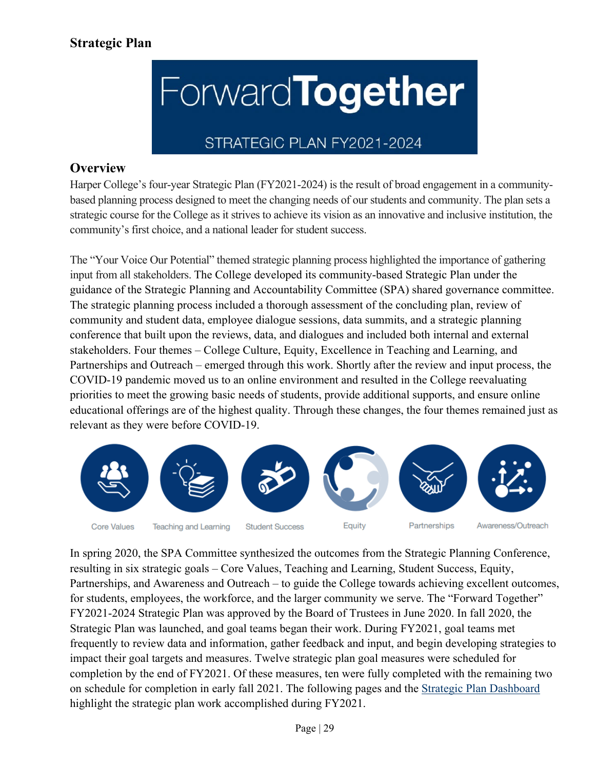## Strategic Plan

ForwardTogether

STRATEGIC PLAN FY2021-2024

### Overview

Harper College's four-year Strategic Plan (FY2021-2024) is the result of broad engagement in a community-based planning process designed to meet the changing needs of our students and community. The plan sets a strategic course for the College as it strives to achieve its vision as an innovative and inclusive institution, the community's first choice, and a national leader for student success.

The "Your Voice Our Potential" themed strategic planning process highlighted the importance of gathering input from all stakeholders. The College developed its community-based Strategic Plan under the guidance of the Strategic Planning and Accountability Committee (SPA) shared governance committee. The strategic planning process included a thorough assessment of the concluding plan, review of community and student data, employee dialogue sessions, data summits, and a strategic planning conference that built upon the reviews, data, and dialogues and included both internal and external stakeholders. Four themes – College Culture, Equity, Excellence in Teaching and Learning, and Partnerships and Outreach – emerged through this work. Shortly after the review and input process, the COVID-19 pandemic moved us to an online environment and resulted in the College reevaluating priorities to meet the growing basic needs of students, provide additional supports, and ensure online educational offerings are of the highest quality. Through these changes, the four themes remained just as relevant as they were before COVID-19.

Core Values | Teaching and Learning | Student Success | Equity | Partnerships | Awareness/Outreach

In spring 2020, the SPA Committee synthesized the outcomes from the Strategic Planning Conference, resulting in six strategic goals – Core Values, Teaching and Learning, Student Success, Equity, Partnerships, and Awareness and Outreach – to guide the College towards achieving excellent outcomes, for students, employees, the workforce, and the larger community we serve. The "Forward Together" FY2021-2024 Strategic Plan was approved by the Board of Trustees in June 2020. In fall 2020, the Strategic Plan was launched, and goal teams began their work. During FY2021, goal teams met frequently to review data and information, gather feedback and input, and begin developing strategies to impact their goal targets and measures. Twelve strategic plan goal measures were scheduled for completion by the end of FY2021. Of these measures, ten were fully completed with the remaining two on schedule for completion in early fall 2021. The following pages and the Strategic Plan Dashboard highlight the strategic plan work accomplished during FY2021.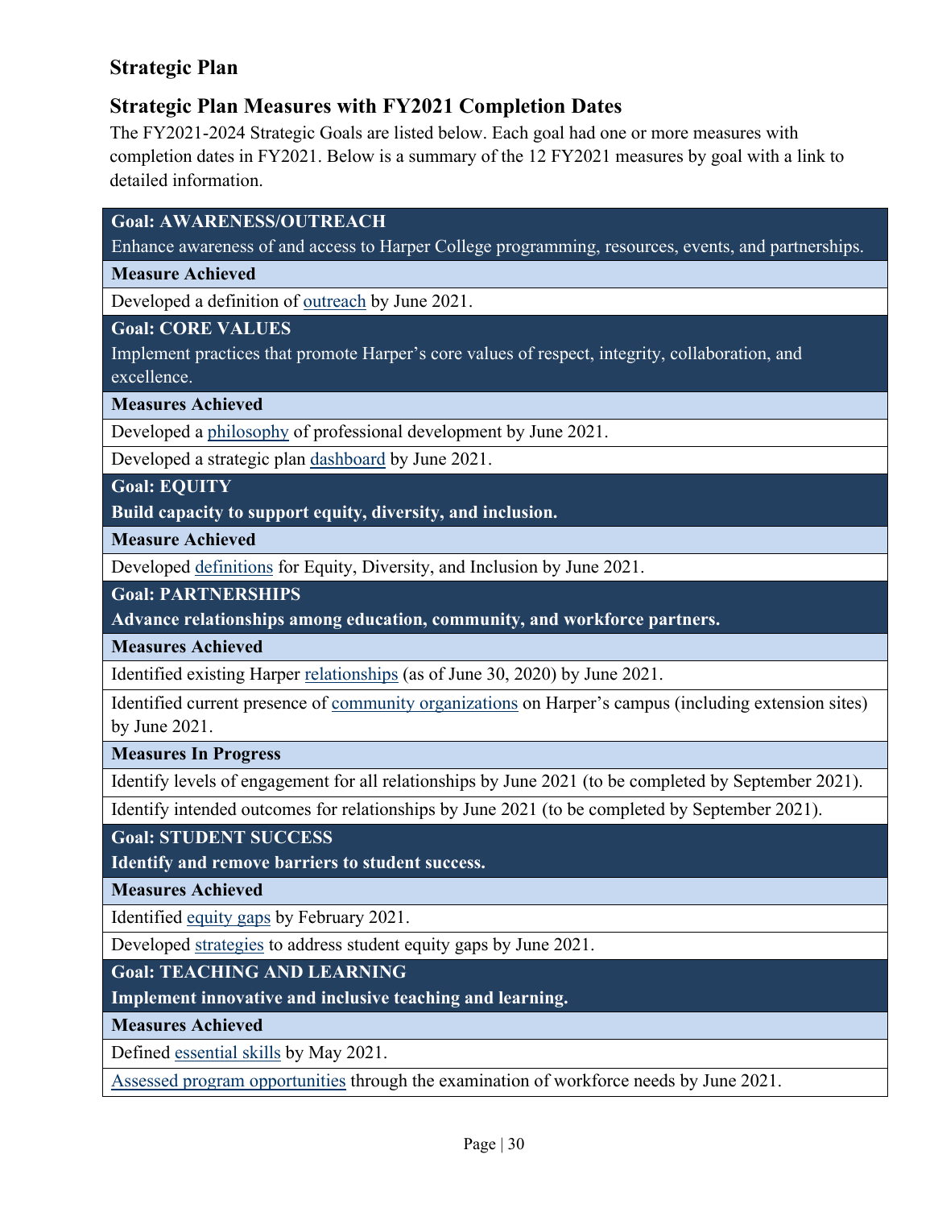## Strategic Plan

### Strategic Plan Measures with FY2021 Completion Dates

The FY2021-2024 Strategic Goals are listed below. Each goal had one or more measures with completion dates in FY2021. Below is a summary of the 12 FY2021 measures by goal with a link to detailed information.

| **Goal: AWARENESS/OUTREACH** Enhance awareness of and access to Harper College programming, resources, events, and partnerships. |
|---|
| **Measure Achieved** |
| Developed a definition of outreach by June 2021. |
| **Goal: CORE VALUES** Implement practices that promote Harper's core values of respect, integrity, collaboration, and excellence. |
| **Measures Achieved** |
| Developed a philosophy of professional development by June 2021. |
| Developed a strategic plan dashboard by June 2021. |
| **Goal: EQUITY** **Build capacity to support equity, diversity, and inclusion.** |
| **Measure Achieved** |
| Developed definitions for Equity, Diversity, and Inclusion by June 2021. |
| **Goal: PARTNERSHIPS** **Advance relationships among education, community, and workforce partners.** |
| **Measures Achieved** |
| Identified existing Harper relationships (as of June 30, 2020) by June 2021. |
| Identified current presence of community organizations on Harper's campus (including extension sites) by June 2021. |
| **Measures In Progress** |
| Identify levels of engagement for all relationships by June 2021 (to be completed by September 2021). |
| Identify intended outcomes for relationships by June 2021 (to be completed by September 2021). |
| **Goal: STUDENT SUCCESS** **Identify and remove barriers to student success.** |
| **Measures Achieved** |
| Identified equity gaps by February 2021. |
| Developed strategies to address student equity gaps by June 2021. |
| **Goal: TEACHING AND LEARNING** **Implement innovative and inclusive teaching and learning.** |
| **Measures Achieved** |
| Defined essential skills by May 2021. |
| Assessed program opportunities through the examination of workforce needs by June 2021. |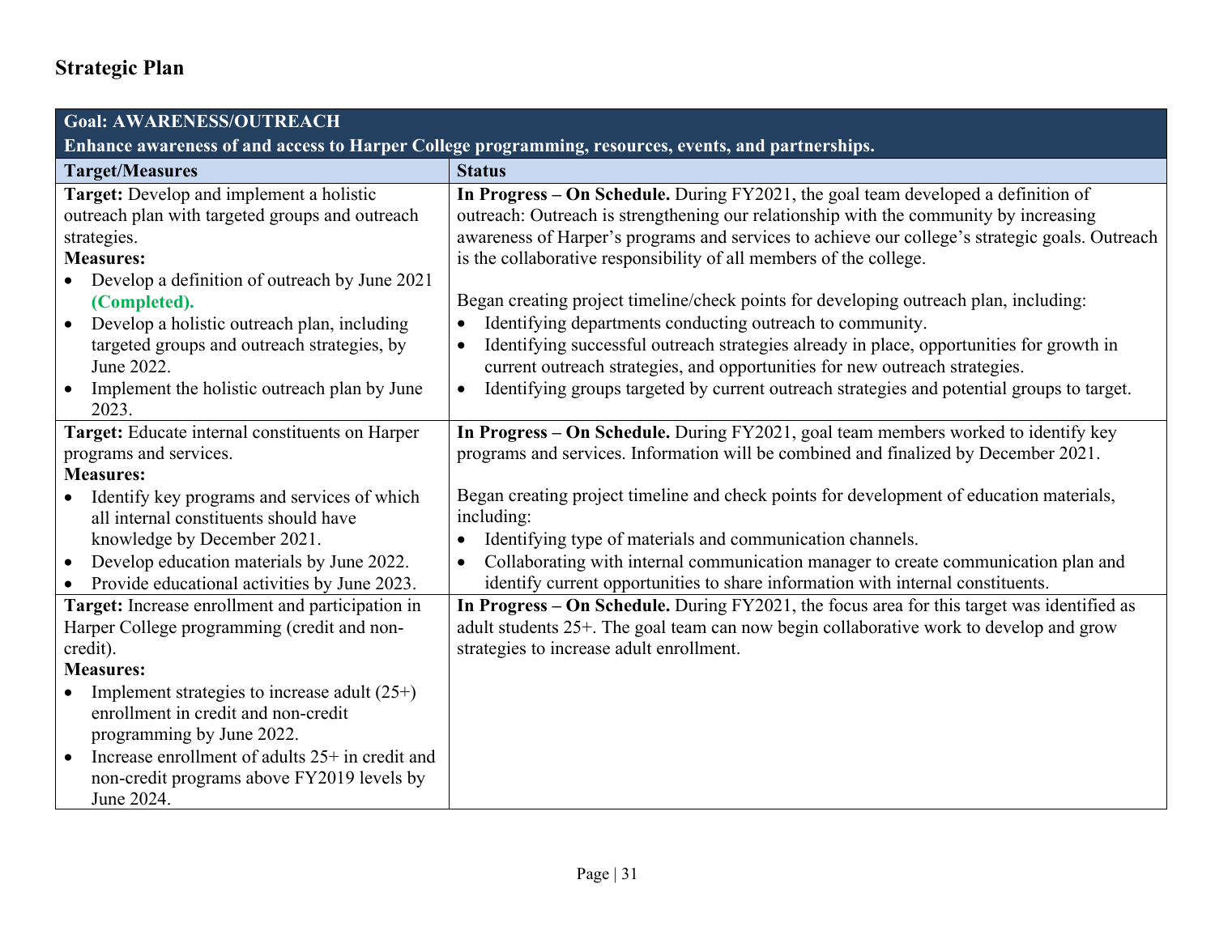## Strategic Plan

| Goal: AWARENESS/OUTREACH<br>Enhance awareness of and access to Harper College programming, resources, events, and partnerships. | |
|---|---|
| **Target/Measures** | **Status** |
| **Target:** Develop and implement a holistic outreach plan with targeted groups and outreach strategies.<br>**Measures:**<br>• Develop a definition of outreach by June 2021 **(Completed).**<br>• Develop a holistic outreach plan, including targeted groups and outreach strategies, by June 2022.<br>• Implement the holistic outreach plan by June 2023. | **In Progress – On Schedule.** During FY2021, the goal team developed a definition of outreach: Outreach is strengthening our relationship with the community by increasing awareness of Harper's programs and services to achieve our college's strategic goals. Outreach is the collaborative responsibility of all members of the college.<br><br>Began creating project timeline/check points for developing outreach plan, including:<br>• Identifying departments conducting outreach to community.<br>• Identifying successful outreach strategies already in place, opportunities for growth in current outreach strategies, and opportunities for new outreach strategies.<br>• Identifying groups targeted by current outreach strategies and potential groups to target. |
| **Target:** Educate internal constituents on Harper programs and services.<br>**Measures:**<br>• Identify key programs and services of which all internal constituents should have knowledge by December 2021.<br>• Develop education materials by June 2022.<br>• Provide educational activities by June 2023. | **In Progress – On Schedule.** During FY2021, goal team members worked to identify key programs and services. Information will be combined and finalized by December 2021.<br><br>Began creating project timeline and check points for development of education materials, including:<br>• Identifying type of materials and communication channels.<br>• Collaborating with internal communication manager to create communication plan and identify current opportunities to share information with internal constituents. |
| **Target:** Increase enrollment and participation in Harper College programming (credit and non-credit).<br>**Measures:**<br>• Implement strategies to increase adult (25+) enrollment in credit and non-credit programming by June 2022.<br>• Increase enrollment of adults 25+ in credit and non-credit programs above FY2019 levels by June 2024. | **In Progress – On Schedule.** During FY2021, the focus area for this target was identified as adult students 25+. The goal team can now begin collaborative work to develop and grow strategies to increase adult enrollment. |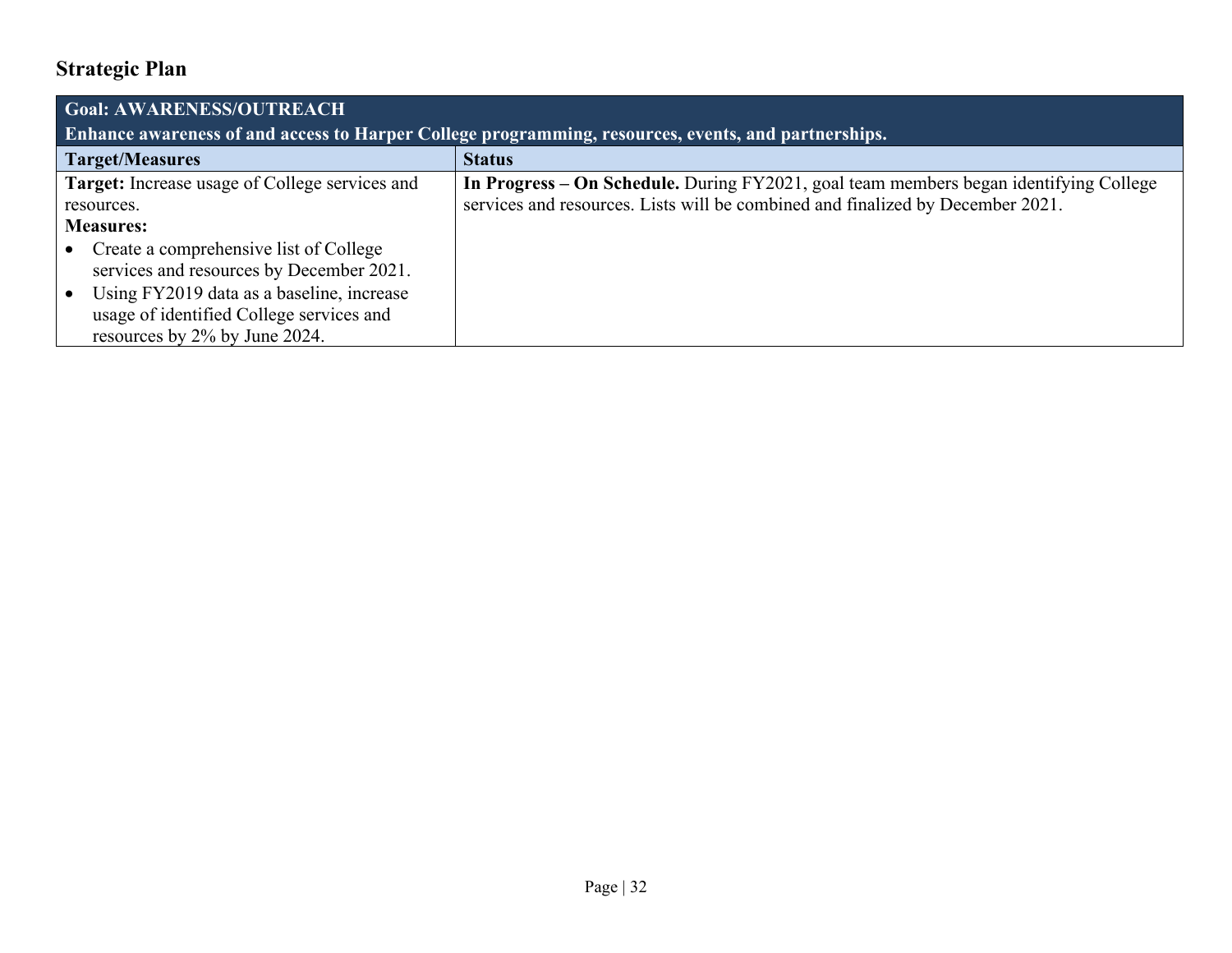## Strategic Plan

| **Goal: AWARENESS/OUTREACH**<br>**Enhance awareness of and access to Harper College programming, resources, events, and partnerships.** | |
|---|---|
| **Target/Measures** | **Status** |
| **Target:** Increase usage of College services and resources.<br>**Measures:**<br>• Create a comprehensive list of College services and resources by December 2021.<br>• Using FY2019 data as a baseline, increase usage of identified College services and resources by 2% by June 2024. | **In Progress – On Schedule.** During FY2021, goal team members began identifying College services and resources. Lists will be combined and finalized by December 2021. |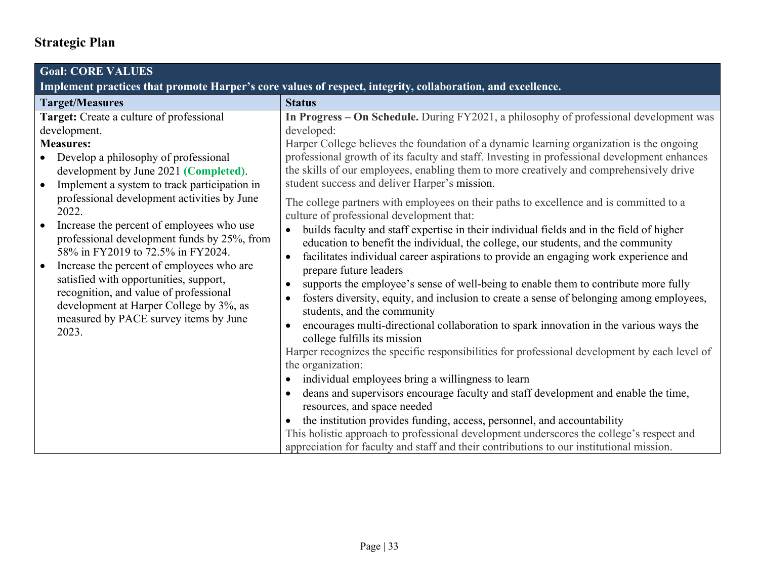## Strategic Plan

| **Goal: CORE VALUES**<br>**Implement practices that promote Harper's core values of respect, integrity, collaboration, and excellence.** | |
|---|---|
| **Target/Measures** | **Status** |
| **Target:** Create a culture of professional development.<br>**Measures:**<br>• Develop a philosophy of professional development by June 2021 **(Completed)**.<br>• Implement a system to track participation in professional development activities by June 2022.<br>• Increase the percent of employees who use professional development funds by 25%, from 58% in FY2019 to 72.5% in FY2024.<br>• Increase the percent of employees who are satisfied with opportunities, support, recognition, and value of professional development at Harper College by 3%, as measured by PACE survey items by June 2023. | **In Progress – On Schedule.** During FY2021, a philosophy of professional development was developed:<br>Harper College believes the foundation of a dynamic learning organization is the ongoing professional growth of its faculty and staff. Investing in professional development enhances the skills of our employees, enabling them to more creatively and comprehensively drive student success and deliver Harper's mission.<br><br>The college partners with employees on their paths to excellence and is committed to a culture of professional development that:<br>• builds faculty and staff expertise in their individual fields and in the field of higher education to benefit the individual, the college, our students, and the community<br>• facilitates individual career aspirations to provide an engaging work experience and prepare future leaders<br>• supports the employee's sense of well-being to enable them to contribute more fully<br>• fosters diversity, equity, and inclusion to create a sense of belonging among employees, students, and the community<br>• encourages multi-directional collaboration to spark innovation in the various ways the college fulfills its mission<br><br>Harper recognizes the specific responsibilities for professional development by each level of the organization:<br>• individual employees bring a willingness to learn<br>• deans and supervisors encourage faculty and staff development and enable the time, resources, and space needed<br>• the institution provides funding, access, personnel, and accountability<br><br>This holistic approach to professional development underscores the college's respect and appreciation for faculty and staff and their contributions to our institutional mission. |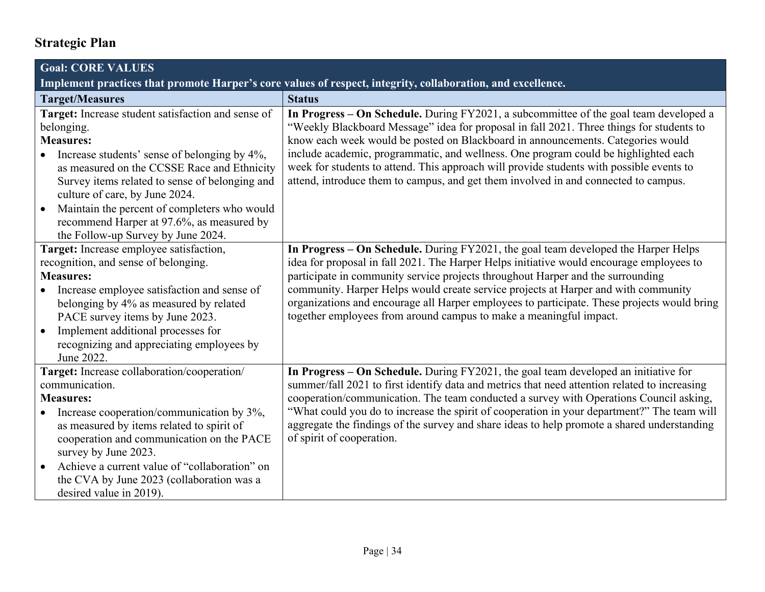## Strategic Plan

| Goal: CORE VALUES<br>Implement practices that promote Harper's core values of respect, integrity, collaboration, and excellence. | |
|---|---|
| **Target/Measures** | **Status** |
| **Target:** Increase student satisfaction and sense of belonging.<br>**Measures:**<br>• Increase students' sense of belonging by 4%, as measured on the CCSSE Race and Ethnicity Survey items related to sense of belonging and culture of care, by June 2024.<br>• Maintain the percent of completers who would recommend Harper at 97.6%, as measured by the Follow-up Survey by June 2024. | **In Progress – On Schedule.** During FY2021, a subcommittee of the goal team developed a "Weekly Blackboard Message" idea for proposal in fall 2021. Three things for students to know each week would be posted on Blackboard in announcements. Categories would include academic, programmatic, and wellness. One program could be highlighted each week for students to attend. This approach will provide students with possible events to attend, introduce them to campus, and get them involved in and connected to campus. |
| **Target:** Increase employee satisfaction, recognition, and sense of belonging.<br>**Measures:**<br>• Increase employee satisfaction and sense of belonging by 4% as measured by related PACE survey items by June 2023.<br>• Implement additional processes for recognizing and appreciating employees by June 2022. | **In Progress – On Schedule.** During FY2021, the goal team developed the Harper Helps idea for proposal in fall 2021. The Harper Helps initiative would encourage employees to participate in community service projects throughout Harper and the surrounding community. Harper Helps would create service projects at Harper and with community organizations and encourage all Harper employees to participate. These projects would bring together employees from around campus to make a meaningful impact. |
| **Target:** Increase collaboration/cooperation/ communication.<br>**Measures:**<br>• Increase cooperation/communication by 3%, as measured by items related to spirit of cooperation and communication on the PACE survey by June 2023.<br>• Achieve a current value of "collaboration" on the CVA by June 2023 (collaboration was a desired value in 2019). | **In Progress – On Schedule.** During FY2021, the goal team developed an initiative for summer/fall 2021 to first identify data and metrics that need attention related to increasing cooperation/communication. The team conducted a survey with Operations Council asking, "What could you do to increase the spirit of cooperation in your department?" The team will aggregate the findings of the survey and share ideas to help promote a shared understanding of spirit of cooperation. |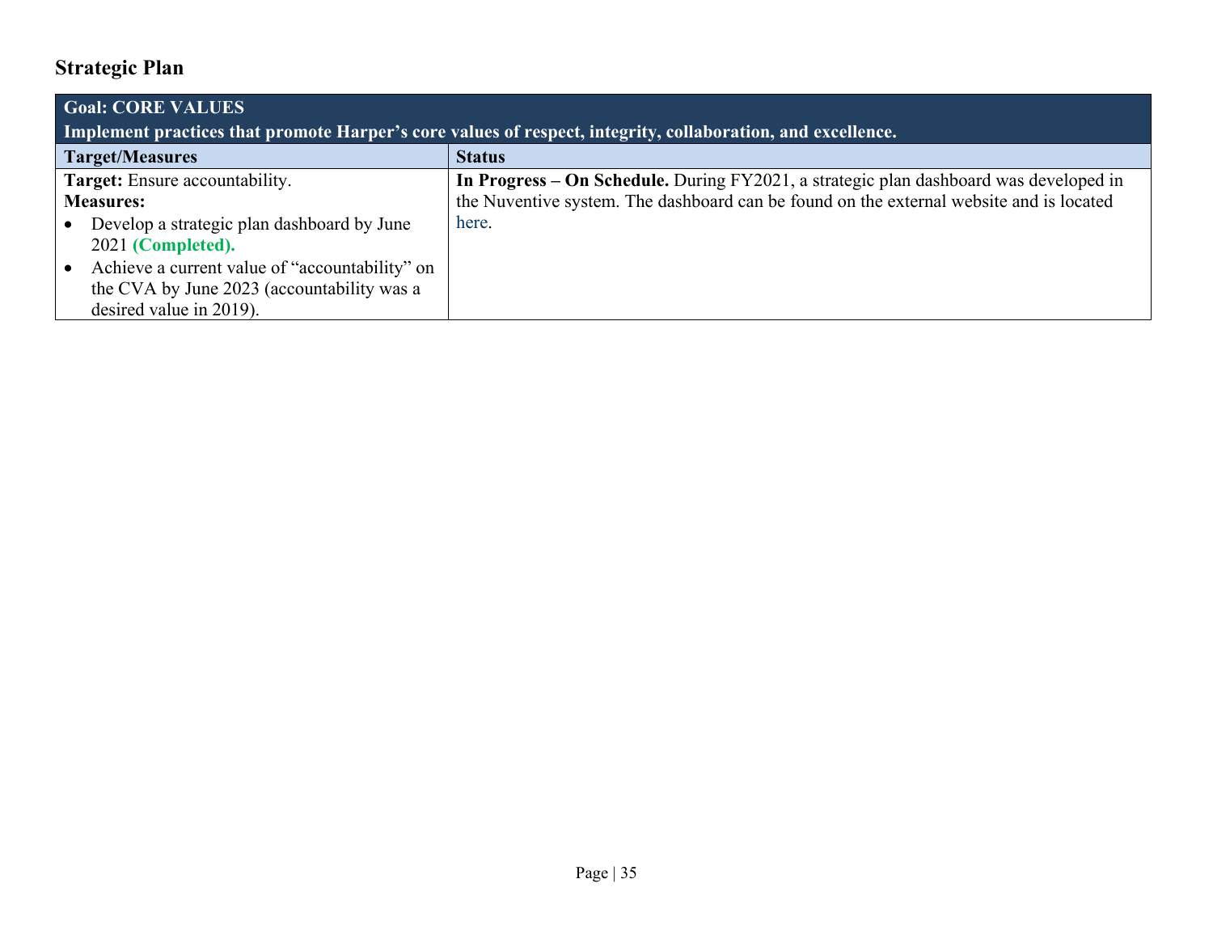## Strategic Plan

| **Goal: CORE VALUES**<br>**Implement practices that promote Harper's core values of respect, integrity, collaboration, and excellence.** | |
|---|---|
| **Target/Measures** | **Status** |
| **Target:** Ensure accountability.<br>**Measures:**<br>• Develop a strategic plan dashboard by June 2021 **(Completed).**<br>• Achieve a current value of "accountability" on the CVA by June 2023 (accountability was a desired value in 2019). | **In Progress – On Schedule.** During FY2021, a strategic plan dashboard was developed in the Nuventive system. The dashboard can be found on the external website and is located here. |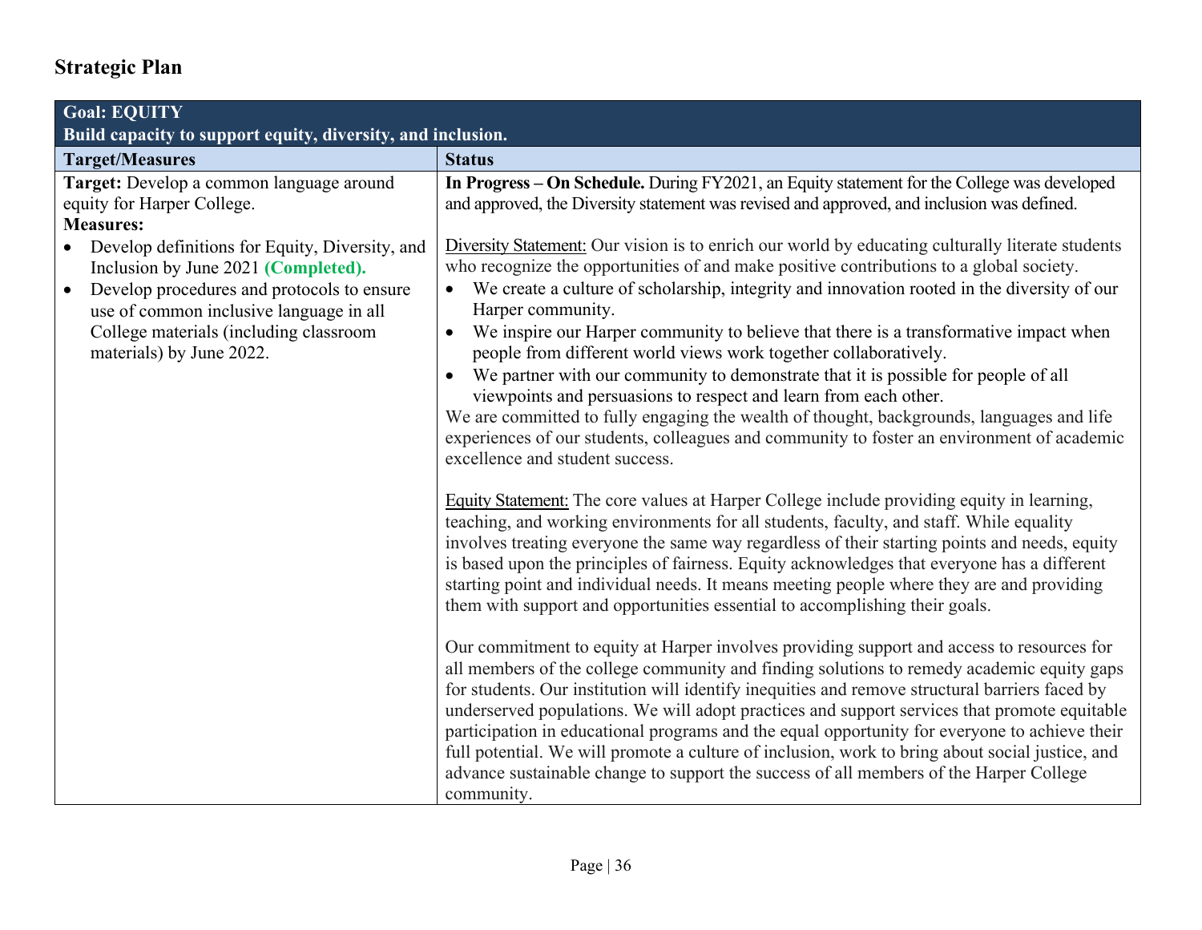## Strategic Plan

| **Goal: EQUITY**<br>**Build capacity to support equity, diversity, and inclusion.** | |
|---|---|
| **Target/Measures** | **Status** |
| **Target:** Develop a common language around equity for Harper College.<br>**Measures:**<br>• Develop definitions for Equity, Diversity, and Inclusion by June 2021 **(Completed).**<br>• Develop procedures and protocols to ensure use of common inclusive language in all College materials (including classroom materials) by June 2022. | **In Progress – On Schedule.** During FY2021, an Equity statement for the College was developed and approved, the Diversity statement was revised and approved, and inclusion was defined.<br><br><u>Diversity Statement:</u> Our vision is to enrich our world by educating culturally literate students who recognize the opportunities of and make positive contributions to a global society.<br>• We create a culture of scholarship, integrity and innovation rooted in the diversity of our Harper community.<br>• We inspire our Harper community to believe that there is a transformative impact when people from different world views work together collaboratively.<br>• We partner with our community to demonstrate that it is possible for people of all viewpoints and persuasions to respect and learn from each other.<br>We are committed to fully engaging the wealth of thought, backgrounds, languages and life experiences of our students, colleagues and community to foster an environment of academic excellence and student success.<br><br><u>Equity Statement:</u> The core values at Harper College include providing equity in learning, teaching, and working environments for all students, faculty, and staff. While equality involves treating everyone the same way regardless of their starting points and needs, equity is based upon the principles of fairness. Equity acknowledges that everyone has a different starting point and individual needs. It means meeting people where they are and providing them with support and opportunities essential to accomplishing their goals.<br><br>Our commitment to equity at Harper involves providing support and access to resources for all members of the college community and finding solutions to remedy academic equity gaps for students. Our institution will identify inequities and remove structural barriers faced by underserved populations. We will adopt practices and support services that promote equitable participation in educational programs and the equal opportunity for everyone to achieve their full potential. We will promote a culture of inclusion, work to bring about social justice, and advance sustainable change to support the success of all members of the Harper College community. |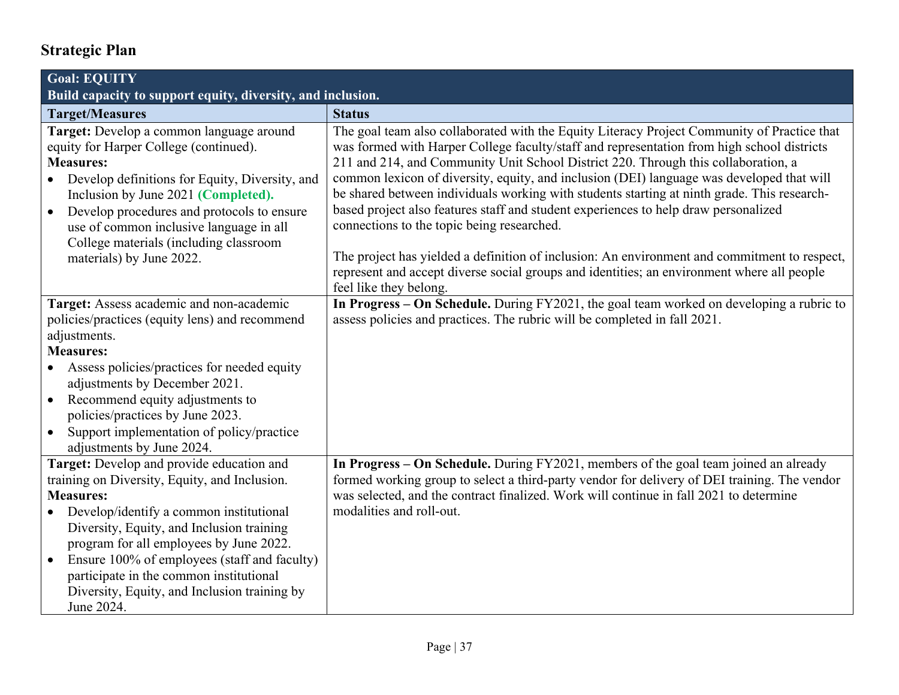## Strategic Plan

| **Goal: EQUITY**<br>**Build capacity to support equity, diversity, and inclusion.** | |
|---|---|
| **Target/Measures** | **Status** |
| **Target:** Develop a common language around equity for Harper College (continued).<br>**Measures:**<br>• Develop definitions for Equity, Diversity, and Inclusion by June 2021 **(Completed).**<br>• Develop procedures and protocols to ensure use of common inclusive language in all College materials (including classroom materials) by June 2022. | The goal team also collaborated with the Equity Literacy Project Community of Practice that was formed with Harper College faculty/staff and representation from high school districts 211 and 214, and Community Unit School District 220. Through this collaboration, a common lexicon of diversity, equity, and inclusion (DEI) language was developed that will be shared between individuals working with students starting at ninth grade. This research-based project also features staff and student experiences to help draw personalized connections to the topic being researched.<br><br>The project has yielded a definition of inclusion: An environment and commitment to respect, represent and accept diverse social groups and identities; an environment where all people feel like they belong. |
| **Target:** Assess academic and non-academic policies/practices (equity lens) and recommend adjustments.<br>**Measures:**<br>• Assess policies/practices for needed equity adjustments by December 2021.<br>• Recommend equity adjustments to policies/practices by June 2023.<br>• Support implementation of policy/practice adjustments by June 2024. | **In Progress – On Schedule.** During FY2021, the goal team worked on developing a rubric to assess policies and practices. The rubric will be completed in fall 2021. |
| **Target:** Develop and provide education and training on Diversity, Equity, and Inclusion.<br>**Measures:**<br>• Develop/identify a common institutional Diversity, Equity, and Inclusion training program for all employees by June 2022.<br>• Ensure 100% of employees (staff and faculty) participate in the common institutional Diversity, Equity, and Inclusion training by June 2024. | **In Progress – On Schedule.** During FY2021, members of the goal team joined an already formed working group to select a third-party vendor for delivery of DEI training. The vendor was selected, and the contract finalized. Work will continue in fall 2021 to determine modalities and roll-out. |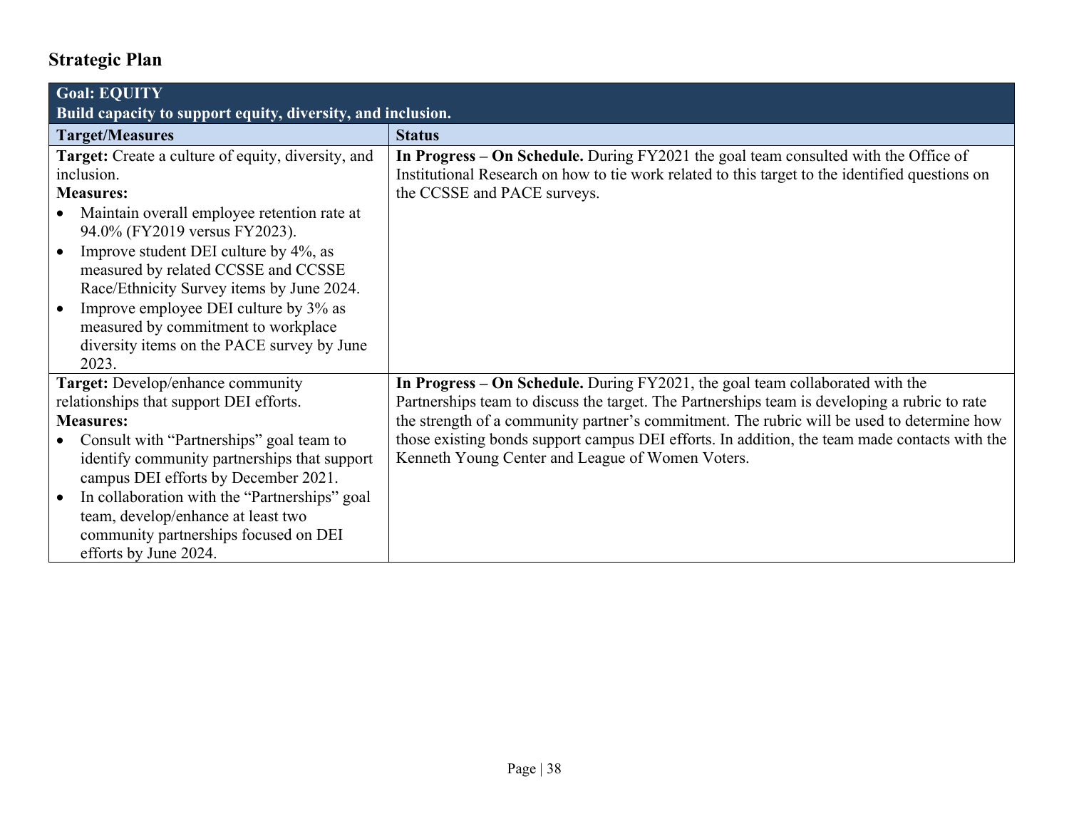## Strategic Plan

| **Goal: EQUITY**<br>**Build capacity to support equity, diversity, and inclusion.** | |
|---|---|
| **Target/Measures** | **Status** |
| **Target:** Create a culture of equity, diversity, and inclusion.<br>**Measures:**<br>• Maintain overall employee retention rate at 94.0% (FY2019 versus FY2023).<br>• Improve student DEI culture by 4%, as measured by related CCSSE and CCSSE Race/Ethnicity Survey items by June 2024.<br>• Improve employee DEI culture by 3% as measured by commitment to workplace diversity items on the PACE survey by June 2023. | **In Progress – On Schedule.** During FY2021 the goal team consulted with the Office of Institutional Research on how to tie work related to this target to the identified questions on the CCSSE and PACE surveys. |
| **Target:** Develop/enhance community relationships that support DEI efforts.<br>**Measures:**<br>• Consult with "Partnerships" goal team to identify community partnerships that support campus DEI efforts by December 2021.<br>• In collaboration with the "Partnerships" goal team, develop/enhance at least two community partnerships focused on DEI efforts by June 2024. | **In Progress – On Schedule.** During FY2021, the goal team collaborated with the Partnerships team to discuss the target. The Partnerships team is developing a rubric to rate the strength of a community partner's commitment. The rubric will be used to determine how those existing bonds support campus DEI efforts. In addition, the team made contacts with the Kenneth Young Center and League of Women Voters. |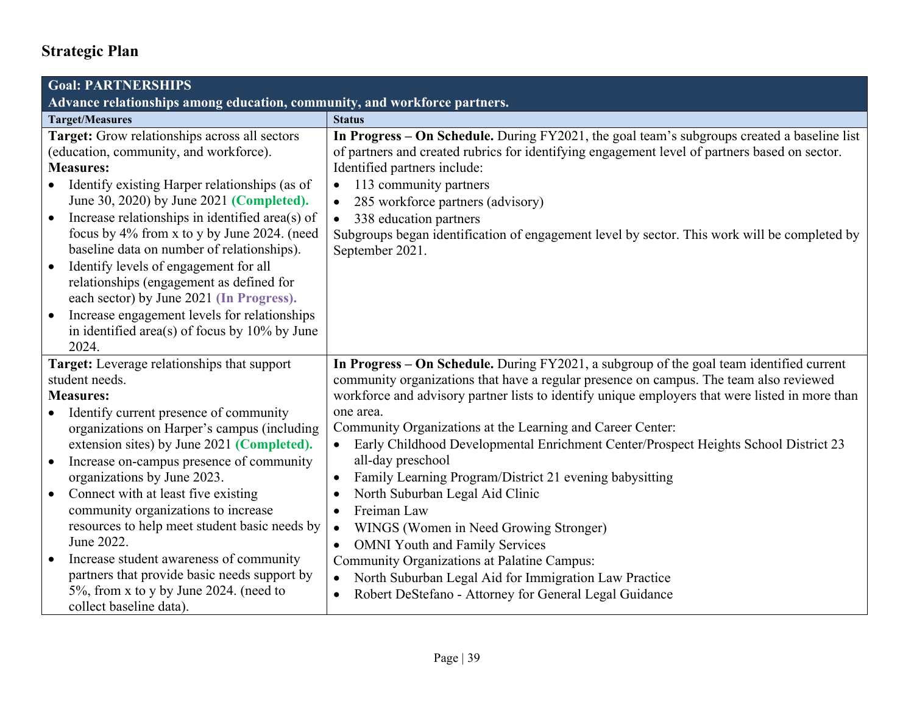## Strategic Plan

| **Goal: PARTNERSHIPS**<br>**Advance relationships among education, community, and workforce partners.** | |
|---|---|
| **Target/Measures** | **Status** |
| **Target:** Grow relationships across all sectors (education, community, and workforce).<br>**Measures:**<br>• Identify existing Harper relationships (as of June 30, 2020) by June 2021 **(Completed).**<br>• Increase relationships in identified area(s) of focus by 4% from x to y by June 2024. (need baseline data on number of relationships).<br>• Identify levels of engagement for all relationships (engagement as defined for each sector) by June 2021 **(In Progress).**<br>• Increase engagement levels for relationships in identified area(s) of focus by 10% by June 2024. | **In Progress – On Schedule.** During FY2021, the goal team's subgroups created a baseline list of partners and created rubrics for identifying engagement level of partners based on sector. Identified partners include:<br>• 113 community partners<br>• 285 workforce partners (advisory)<br>• 338 education partners<br>Subgroups began identification of engagement level by sector. This work will be completed by September 2021. |
| **Target:** Leverage relationships that support student needs.<br>**Measures:**<br>• Identify current presence of community organizations on Harper's campus (including extension sites) by June 2021 **(Completed).**<br>• Increase on-campus presence of community organizations by June 2023.<br>• Connect with at least five existing community organizations to increase resources to help meet student basic needs by June 2022.<br>• Increase student awareness of community partners that provide basic needs support by 5%, from x to y by June 2024. (need to collect baseline data). | **In Progress – On Schedule.** During FY2021, a subgroup of the goal team identified current community organizations that have a regular presence on campus. The team also reviewed workforce and advisory partner lists to identify unique employers that were listed in more than one area.<br>Community Organizations at the Learning and Career Center:<br>• Early Childhood Developmental Enrichment Center/Prospect Heights School District 23 all-day preschool<br>• Family Learning Program/District 21 evening babysitting<br>• North Suburban Legal Aid Clinic<br>• Freiman Law<br>• WINGS (Women in Need Growing Stronger)<br>• OMNI Youth and Family Services<br>Community Organizations at Palatine Campus:<br>• North Suburban Legal Aid for Immigration Law Practice<br>• Robert DeStefano - Attorney for General Legal Guidance |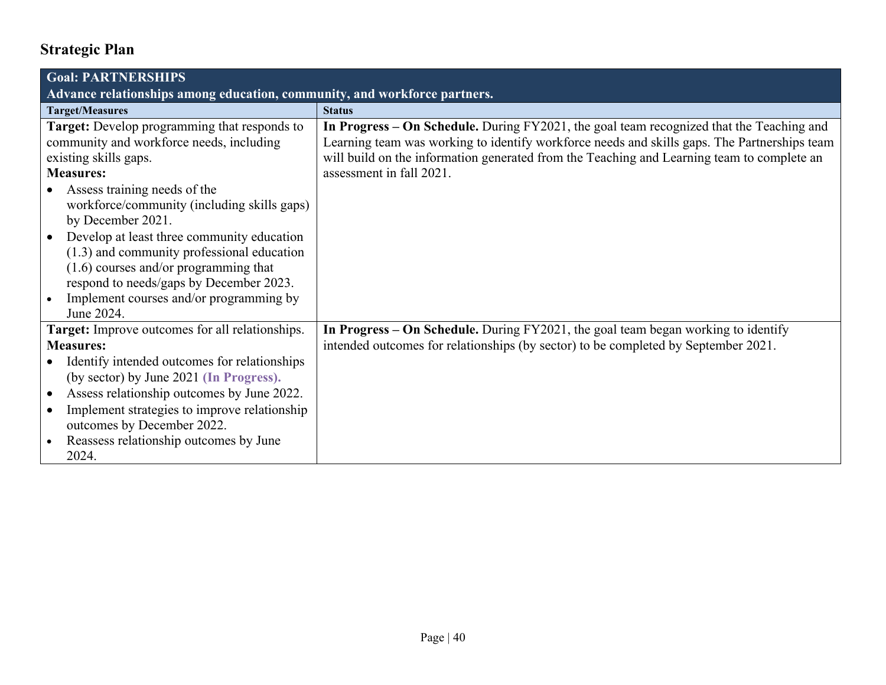## Strategic Plan

| **Goal: PARTNERSHIPS**<br>**Advance relationships among education, community, and workforce partners.** | |
|---|---|
| **Target/Measures** | **Status** |
| **Target:** Develop programming that responds to community and workforce needs, including existing skills gaps.<br>**Measures:**<br>• Assess training needs of the workforce/community (including skills gaps) by December 2021.<br>• Develop at least three community education (1.3) and community professional education (1.6) courses and/or programming that respond to needs/gaps by December 2023.<br>• Implement courses and/or programming by June 2024. | **In Progress – On Schedule.** During FY2021, the goal team recognized that the Teaching and Learning team was working to identify workforce needs and skills gaps. The Partnerships team will build on the information generated from the Teaching and Learning team to complete an assessment in fall 2021. |
| **Target:** Improve outcomes for all relationships.<br>**Measures:**<br>• Identify intended outcomes for relationships (by sector) by June 2021 **(In Progress).**<br>• Assess relationship outcomes by June 2022.<br>• Implement strategies to improve relationship outcomes by December 2022.<br>• Reassess relationship outcomes by June 2024. | **In Progress – On Schedule.** During FY2021, the goal team began working to identify intended outcomes for relationships (by sector) to be completed by September 2021. |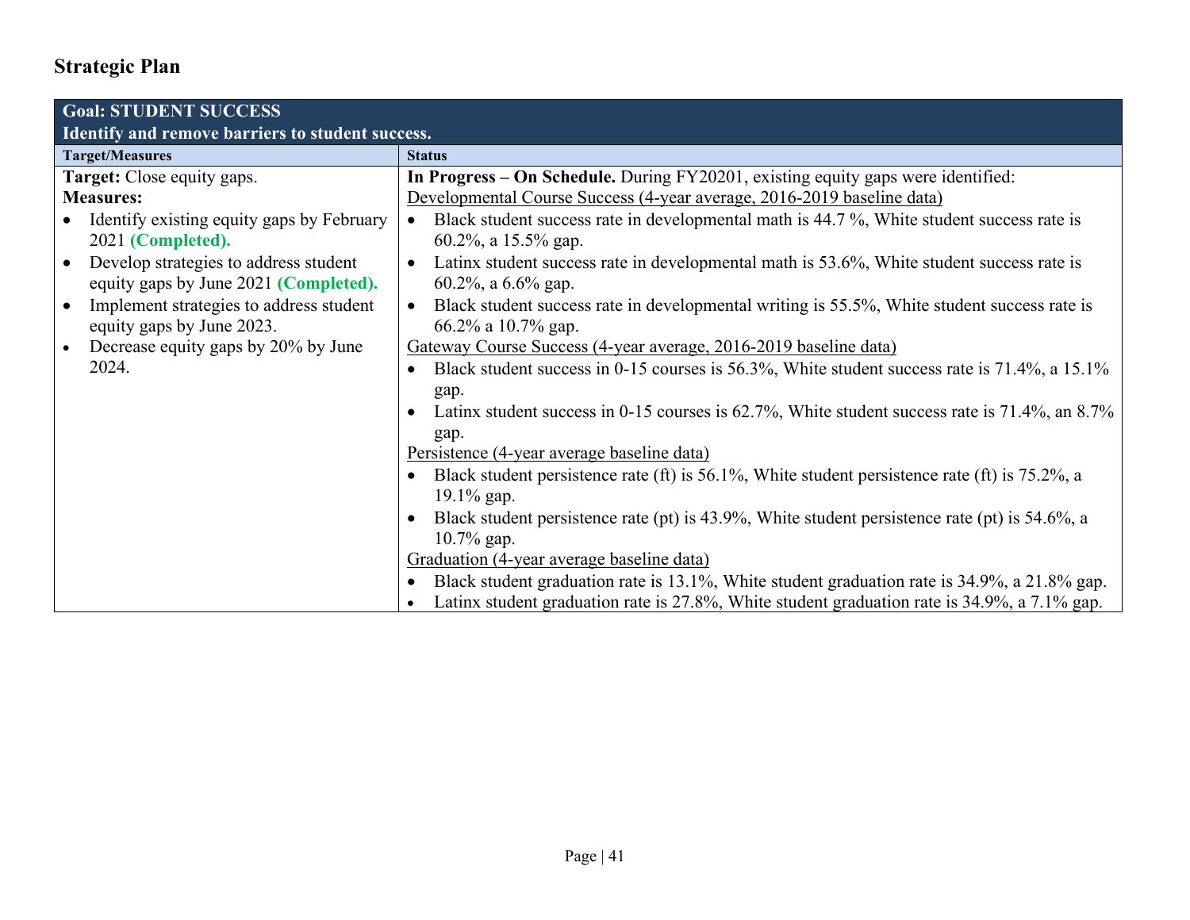## Strategic Plan

<table>
<tr><th colspan="2">Goal: STUDENT SUCCESS<br>Identify and remove barriers to student success.</th></tr>
<tr><th>Target/Measures</th><th>Status</th></tr>
<tr><td><b>Target:</b> Close equity gaps.<br><b>Measures:</b><ul><li>Identify existing equity gaps by February 2021 <b>(Completed).</b></li><li>Develop strategies to address student equity gaps by June 2021 <b>(Completed).</b></li><li>Implement strategies to address student equity gaps by June 2023.</li><li>Decrease equity gaps by 20% by June 2024.</li></ul></td><td><b>In Progress – On Schedule.</b> During FY20201, existing equity gaps were identified:<br><u>Developmental Course Success (4-year average, 2016-2019 baseline data)</u><ul><li>Black student success rate in developmental math is 44.7 %, White student success rate is 60.2%, a 15.5% gap.</li><li>Latinx student success rate in developmental math is 53.6%, White student success rate is 60.2%, a 6.6% gap.</li><li>Black student success rate in developmental writing is 55.5%, White student success rate is 66.2% a 10.7% gap.</li></ul><u>Gateway Course Success (4-year average, 2016-2019 baseline data)</u><ul><li>Black student success in 0-15 courses is 56.3%, White student success rate is 71.4%, a 15.1% gap.</li><li>Latinx student success in 0-15 courses is 62.7%, White student success rate is 71.4%, an 8.7% gap.</li></ul><u>Persistence (4-year average baseline data)</u><ul><li>Black student persistence rate (ft) is 56.1%, White student persistence rate (ft) is 75.2%, a 19.1% gap.</li><li>Black student persistence rate (pt) is 43.9%, White student persistence rate (pt) is 54.6%, a 10.7% gap.</li></ul><u>Graduation (4-year average baseline data)</u><ul><li>Black student graduation rate is 13.1%, White student graduation rate is 34.9%, a 21.8% gap.</li><li>Latinx student graduation rate is 27.8%, White student graduation rate is 34.9%, a 7.1% gap.</li></ul></td></tr>
</table>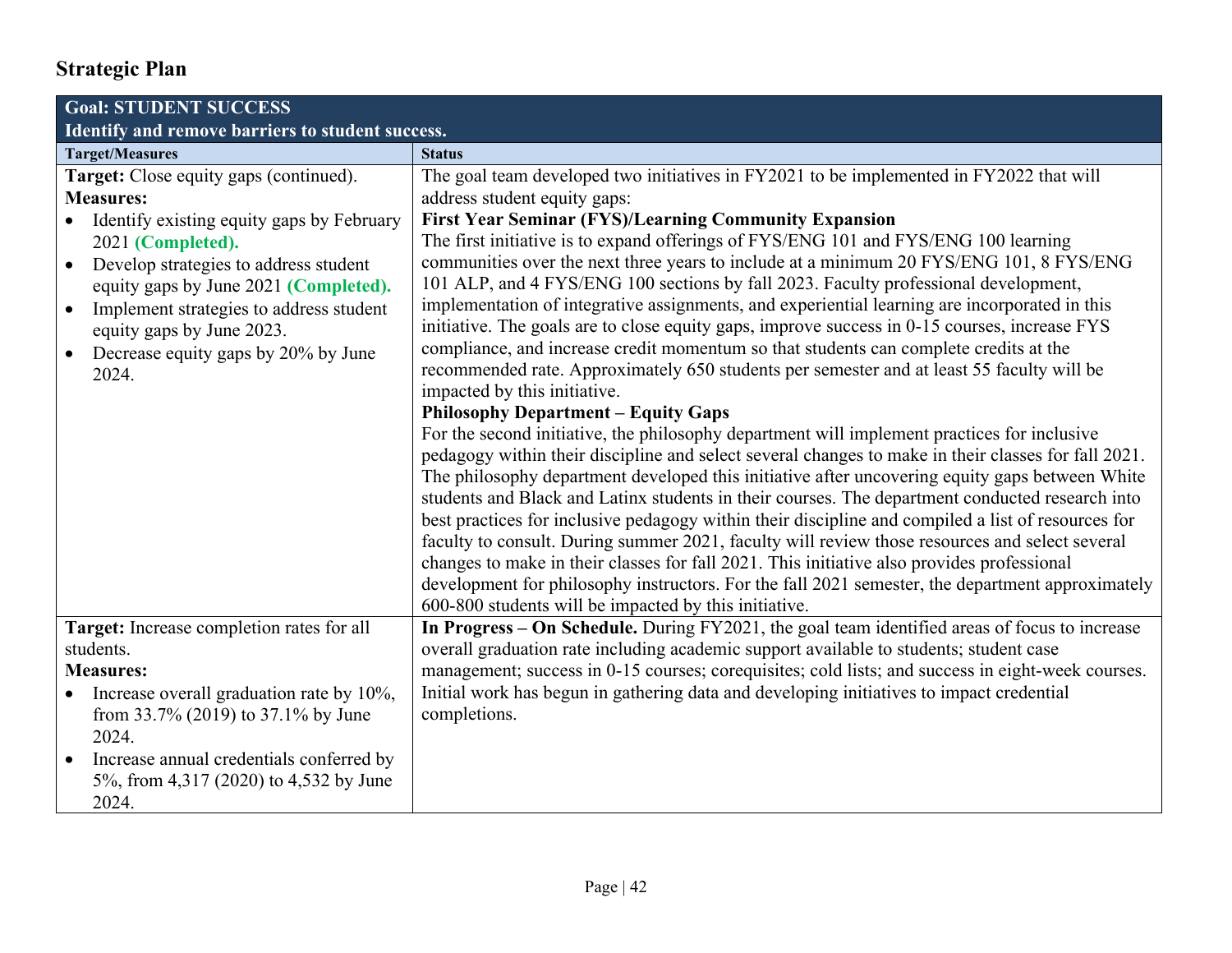## Strategic Plan

| **Goal: STUDENT SUCCESS**<br>**Identify and remove barriers to student success.** | |
|---|---|
| **Target/Measures** | **Status** |
| **Target:** Close equity gaps (continued).<br>**Measures:**<br>• Identify existing equity gaps by February 2021 **(Completed).**<br>• Develop strategies to address student equity gaps by June 2021 **(Completed).**<br>• Implement strategies to address student equity gaps by June 2023.<br>• Decrease equity gaps by 20% by June 2024. | The goal team developed two initiatives in FY2021 to be implemented in FY2022 that will address student equity gaps:<br>**First Year Seminar (FYS)/Learning Community Expansion**<br>The first initiative is to expand offerings of FYS/ENG 101 and FYS/ENG 100 learning communities over the next three years to include at a minimum 20 FYS/ENG 101, 8 FYS/ENG 101 ALP, and 4 FYS/ENG 100 sections by fall 2023. Faculty professional development, implementation of integrative assignments, and experiential learning are incorporated in this initiative. The goals are to close equity gaps, improve success in 0-15 courses, increase FYS compliance, and increase credit momentum so that students can complete credits at the recommended rate. Approximately 650 students per semester and at least 55 faculty will be impacted by this initiative.<br>**Philosophy Department – Equity Gaps**<br>For the second initiative, the philosophy department will implement practices for inclusive pedagogy within their discipline and select several changes to make in their classes for fall 2021. The philosophy department developed this initiative after uncovering equity gaps between White students and Black and Latinx students in their courses. The department conducted research into best practices for inclusive pedagogy within their discipline and compiled a list of resources for faculty to consult. During summer 2021, faculty will review those resources and select several changes to make in their classes for fall 2021. This initiative also provides professional development for philosophy instructors. For the fall 2021 semester, the department approximately 600-800 students will be impacted by this initiative. |
| **Target:** Increase completion rates for all students.<br>**Measures:**<br>• Increase overall graduation rate by 10%, from 33.7% (2019) to 37.1% by June 2024.<br>• Increase annual credentials conferred by 5%, from 4,317 (2020) to 4,532 by June 2024. | **In Progress – On Schedule.** During FY2021, the goal team identified areas of focus to increase overall graduation rate including academic support available to students; student case management; success in 0-15 courses; corequisites; cold lists; and success in eight-week courses. Initial work has begun in gathering data and developing initiatives to impact credential completions. |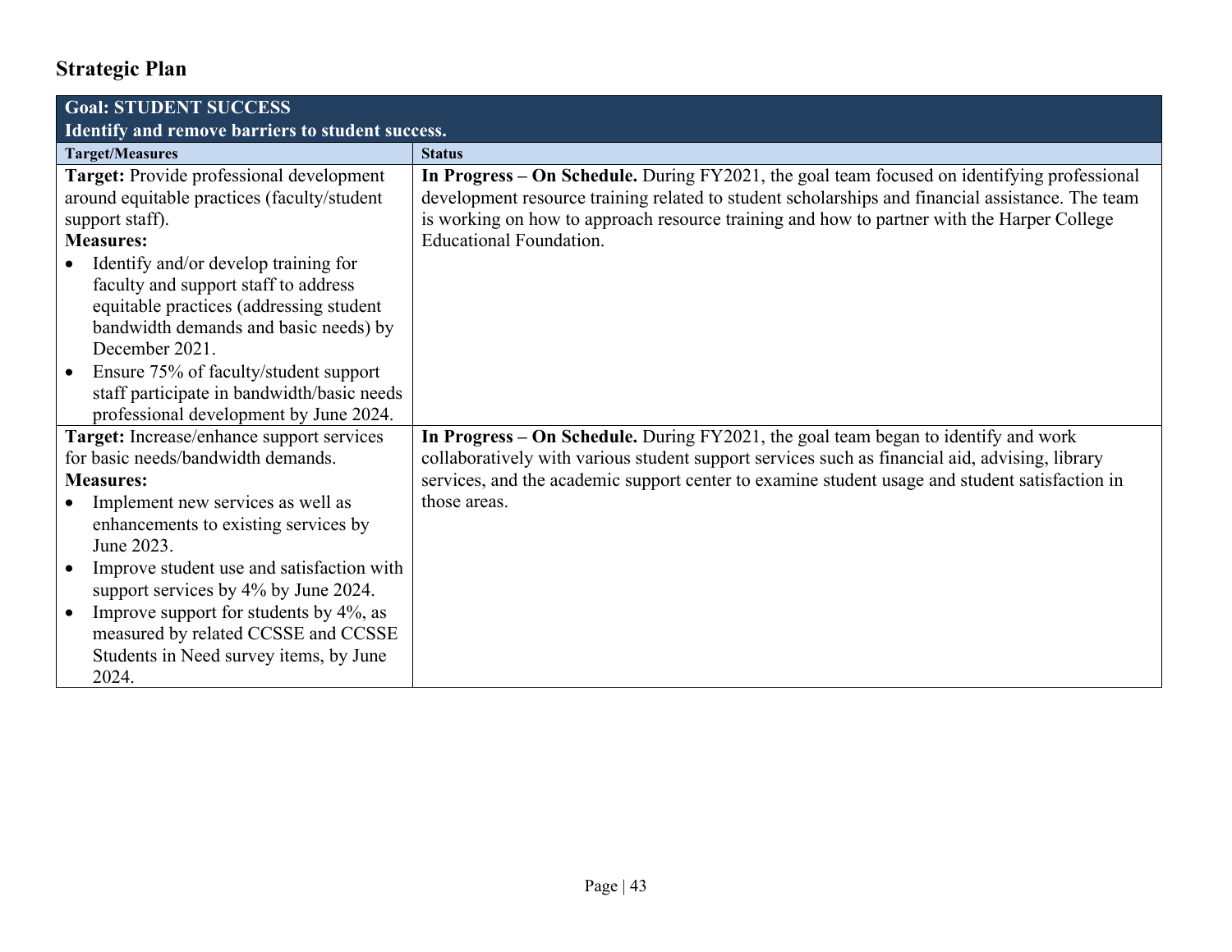## Strategic Plan

| Goal: STUDENT SUCCESS<br>Identify and remove barriers to student success. | |
|---|---|
| **Target/Measures** | **Status** |
| **Target:** Provide professional development around equitable practices (faculty/student support staff).<br>**Measures:**<br>• Identify and/or develop training for faculty and support staff to address equitable practices (addressing student bandwidth demands and basic needs) by December 2021.<br>• Ensure 75% of faculty/student support staff participate in bandwidth/basic needs professional development by June 2024. | **In Progress – On Schedule.** During FY2021, the goal team focused on identifying professional development resource training related to student scholarships and financial assistance. The team is working on how to approach resource training and how to partner with the Harper College Educational Foundation. |
| **Target:** Increase/enhance support services for basic needs/bandwidth demands.<br>**Measures:**<br>• Implement new services as well as enhancements to existing services by June 2023.<br>• Improve student use and satisfaction with support services by 4% by June 2024.<br>• Improve support for students by 4%, as measured by related CCSSE and CCSSE Students in Need survey items, by June 2024. | **In Progress – On Schedule.** During FY2021, the goal team began to identify and work collaboratively with various student support services such as financial aid, advising, library services, and the academic support center to examine student usage and student satisfaction in those areas. |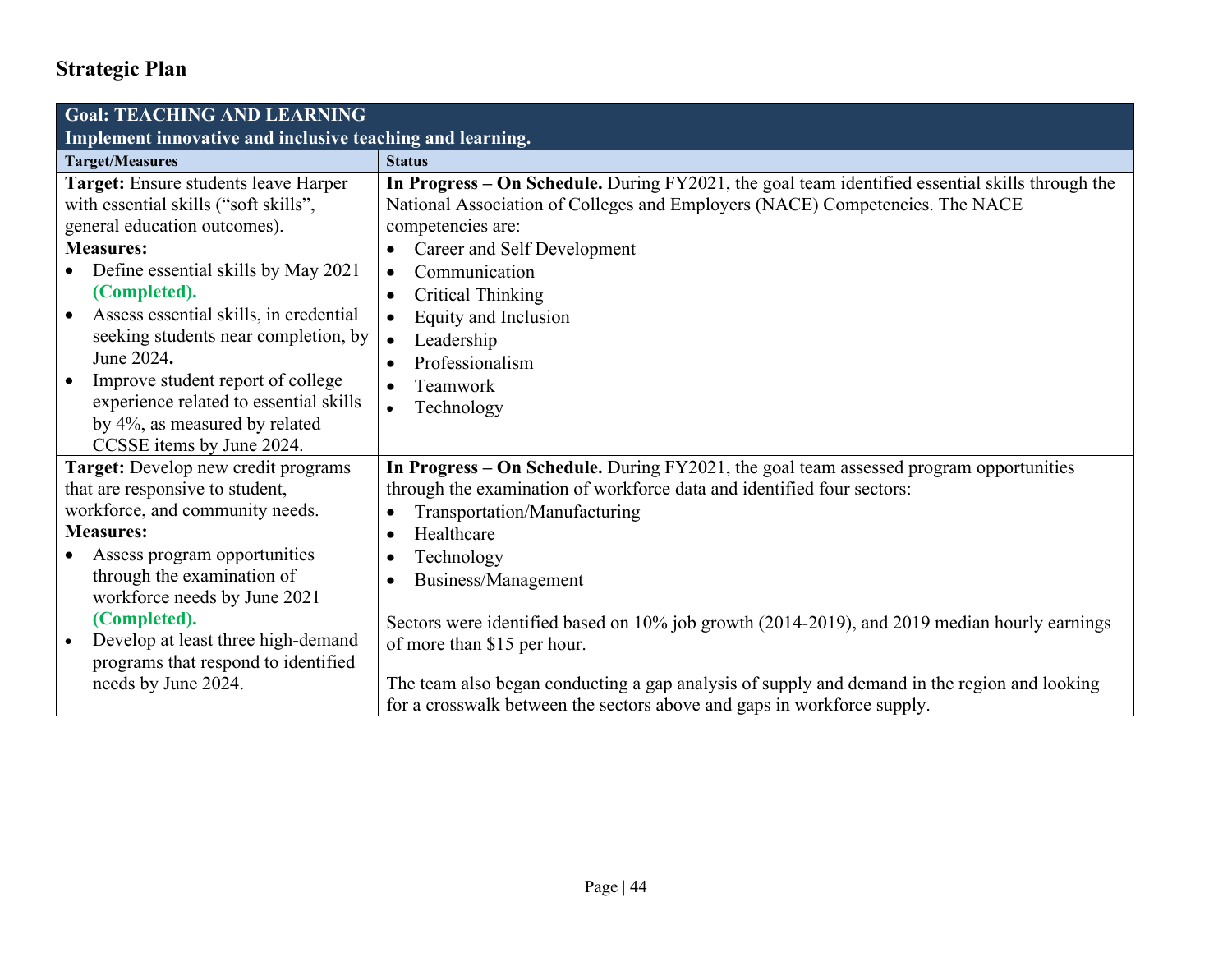## Strategic Plan

| **Goal: TEACHING AND LEARNING**<br>**Implement innovative and inclusive teaching and learning.** | |
|---|---|
| **Target/Measures** | **Status** |
| **Target:** Ensure students leave Harper with essential skills ("soft skills", general education outcomes).<br>**Measures:**<br>• Define essential skills by May 2021 **(Completed).**<br>• Assess essential skills, in credential seeking students near completion, by June 2024**.**<br>• Improve student report of college experience related to essential skills by 4%, as measured by related CCSSE items by June 2024. | **In Progress – On Schedule.** During FY2021, the goal team identified essential skills through the National Association of Colleges and Employers (NACE) Competencies. The NACE competencies are:<br>• Career and Self Development<br>• Communication<br>• Critical Thinking<br>• Equity and Inclusion<br>• Leadership<br>• Professionalism<br>• Teamwork<br>• Technology |
| **Target:** Develop new credit programs that are responsive to student, workforce, and community needs.<br>**Measures:**<br>• Assess program opportunities through the examination of workforce needs by June 2021 **(Completed).**<br>• Develop at least three high-demand programs that respond to identified needs by June 2024. | **In Progress – On Schedule.** During FY2021, the goal team assessed program opportunities through the examination of workforce data and identified four sectors:<br>• Transportation/Manufacturing<br>• Healthcare<br>• Technology<br>• Business/Management<br><br>Sectors were identified based on 10% job growth (2014-2019), and 2019 median hourly earnings of more than $15 per hour.<br><br>The team also began conducting a gap analysis of supply and demand in the region and looking for a crosswalk between the sectors above and gaps in workforce supply. |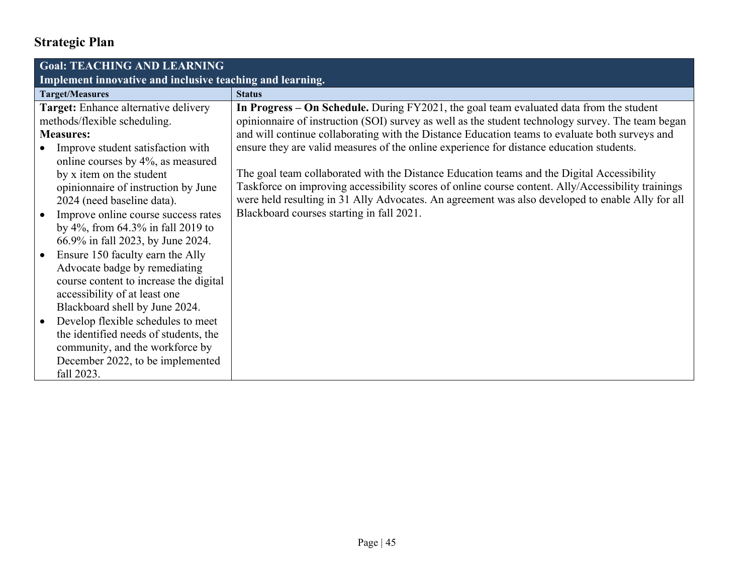## Strategic Plan

| Goal: TEACHING AND LEARNING<br>Implement innovative and inclusive teaching and learning. | |
|---|---|
| **Target/Measures** | **Status** |
| **Target:** Enhance alternative delivery methods/flexible scheduling.<br>**Measures:**<br>• Improve student satisfaction with online courses by 4%, as measured by x item on the student opinionnaire of instruction by June 2024 (need baseline data).<br>• Improve online course success rates by 4%, from 64.3% in fall 2019 to 66.9% in fall 2023, by June 2024.<br>• Ensure 150 faculty earn the Ally Advocate badge by remediating course content to increase the digital accessibility of at least one Blackboard shell by June 2024.<br>• Develop flexible schedules to meet the identified needs of students, the community, and the workforce by December 2022, to be implemented fall 2023. | **In Progress – On Schedule.** During FY2021, the goal team evaluated data from the student opinionnaire of instruction (SOI) survey as well as the student technology survey. The team began and will continue collaborating with the Distance Education teams to evaluate both surveys and ensure they are valid measures of the online experience for distance education students.<br><br>The goal team collaborated with the Distance Education teams and the Digital Accessibility Taskforce on improving accessibility scores of online course content. Ally/Accessibility trainings were held resulting in 31 Ally Advocates. An agreement was also developed to enable Ally for all Blackboard courses starting in fall 2021. |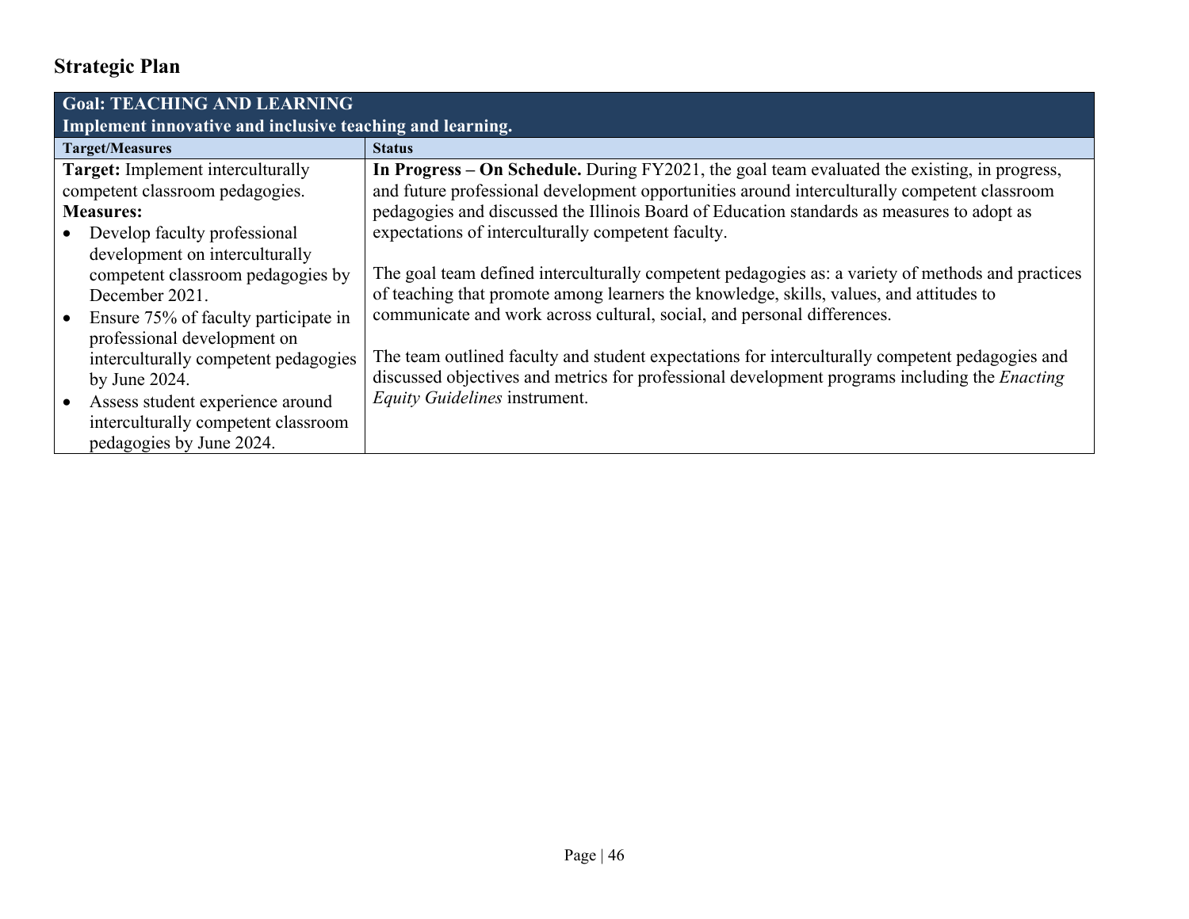## Strategic Plan

| **Goal: TEACHING AND LEARNING**<br>**Implement innovative and inclusive teaching and learning.** | |
|---|---|
| **Target/Measures** | **Status** |
| **Target:** Implement interculturally competent classroom pedagogies.<br>**Measures:**<br>• Develop faculty professional development on interculturally competent classroom pedagogies by December 2021.<br>• Ensure 75% of faculty participate in professional development on interculturally competent pedagogies by June 2024.<br>• Assess student experience around interculturally competent classroom pedagogies by June 2024. | **In Progress – On Schedule.** During FY2021, the goal team evaluated the existing, in progress, and future professional development opportunities around interculturally competent classroom pedagogies and discussed the Illinois Board of Education standards as measures to adopt as expectations of interculturally competent faculty.<br><br>The goal team defined interculturally competent pedagogies as: a variety of methods and practices of teaching that promote among learners the knowledge, skills, values, and attitudes to communicate and work across cultural, social, and personal differences.<br><br>The team outlined faculty and student expectations for interculturally competent pedagogies and discussed objectives and metrics for professional development programs including the *Enacting Equity Guidelines* instrument. |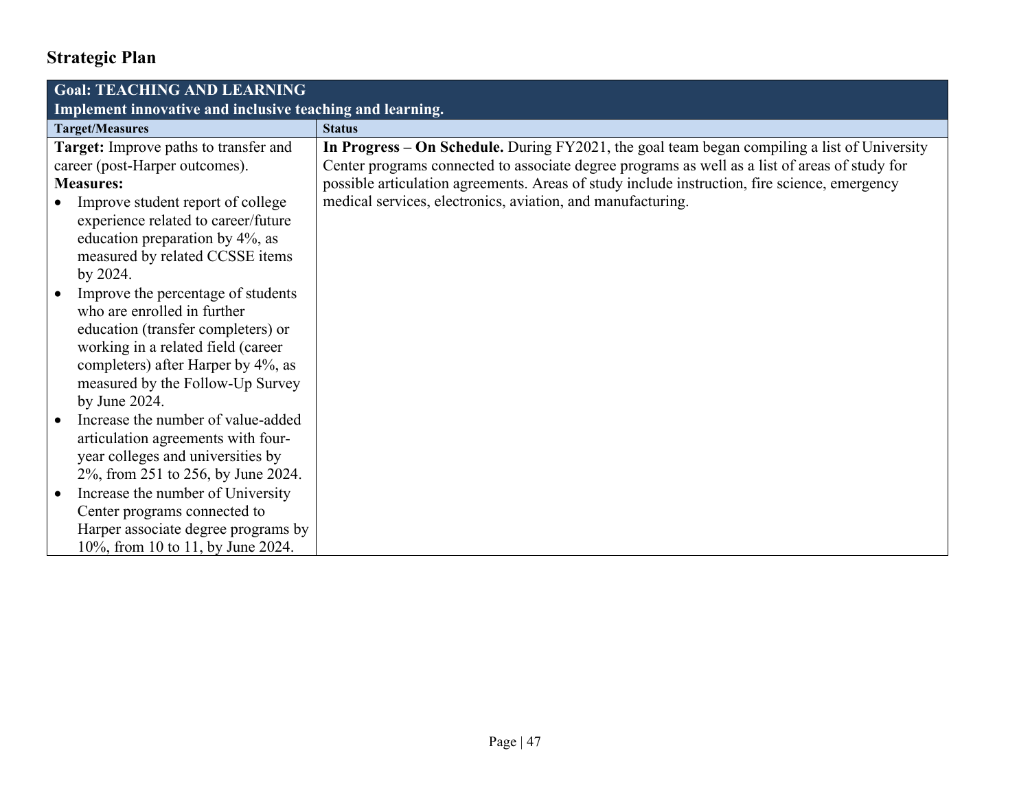## Strategic Plan

| Goal: TEACHING AND LEARNING<br>Implement innovative and inclusive teaching and learning. | |
|---|---|
| **Target/Measures** | **Status** |
| **Target:** Improve paths to transfer and career (post-Harper outcomes).<br>**Measures:**<br>• Improve student report of college experience related to career/future education preparation by 4%, as measured by related CCSSE items by 2024.<br>• Improve the percentage of students who are enrolled in further education (transfer completers) or working in a related field (career completers) after Harper by 4%, as measured by the Follow-Up Survey by June 2024.<br>• Increase the number of value-added articulation agreements with four-year colleges and universities by 2%, from 251 to 256, by June 2024.<br>• Increase the number of University Center programs connected to Harper associate degree programs by 10%, from 10 to 11, by June 2024. | **In Progress – On Schedule.** During FY2021, the goal team began compiling a list of University Center programs connected to associate degree programs as well as a list of areas of study for possible articulation agreements. Areas of study include instruction, fire science, emergency medical services, electronics, aviation, and manufacturing. |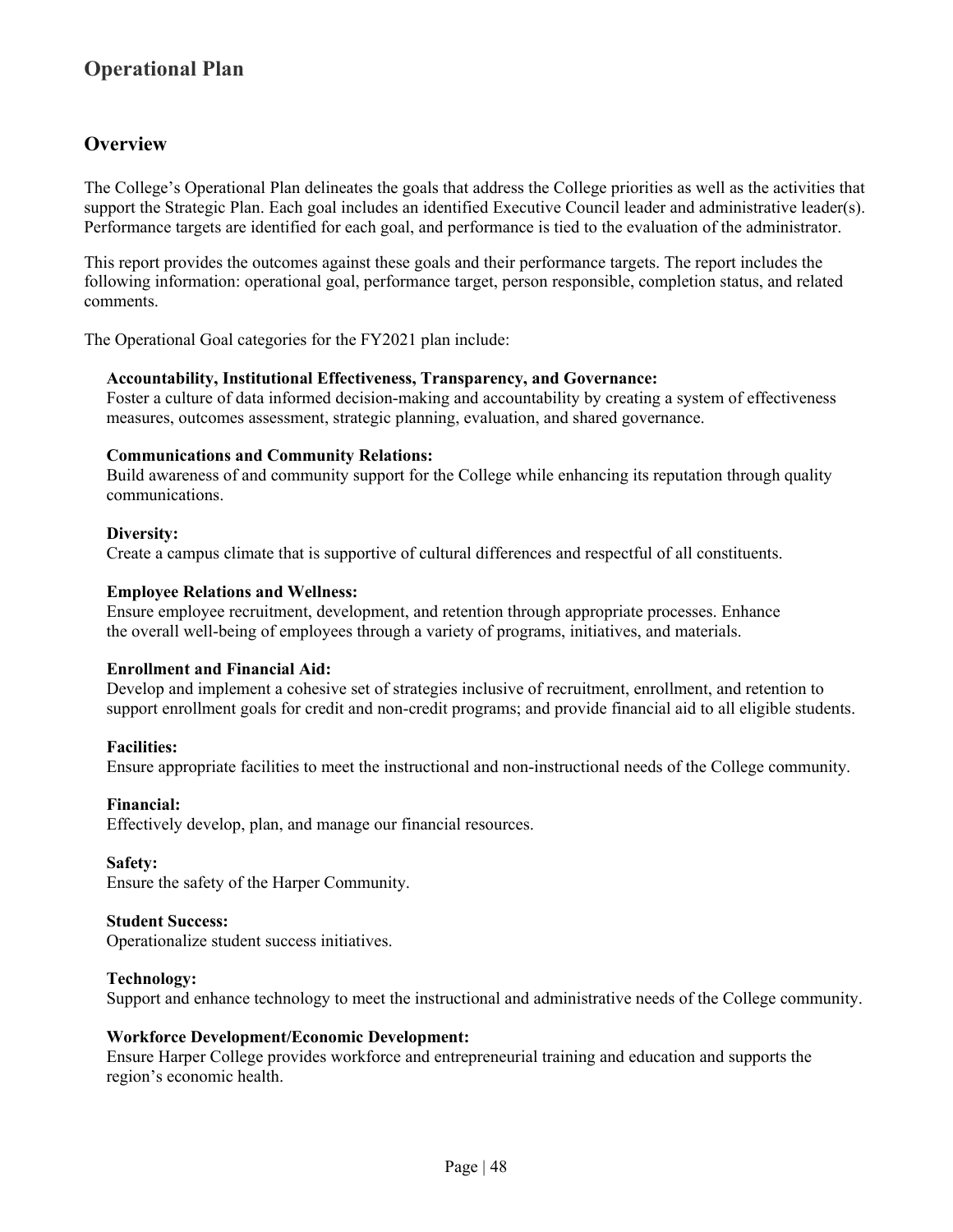# Operational Plan

## Overview

The College's Operational Plan delineates the goals that address the College priorities as well as the activities that support the Strategic Plan. Each goal includes an identified Executive Council leader and administrative leader(s). Performance targets are identified for each goal, and performance is tied to the evaluation of the administrator.

This report provides the outcomes against these goals and their performance targets. The report includes the following information: operational goal, performance target, person responsible, completion status, and related comments.

The Operational Goal categories for the FY2021 plan include:

**Accountability, Institutional Effectiveness, Transparency, and Governance:**
Foster a culture of data informed decision-making and accountability by creating a system of effectiveness measures, outcomes assessment, strategic planning, evaluation, and shared governance.

**Communications and Community Relations:**
Build awareness of and community support for the College while enhancing its reputation through quality communications.

**Diversity:**
Create a campus climate that is supportive of cultural differences and respectful of all constituents.

**Employee Relations and Wellness:**
Ensure employee recruitment, development, and retention through appropriate processes. Enhance the overall well-being of employees through a variety of programs, initiatives, and materials.

**Enrollment and Financial Aid:**
Develop and implement a cohesive set of strategies inclusive of recruitment, enrollment, and retention to support enrollment goals for credit and non-credit programs; and provide financial aid to all eligible students.

**Facilities:**
Ensure appropriate facilities to meet the instructional and non-instructional needs of the College community.

**Financial:**
Effectively develop, plan, and manage our financial resources.

**Safety:**
Ensure the safety of the Harper Community.

**Student Success:**
Operationalize student success initiatives.

**Technology:**
Support and enhance technology to meet the instructional and administrative needs of the College community.

**Workforce Development/Economic Development:**
Ensure Harper College provides workforce and entrepreneurial training and education and supports the region's economic health.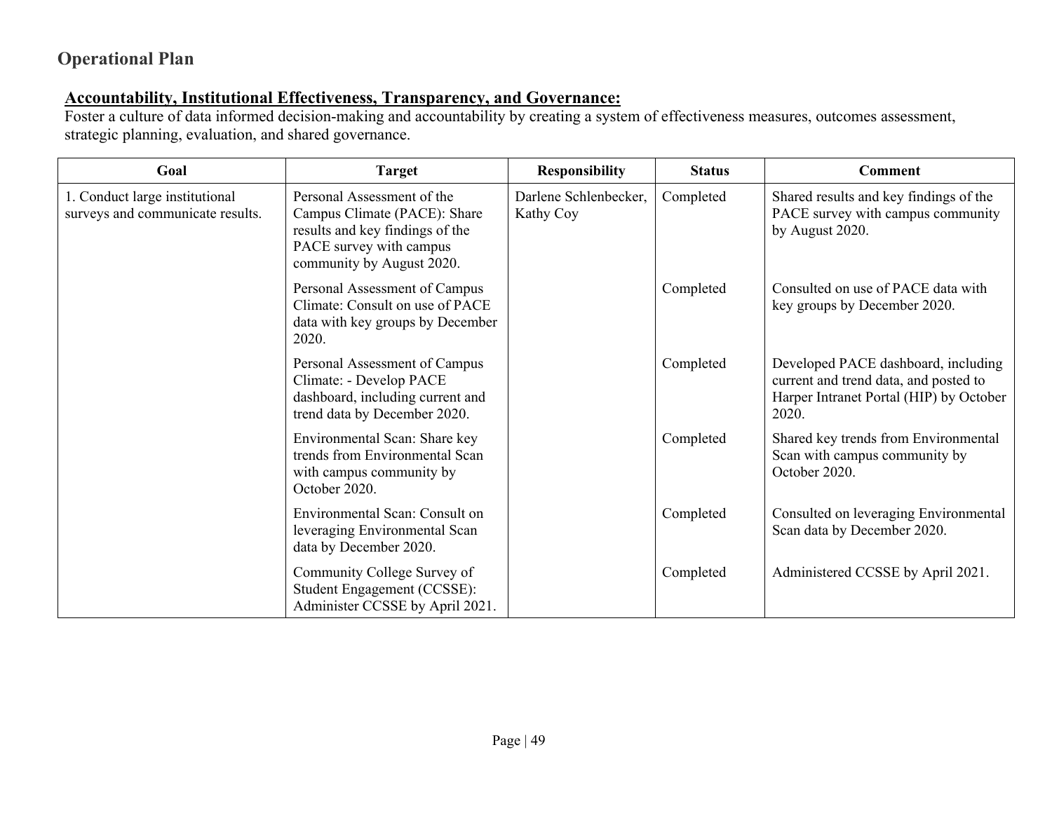## Operational Plan

**Accountability, Institutional Effectiveness, Transparency, and Governance:**

Foster a culture of data informed decision-making and accountability by creating a system of effectiveness measures, outcomes assessment, strategic planning, evaluation, and shared governance.

| Goal | Target | Responsibility | Status | Comment |
|---|---|---|---|---|
| 1. Conduct large institutional surveys and communicate results. | Personal Assessment of the Campus Climate (PACE): Share results and key findings of the PACE survey with campus community by August 2020. | Darlene Schlenbecker, Kathy Coy | Completed | Shared results and key findings of the PACE survey with campus community by August 2020. |
| | Personal Assessment of Campus Climate: Consult on use of PACE data with key groups by December 2020. | | Completed | Consulted on use of PACE data with key groups by December 2020. |
| | Personal Assessment of Campus Climate: - Develop PACE dashboard, including current and trend data by December 2020. | | Completed | Developed PACE dashboard, including current and trend data, and posted to Harper Intranet Portal (HIP) by October 2020. |
| | Environmental Scan: Share key trends from Environmental Scan with campus community by October 2020. | | Completed | Shared key trends from Environmental Scan with campus community by October 2020. |
| | Environmental Scan: Consult on leveraging Environmental Scan data by December 2020. | | Completed | Consulted on leveraging Environmental Scan data by December 2020. |
| | Community College Survey of Student Engagement (CCSSE): Administer CCSSE by April 2021. | | Completed | Administered CCSSE by April 2021. |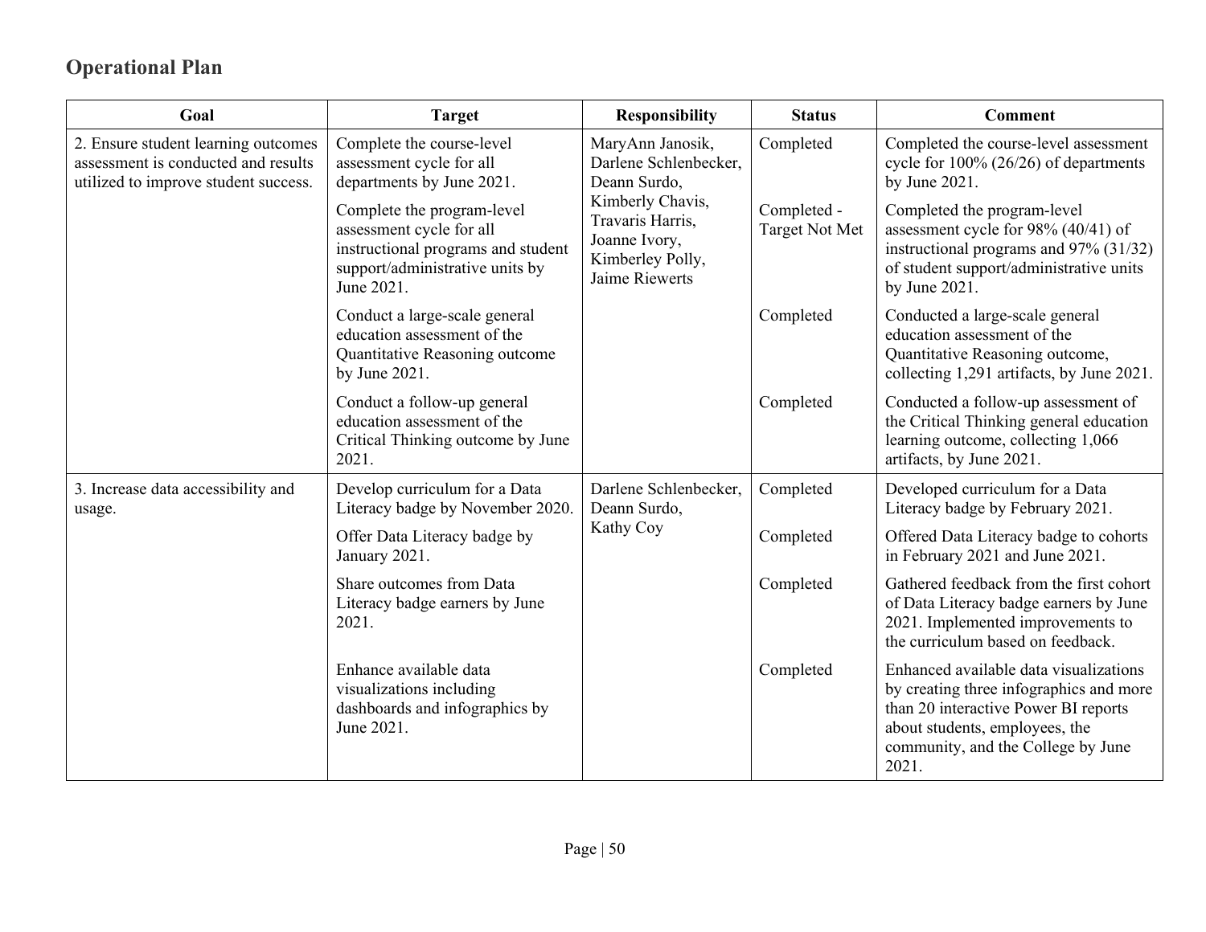## Operational Plan

| Goal | Target | Responsibility | Status | Comment |
|---|---|---|---|---|
| 2. Ensure student learning outcomes assessment is conducted and results utilized to improve student success. | Complete the course-level assessment cycle for all departments by June 2021. | MaryAnn Janosik, Darlene Schlenbecker, Deann Surdo, Kimberly Chavis, Travaris Harris, Joanne Ivory, Kimberley Polly, Jaime Riewerts | Completed | Completed the course-level assessment cycle for 100% (26/26) of departments by June 2021. |
| | Complete the program-level assessment cycle for all instructional programs and student support/administrative units by June 2021. | | Completed - Target Not Met | Completed the program-level assessment cycle for 98% (40/41) of instructional programs and 97% (31/32) of student support/administrative units by June 2021. |
| | Conduct a large-scale general education assessment of the Quantitative Reasoning outcome by June 2021. | | Completed | Conducted a large-scale general education assessment of the Quantitative Reasoning outcome, collecting 1,291 artifacts, by June 2021. |
| | Conduct a follow-up general education assessment of the Critical Thinking outcome by June 2021. | | Completed | Conducted a follow-up assessment of the Critical Thinking general education learning outcome, collecting 1,066 artifacts, by June 2021. |
| 3. Increase data accessibility and usage. | Develop curriculum for a Data Literacy badge by November 2020. | Darlene Schlenbecker, Deann Surdo, Kathy Coy | Completed | Developed curriculum for a Data Literacy badge by February 2021. |
| | Offer Data Literacy badge by January 2021. | | Completed | Offered Data Literacy badge to cohorts in February 2021 and June 2021. |
| | Share outcomes from Data Literacy badge earners by June 2021. | | Completed | Gathered feedback from the first cohort of Data Literacy badge earners by June 2021. Implemented improvements to the curriculum based on feedback. |
| | Enhance available data visualizations including dashboards and infographics by June 2021. | | Completed | Enhanced available data visualizations by creating three infographics and more than 20 interactive Power BI reports about students, employees, the community, and the College by June 2021. |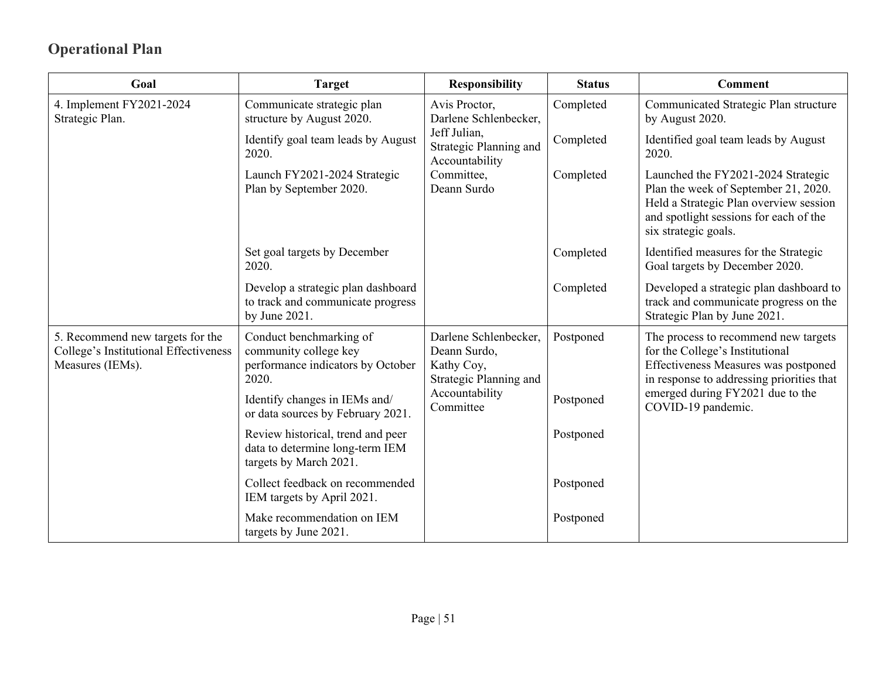## Operational Plan

| Goal | Target | Responsibility | Status | Comment |
|---|---|---|---|---|
| 4. Implement FY2021-2024 Strategic Plan. | Communicate strategic plan structure by August 2020. | Avis Proctor, Darlene Schlenbecker, Jeff Julian, Strategic Planning and Accountability Committee, Deann Surdo | Completed | Communicated Strategic Plan structure by August 2020. |
| | Identify goal team leads by August 2020. | | Completed | Identified goal team leads by August 2020. |
| | Launch FY2021-2024 Strategic Plan by September 2020. | | Completed | Launched the FY2021-2024 Strategic Plan the week of September 21, 2020. Held a Strategic Plan overview session and spotlight sessions for each of the six strategic goals. |
| | Set goal targets by December 2020. | | Completed | Identified measures for the Strategic Goal targets by December 2020. |
| | Develop a strategic plan dashboard to track and communicate progress by June 2021. | | Completed | Developed a strategic plan dashboard to track and communicate progress on the Strategic Plan by June 2021. |
| 5. Recommend new targets for the College's Institutional Effectiveness Measures (IEMs). | Conduct benchmarking of community college key performance indicators by October 2020. | Darlene Schlenbecker, Deann Surdo, Kathy Coy, Strategic Planning and Accountability Committee | Postponed | The process to recommend new targets for the College's Institutional Effectiveness Measures was postponed in response to addressing priorities that emerged during FY2021 due to the COVID-19 pandemic. |
| | Identify changes in IEMs and/ or data sources by February 2021. | | Postponed | |
| | Review historical, trend and peer data to determine long-term IEM targets by March 2021. | | Postponed | |
| | Collect feedback on recommended IEM targets by April 2021. | | Postponed | |
| | Make recommendation on IEM targets by June 2021. | | Postponed | |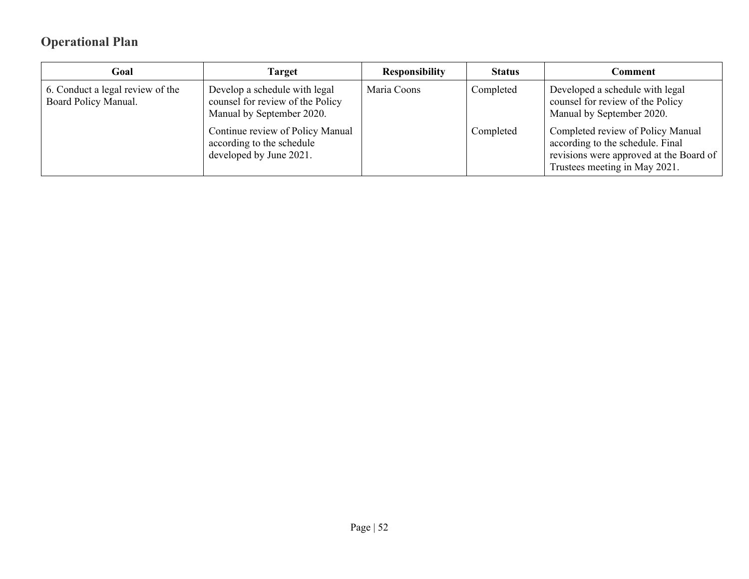## Operational Plan

| Goal | Target | Responsibility | Status | Comment |
|---|---|---|---|---|
| 6. Conduct a legal review of the Board Policy Manual. | Develop a schedule with legal counsel for review of the Policy Manual by September 2020. | Maria Coons | Completed | Developed a schedule with legal counsel for review of the Policy Manual by September 2020. |
| | Continue review of Policy Manual according to the schedule developed by June 2021. | | Completed | Completed review of Policy Manual according to the schedule. Final revisions were approved at the Board of Trustees meeting in May 2021. |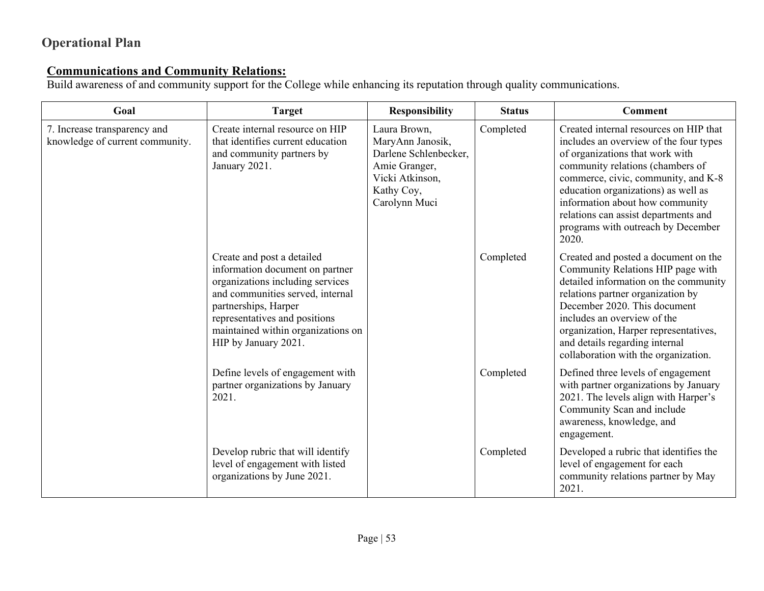## Operational Plan

**Communications and Community Relations:**

Build awareness of and community support for the College while enhancing its reputation through quality communications.

| Goal | Target | Responsibility | Status | Comment |
|---|---|---|---|---|
| 7. Increase transparency and knowledge of current community. | Create internal resource on HIP that identifies current education and community partners by January 2021. | Laura Brown, MaryAnn Janosik, Darlene Schlenbecker, Amie Granger, Vicki Atkinson, Kathy Coy, Carolynn Muci | Completed | Created internal resources on HIP that includes an overview of the four types of organizations that work with community relations (chambers of commerce, civic, community, and K-8 education organizations) as well as information about how community relations can assist departments and programs with outreach by December 2020. |
| | Create and post a detailed information document on partner organizations including services and communities served, internal partnerships, Harper representatives and positions maintained within organizations on HIP by January 2021. | | Completed | Created and posted a document on the Community Relations HIP page with detailed information on the community relations partner organization by December 2020. This document includes an overview of the organization, Harper representatives, and details regarding internal collaboration with the organization. |
| | Define levels of engagement with partner organizations by January 2021. | | Completed | Defined three levels of engagement with partner organizations by January 2021. The levels align with Harper's Community Scan and include awareness, knowledge, and engagement. |
| | Develop rubric that will identify level of engagement with listed organizations by June 2021. | | Completed | Developed a rubric that identifies the level of engagement for each community relations partner by May 2021. |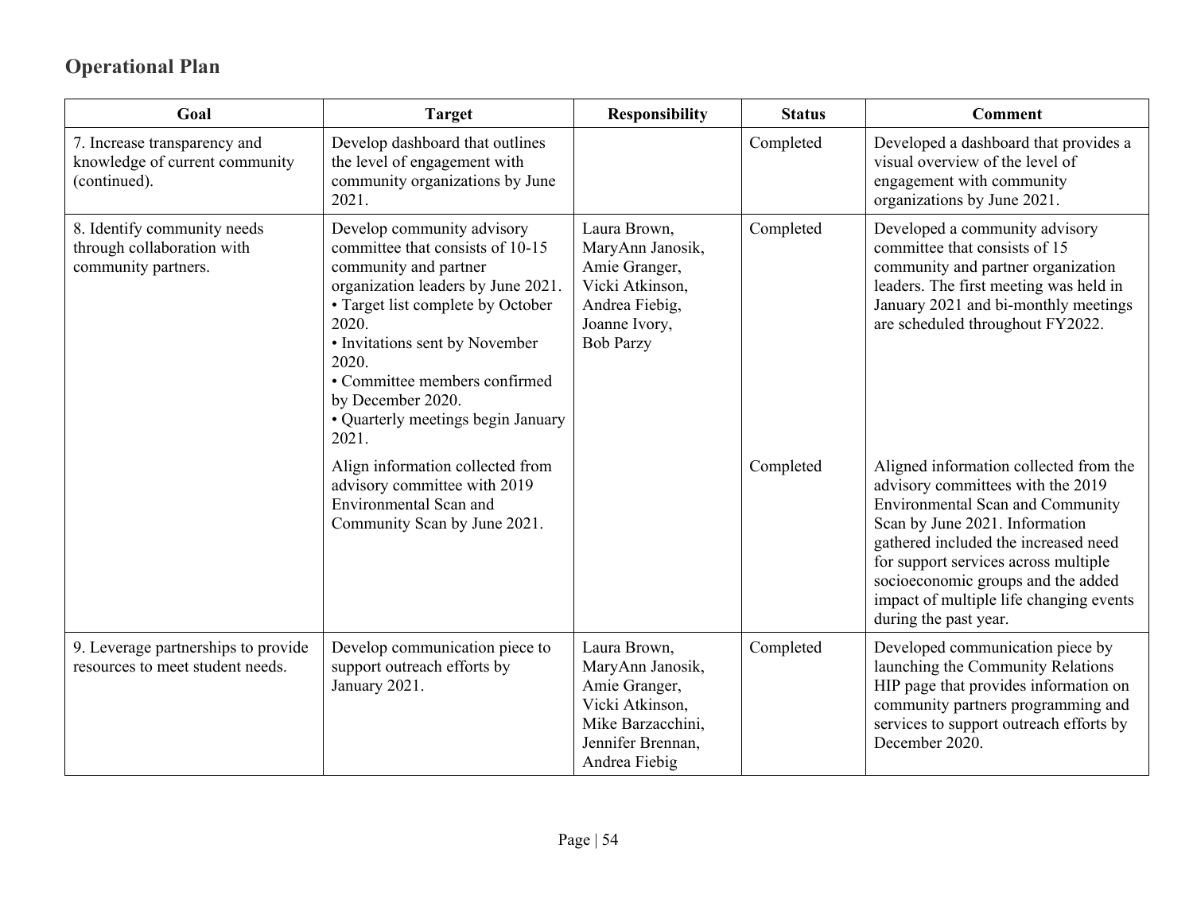## Operational Plan

| Goal | Target | Responsibility | Status | Comment |
|---|---|---|---|---|
| 7. Increase transparency and knowledge of current community (continued). | Develop dashboard that outlines the level of engagement with community organizations by June 2021. | | Completed | Developed a dashboard that provides a visual overview of the level of engagement with community organizations by June 2021. |
| 8. Identify community needs through collaboration with community partners. | Develop community advisory committee that consists of 10-15 community and partner organization leaders by June 2021.<br>• Target list complete by October 2020.<br>• Invitations sent by November 2020.<br>• Committee members confirmed by December 2020.<br>• Quarterly meetings begin January 2021. | Laura Brown, MaryAnn Janosik, Amie Granger, Vicki Atkinson, Andrea Fiebig, Joanne Ivory, Bob Parzy | Completed | Developed a community advisory committee that consists of 15 community and partner organization leaders. The first meeting was held in January 2021 and bi-monthly meetings are scheduled throughout FY2022. |
| | Align information collected from advisory committee with 2019 Environmental Scan and Community Scan by June 2021. | | Completed | Aligned information collected from the advisory committees with the 2019 Environmental Scan and Community Scan by June 2021. Information gathered included the increased need for support services across multiple socioeconomic groups and the added impact of multiple life changing events during the past year. |
| 9. Leverage partnerships to provide resources to meet student needs. | Develop communication piece to support outreach efforts by January 2021. | Laura Brown, MaryAnn Janosik, Amie Granger, Vicki Atkinson, Mike Barzacchini, Jennifer Brennan, Andrea Fiebig | Completed | Developed communication piece by launching the Community Relations HIP page that provides information on community partners programming and services to support outreach efforts by December 2020. |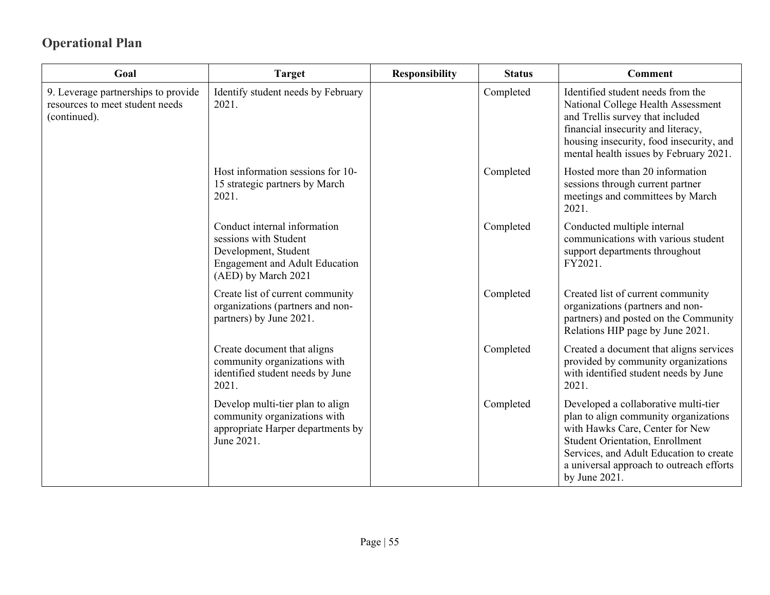## Operational Plan

| Goal | Target | Responsibility | Status | Comment |
|---|---|---|---|---|
| 9. Leverage partnerships to provide resources to meet student needs (continued). | Identify student needs by February 2021. | | Completed | Identified student needs from the National College Health Assessment and Trellis survey that included financial insecurity and literacy, housing insecurity, food insecurity, and mental health issues by February 2021. |
| | Host information sessions for 10-15 strategic partners by March 2021. | | Completed | Hosted more than 20 information sessions through current partner meetings and committees by March 2021. |
| | Conduct internal information sessions with Student Development, Student Engagement and Adult Education (AED) by March 2021 | | Completed | Conducted multiple internal communications with various student support departments throughout FY2021. |
| | Create list of current community organizations (partners and non-partners) by June 2021. | | Completed | Created list of current community organizations (partners and non-partners) and posted on the Community Relations HIP page by June 2021. |
| | Create document that aligns community organizations with identified student needs by June 2021. | | Completed | Created a document that aligns services provided by community organizations with identified student needs by June 2021. |
| | Develop multi-tier plan to align community organizations with appropriate Harper departments by June 2021. | | Completed | Developed a collaborative multi-tier plan to align community organizations with Hawks Care, Center for New Student Orientation, Enrollment Services, and Adult Education to create a universal approach to outreach efforts by June 2021. |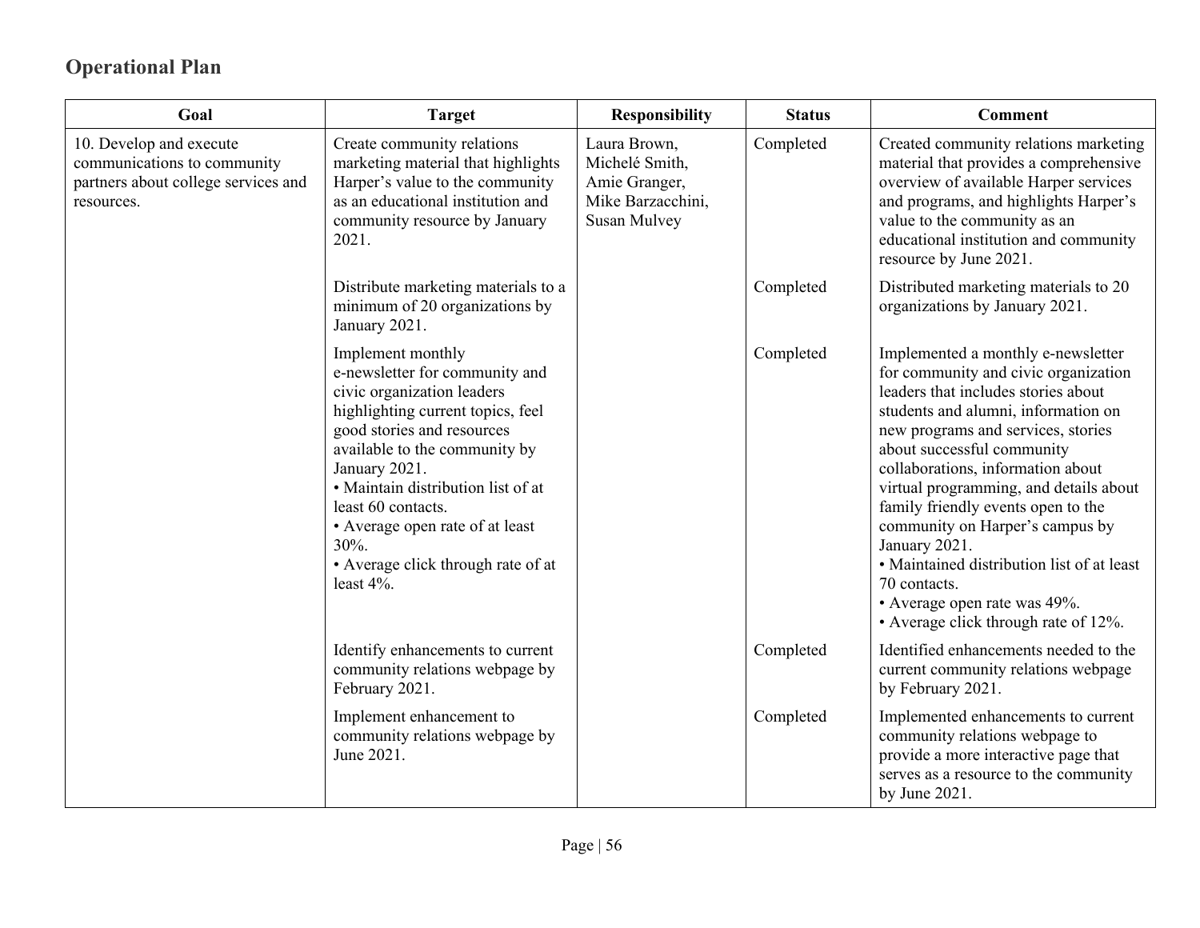## Operational Plan

| Goal | Target | Responsibility | Status | Comment |
|---|---|---|---|---|
| 10. Develop and execute communications to community partners about college services and resources. | Create community relations marketing material that highlights Harper's value to the community as an educational institution and community resource by January 2021. | Laura Brown, Michelé Smith, Amie Granger, Mike Barzacchini, Susan Mulvey | Completed | Created community relations marketing material that provides a comprehensive overview of available Harper services and programs, and highlights Harper's value to the community as an educational institution and community resource by June 2021. |
| | Distribute marketing materials to a minimum of 20 organizations by January 2021. | | Completed | Distributed marketing materials to 20 organizations by January 2021. |
| | Implement monthly e-newsletter for community and civic organization leaders highlighting current topics, feel good stories and resources available to the community by January 2021.<br>• Maintain distribution list of at least 60 contacts.<br>• Average open rate of at least 30%.<br>• Average click through rate of at least 4%. | | Completed | Implemented a monthly e-newsletter for community and civic organization leaders that includes stories about students and alumni, information on new programs and services, stories about successful community collaborations, information about virtual programming, and details about family friendly events open to the community on Harper's campus by January 2021.<br>• Maintained distribution list of at least 70 contacts.<br>• Average open rate was 49%.<br>• Average click through rate of 12%. |
| | Identify enhancements to current community relations webpage by February 2021. | | Completed | Identified enhancements needed to the current community relations webpage by February 2021. |
| | Implement enhancement to community relations webpage by June 2021. | | Completed | Implemented enhancements to current community relations webpage to provide a more interactive page that serves as a resource to the community by June 2021. |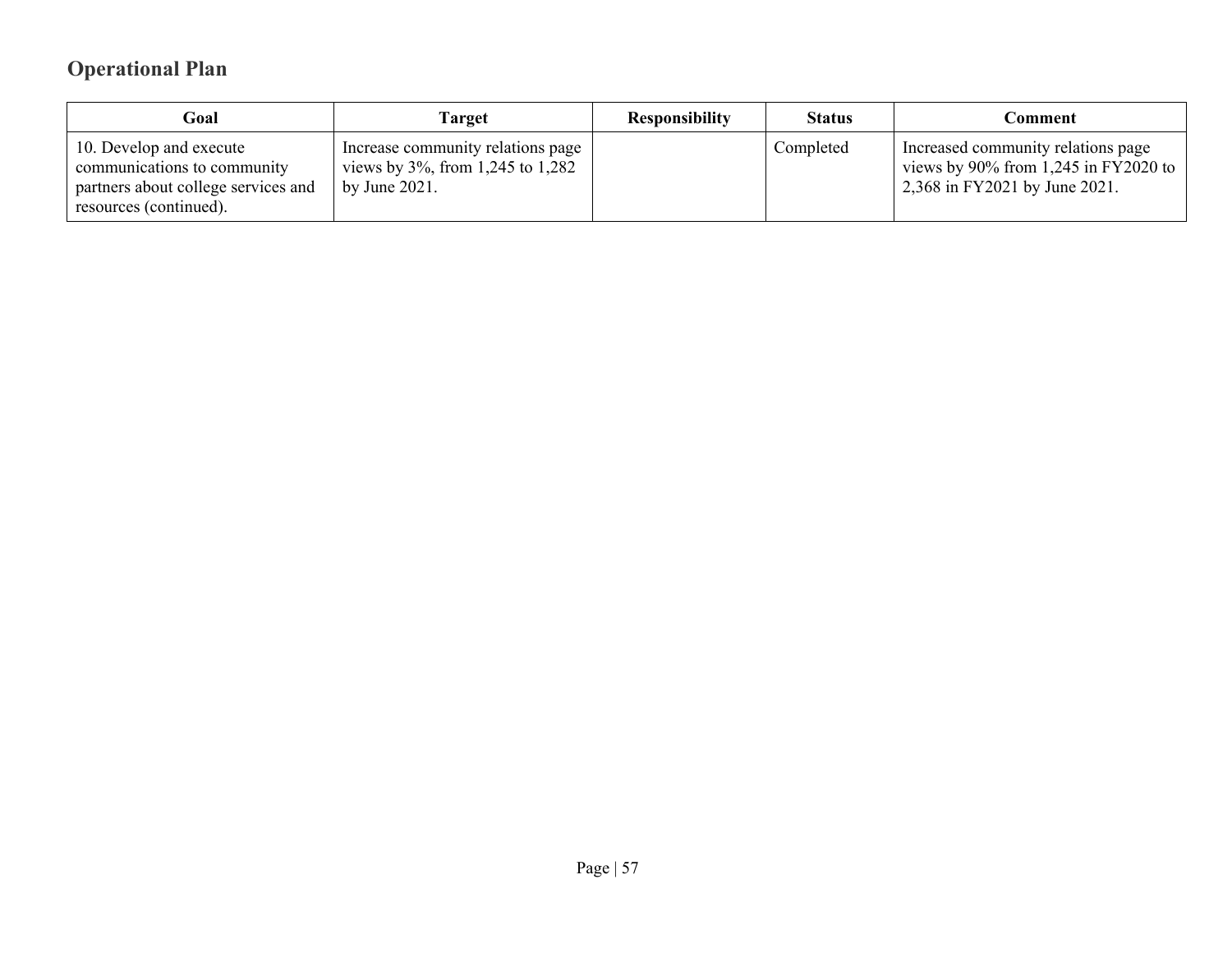## Operational Plan

| Goal | Target | Responsibility | Status | Comment |
| --- | --- | --- | --- | --- |
| 10. Develop and execute communications to community partners about college services and resources (continued). | Increase community relations page views by 3%, from 1,245 to 1,282 by June 2021. | | Completed | Increased community relations page views by 90% from 1,245 in FY2020 to 2,368 in FY2021 by June 2021. |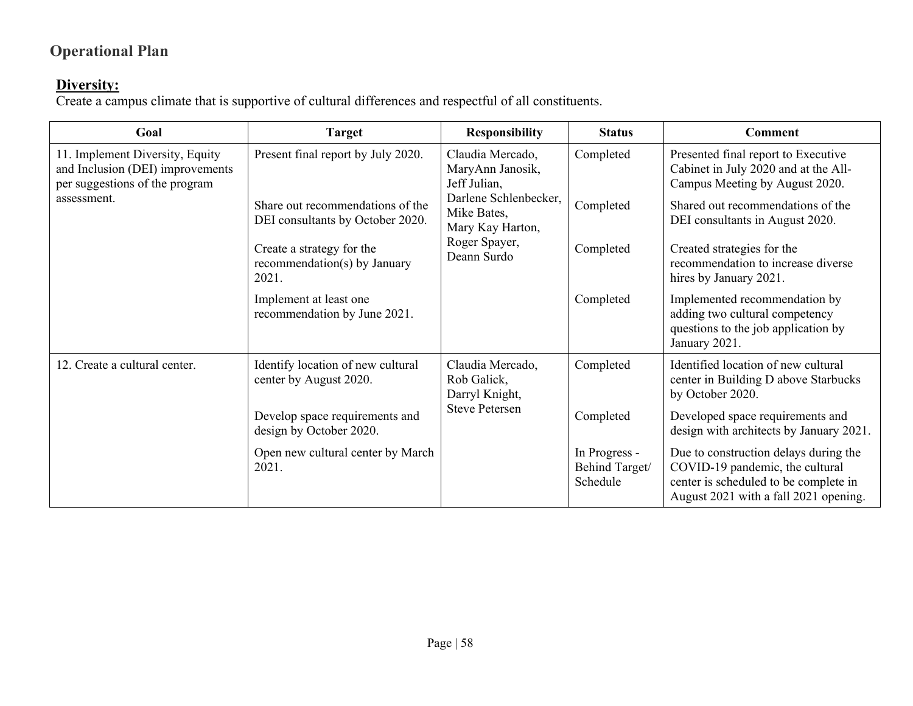## Operational Plan

### Diversity:

Create a campus climate that is supportive of cultural differences and respectful of all constituents.

| Goal | Target | Responsibility | Status | Comment |
|---|---|---|---|---|
| 11. Implement Diversity, Equity and Inclusion (DEI) improvements per suggestions of the program assessment. | Present final report by July 2020. | Claudia Mercado, MaryAnn Janosik, Jeff Julian, Darlene Schlenbecker, Mike Bates, Mary Kay Harton, Roger Spayer, Deann Surdo | Completed | Presented final report to Executive Cabinet in July 2020 and at the All-Campus Meeting by August 2020. |
| | Share out recommendations of the DEI consultants by October 2020. | | Completed | Shared out recommendations of the DEI consultants in August 2020. |
| | Create a strategy for the recommendation(s) by January 2021. | | Completed | Created strategies for the recommendation to increase diverse hires by January 2021. |
| | Implement at least one recommendation by June 2021. | | Completed | Implemented recommendation by adding two cultural competency questions to the job application by January 2021. |
| 12. Create a cultural center. | Identify location of new cultural center by August 2020. | Claudia Mercado, Rob Galick, Darryl Knight, Steve Petersen | Completed | Identified location of new cultural center in Building D above Starbucks by October 2020. |
| | Develop space requirements and design by October 2020. | | Completed | Developed space requirements and design with architects by January 2021. |
| | Open new cultural center by March 2021. | | In Progress - Behind Target/ Schedule | Due to construction delays during the COVID-19 pandemic, the cultural center is scheduled to be complete in August 2021 with a fall 2021 opening. |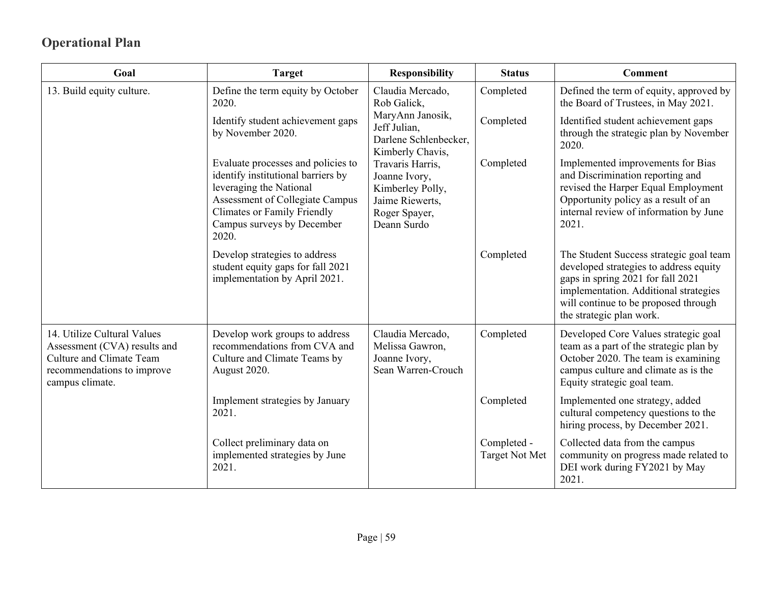## Operational Plan

| Goal | Target | Responsibility | Status | Comment |
|---|---|---|---|---|
| 13. Build equity culture. | Define the term equity by October 2020. | Claudia Mercado, Rob Galick, MaryAnn Janosik, Jeff Julian, Darlene Schlenbecker, Kimberly Chavis, Travaris Harris, Joanne Ivory, Kimberley Polly, Jaime Riewerts, Roger Spayer, Deann Surdo | Completed | Defined the term of equity, approved by the Board of Trustees, in May 2021. |
| | Identify student achievement gaps by November 2020. | | Completed | Identified student achievement gaps through the strategic plan by November 2020. |
| | Evaluate processes and policies to identify institutional barriers by leveraging the National Assessment of Collegiate Campus Climates or Family Friendly Campus surveys by December 2020. | | Completed | Implemented improvements for Bias and Discrimination reporting and revised the Harper Equal Employment Opportunity policy as a result of an internal review of information by June 2021. |
| | Develop strategies to address student equity gaps for fall 2021 implementation by April 2021. | | Completed | The Student Success strategic goal team developed strategies to address equity gaps in spring 2021 for fall 2021 implementation. Additional strategies will continue to be proposed through the strategic plan work. |
| 14. Utilize Cultural Values Assessment (CVA) results and Culture and Climate Team recommendations to improve campus climate. | Develop work groups to address recommendations from CVA and Culture and Climate Teams by August 2020. | Claudia Mercado, Melissa Gawron, Joanne Ivory, Sean Warren-Crouch | Completed | Developed Core Values strategic goal team as a part of the strategic plan by October 2020. The team is examining campus culture and climate as is the Equity strategic goal team. |
| | Implement strategies by January 2021. | | Completed | Implemented one strategy, added cultural competency questions to the hiring process, by December 2021. |
| | Collect preliminary data on implemented strategies by June 2021. | | Completed - Target Not Met | Collected data from the campus community on progress made related to DEI work during FY2021 by May 2021. |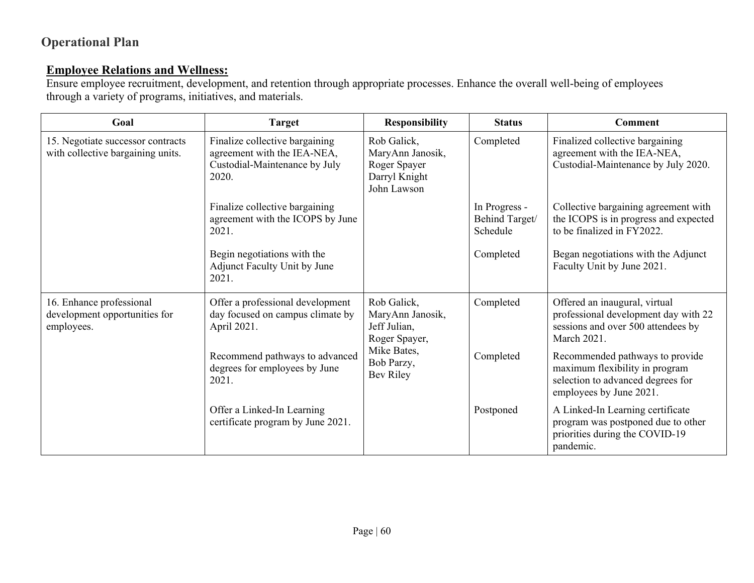## Operational Plan

### Employee Relations and Wellness:

Ensure employee recruitment, development, and retention through appropriate processes. Enhance the overall well-being of employees through a variety of programs, initiatives, and materials.

| Goal | Target | Responsibility | Status | Comment |
|---|---|---|---|---|
| 15. Negotiate successor contracts with collective bargaining units. | Finalize collective bargaining agreement with the IEA-NEA, Custodial-Maintenance by July 2020. | Rob Galick, MaryAnn Janosik, Roger Spayer Darryl Knight John Lawson | Completed | Finalized collective bargaining agreement with the IEA-NEA, Custodial-Maintenance by July 2020. |
| | Finalize collective bargaining agreement with the ICOPS by June 2021. | | In Progress - Behind Target/ Schedule | Collective bargaining agreement with the ICOPS is in progress and expected to be finalized in FY2022. |
| | Begin negotiations with the Adjunct Faculty Unit by June 2021. | | Completed | Began negotiations with the Adjunct Faculty Unit by June 2021. |
| 16. Enhance professional development opportunities for employees. | Offer a professional development day focused on campus climate by April 2021. | Rob Galick, MaryAnn Janosik, Jeff Julian, Roger Spayer, Mike Bates, Bob Parzy, Bev Riley | Completed | Offered an inaugural, virtual professional development day with 22 sessions and over 500 attendees by March 2021. |
| | Recommend pathways to advanced degrees for employees by June 2021. | | Completed | Recommended pathways to provide maximum flexibility in program selection to advanced degrees for employees by June 2021. |
| | Offer a Linked-In Learning certificate program by June 2021. | | Postponed | A Linked-In Learning certificate program was postponed due to other priorities during the COVID-19 pandemic. |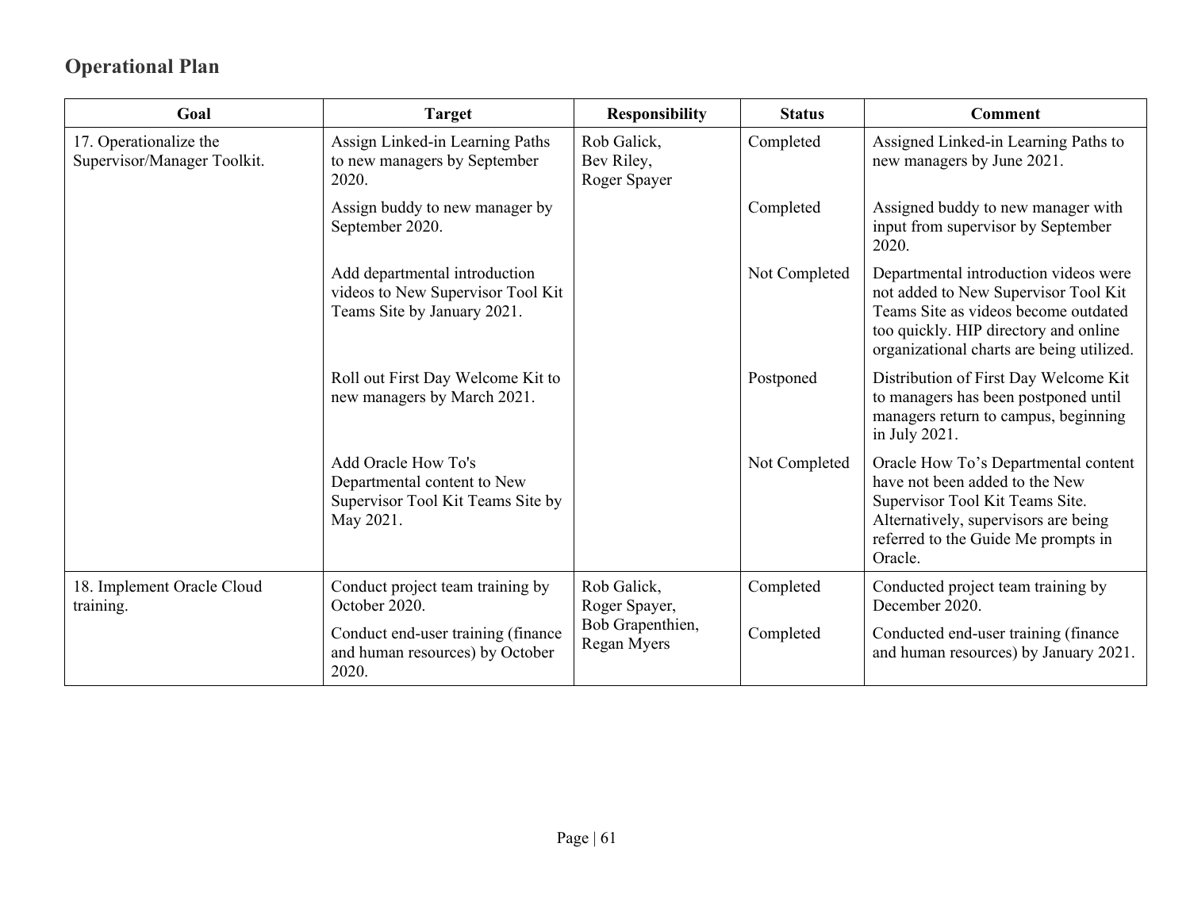## Operational Plan

| Goal | Target | Responsibility | Status | Comment |
|---|---|---|---|---|
| 17. Operationalize the Supervisor/Manager Toolkit. | Assign Linked-in Learning Paths to new managers by September 2020. | Rob Galick, Bev Riley, Roger Spayer | Completed | Assigned Linked-in Learning Paths to new managers by June 2021. |
| | Assign buddy to new manager by September 2020. | | Completed | Assigned buddy to new manager with input from supervisor by September 2020. |
| | Add departmental introduction videos to New Supervisor Tool Kit Teams Site by January 2021. | | Not Completed | Departmental introduction videos were not added to New Supervisor Tool Kit Teams Site as videos become outdated too quickly. HIP directory and online organizational charts are being utilized. |
| | Roll out First Day Welcome Kit to new managers by March 2021. | | Postponed | Distribution of First Day Welcome Kit to managers has been postponed until managers return to campus, beginning in July 2021. |
| | Add Oracle How To's Departmental content to New Supervisor Tool Kit Teams Site by May 2021. | | Not Completed | Oracle How To's Departmental content have not been added to the New Supervisor Tool Kit Teams Site. Alternatively, supervisors are being referred to the Guide Me prompts in Oracle. |
| 18. Implement Oracle Cloud training. | Conduct project team training by October 2020. | Rob Galick, Roger Spayer, Bob Grapenthien, Regan Myers | Completed | Conducted project team training by December 2020. |
| | Conduct end-user training (finance and human resources) by October 2020. | | Completed | Conducted end-user training (finance and human resources) by January 2021. |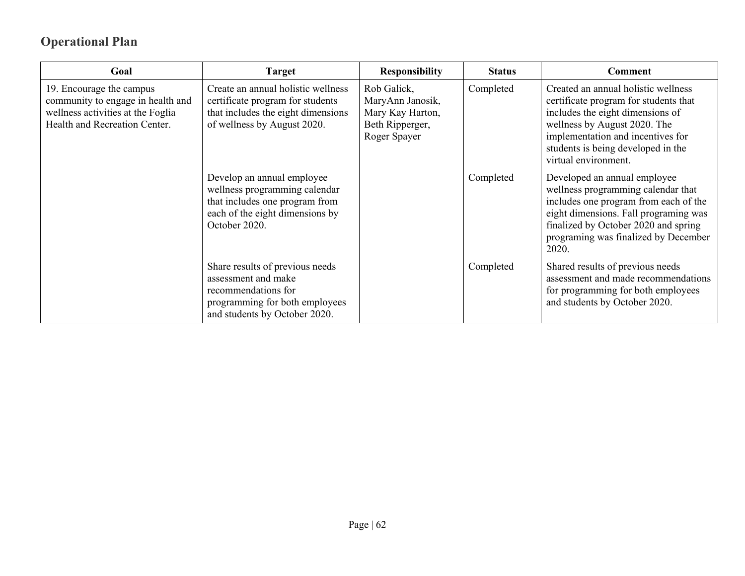## Operational Plan

| Goal | Target | Responsibility | Status | Comment |
|---|---|---|---|---|
| 19. Encourage the campus community to engage in health and wellness activities at the Foglia Health and Recreation Center. | Create an annual holistic wellness certificate program for students that includes the eight dimensions of wellness by August 2020. | Rob Galick, MaryAnn Janosik, Mary Kay Harton, Beth Ripperger, Roger Spayer | Completed | Created an annual holistic wellness certificate program for students that includes the eight dimensions of wellness by August 2020. The implementation and incentives for students is being developed in the virtual environment. |
| | Develop an annual employee wellness programming calendar that includes one program from each of the eight dimensions by October 2020. | | Completed | Developed an annual employee wellness programming calendar that includes one program from each of the eight dimensions. Fall programing was finalized by October 2020 and spring programing was finalized by December 2020. |
| | Share results of previous needs assessment and make recommendations for programming for both employees and students by October 2020. | | Completed | Shared results of previous needs assessment and made recommendations for programming for both employees and students by October 2020. |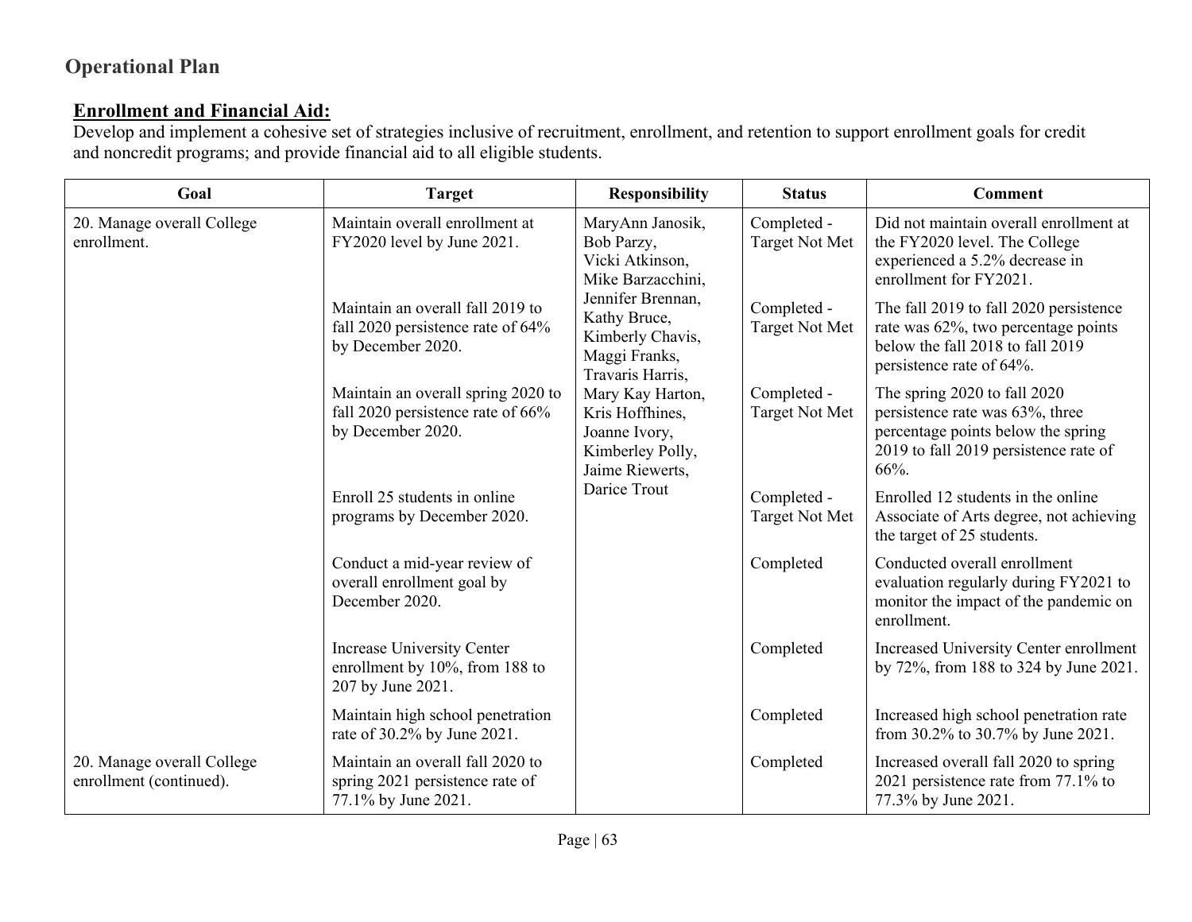# Operational Plan

**Enrollment and Financial Aid:**

Develop and implement a cohesive set of strategies inclusive of recruitment, enrollment, and retention to support enrollment goals for credit and noncredit programs; and provide financial aid to all eligible students.

| Goal | Target | Responsibility | Status | Comment |
|---|---|---|---|---|
| 20. Manage overall College enrollment. | Maintain overall enrollment at FY2020 level by June 2021. | MaryAnn Janosik, Bob Parzy, Vicki Atkinson, Mike Barzacchini, Jennifer Brennan, Kathy Bruce, Kimberly Chavis, Maggi Franks, Travaris Harris, Mary Kay Harton, Kris Hoffhines, Joanne Ivory, Kimberley Polly, Jaime Riewerts, Darice Trout | Completed - Target Not Met | Did not maintain overall enrollment at the FY2020 level. The College experienced a 5.2% decrease in enrollment for FY2021. |
| | Maintain an overall fall 2019 to fall 2020 persistence rate of 64% by December 2020. | | Completed - Target Not Met | The fall 2019 to fall 2020 persistence rate was 62%, two percentage points below the fall 2018 to fall 2019 persistence rate of 64%. |
| | Maintain an overall spring 2020 to fall 2020 persistence rate of 66% by December 2020. | | Completed - Target Not Met | The spring 2020 to fall 2020 persistence rate was 63%, three percentage points below the spring 2019 to fall 2019 persistence rate of 66%. |
| | Enroll 25 students in online programs by December 2020. | | Completed - Target Not Met | Enrolled 12 students in the online Associate of Arts degree, not achieving the target of 25 students. |
| | Conduct a mid-year review of overall enrollment goal by December 2020. | | Completed | Conducted overall enrollment evaluation regularly during FY2021 to monitor the impact of the pandemic on enrollment. |
| | Increase University Center enrollment by 10%, from 188 to 207 by June 2021. | | Completed | Increased University Center enrollment by 72%, from 188 to 324 by June 2021. |
| | Maintain high school penetration rate of 30.2% by June 2021. | | Completed | Increased high school penetration rate from 30.2% to 30.7% by June 2021. |
| 20. Manage overall College enrollment (continued). | Maintain an overall fall 2020 to spring 2021 persistence rate of 77.1% by June 2021. | | Completed | Increased overall fall 2020 to spring 2021 persistence rate from 77.1% to 77.3% by June 2021. |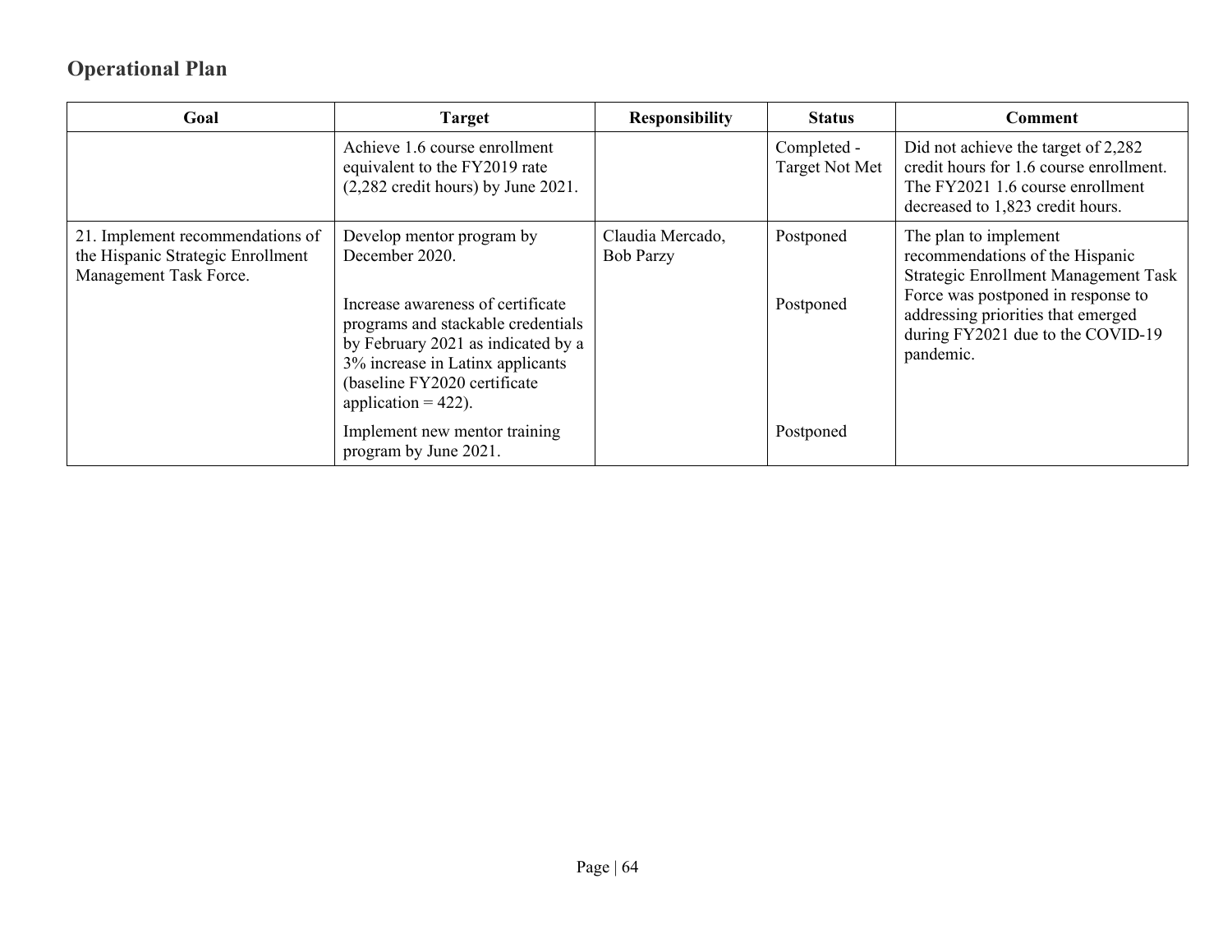## Operational Plan

| Goal | Target | Responsibility | Status | Comment |
|---|---|---|---|---|
| | Achieve 1.6 course enrollment equivalent to the FY2019 rate (2,282 credit hours) by June 2021. | | Completed - Target Not Met | Did not achieve the target of 2,282 credit hours for 1.6 course enrollment. The FY2021 1.6 course enrollment decreased to 1,823 credit hours. |
| 21. Implement recommendations of the Hispanic Strategic Enrollment Management Task Force. | Develop mentor program by December 2020. | Claudia Mercado, Bob Parzy | Postponed | The plan to implement recommendations of the Hispanic Strategic Enrollment Management Task Force was postponed in response to addressing priorities that emerged during FY2021 due to the COVID-19 pandemic. |
| | Increase awareness of certificate programs and stackable credentials by February 2021 as indicated by a 3% increase in Latinx applicants (baseline FY2020 certificate application = 422). | | Postponed | |
| | Implement new mentor training program by June 2021. | | Postponed | |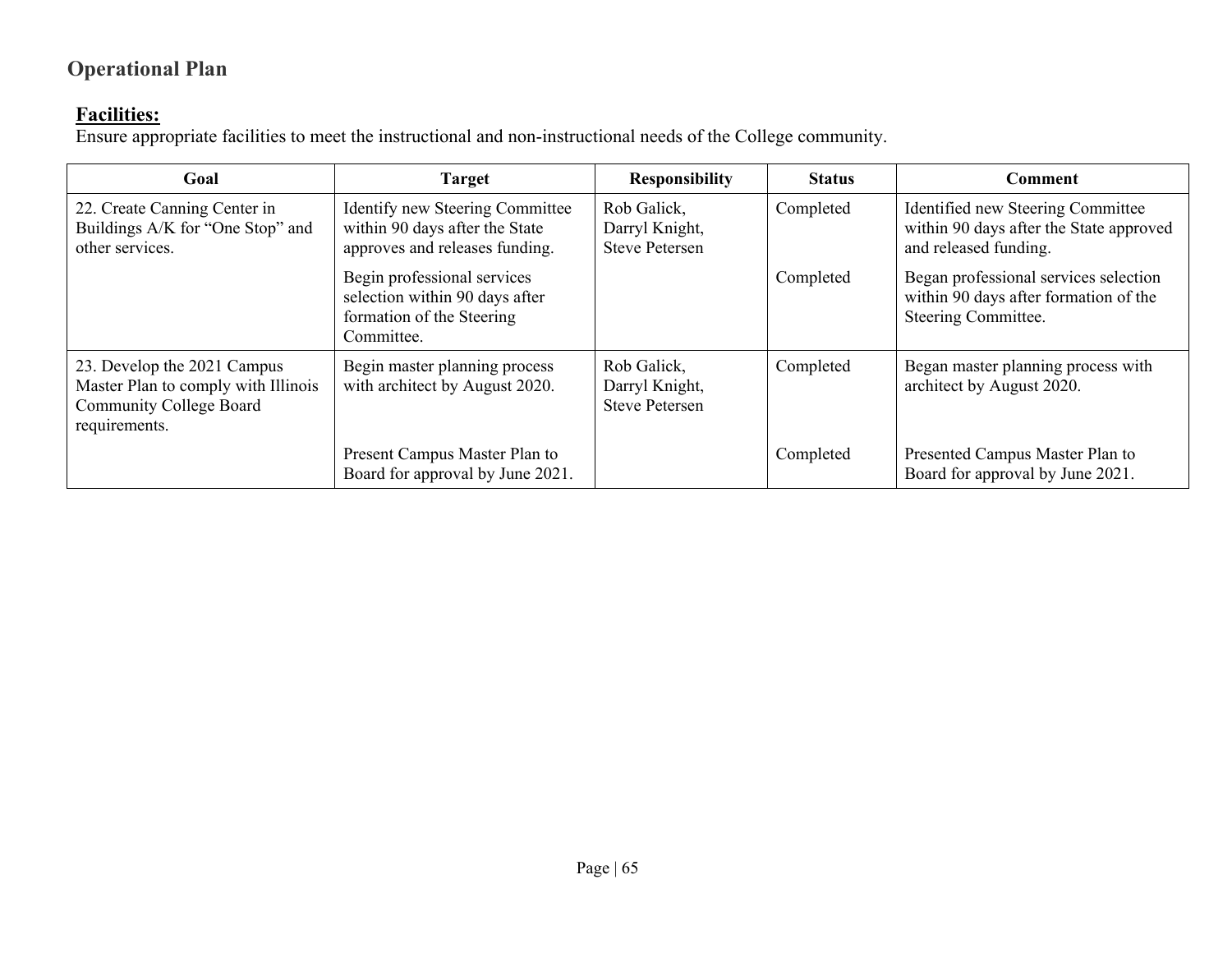## Operational Plan

**Facilities:**

Ensure appropriate facilities to meet the instructional and non-instructional needs of the College community.

| Goal | Target | Responsibility | Status | Comment |
|---|---|---|---|---|
| 22. Create Canning Center in Buildings A/K for "One Stop" and other services. | Identify new Steering Committee within 90 days after the State approves and releases funding. | Rob Galick, Darryl Knight, Steve Petersen | Completed | Identified new Steering Committee within 90 days after the State approved and released funding. |
| | Begin professional services selection within 90 days after formation of the Steering Committee. | | Completed | Began professional services selection within 90 days after formation of the Steering Committee. |
| 23. Develop the 2021 Campus Master Plan to comply with Illinois Community College Board requirements. | Begin master planning process with architect by August 2020. | Rob Galick, Darryl Knight, Steve Petersen | Completed | Began master planning process with architect by August 2020. |
| | Present Campus Master Plan to Board for approval by June 2021. | | Completed | Presented Campus Master Plan to Board for approval by June 2021. |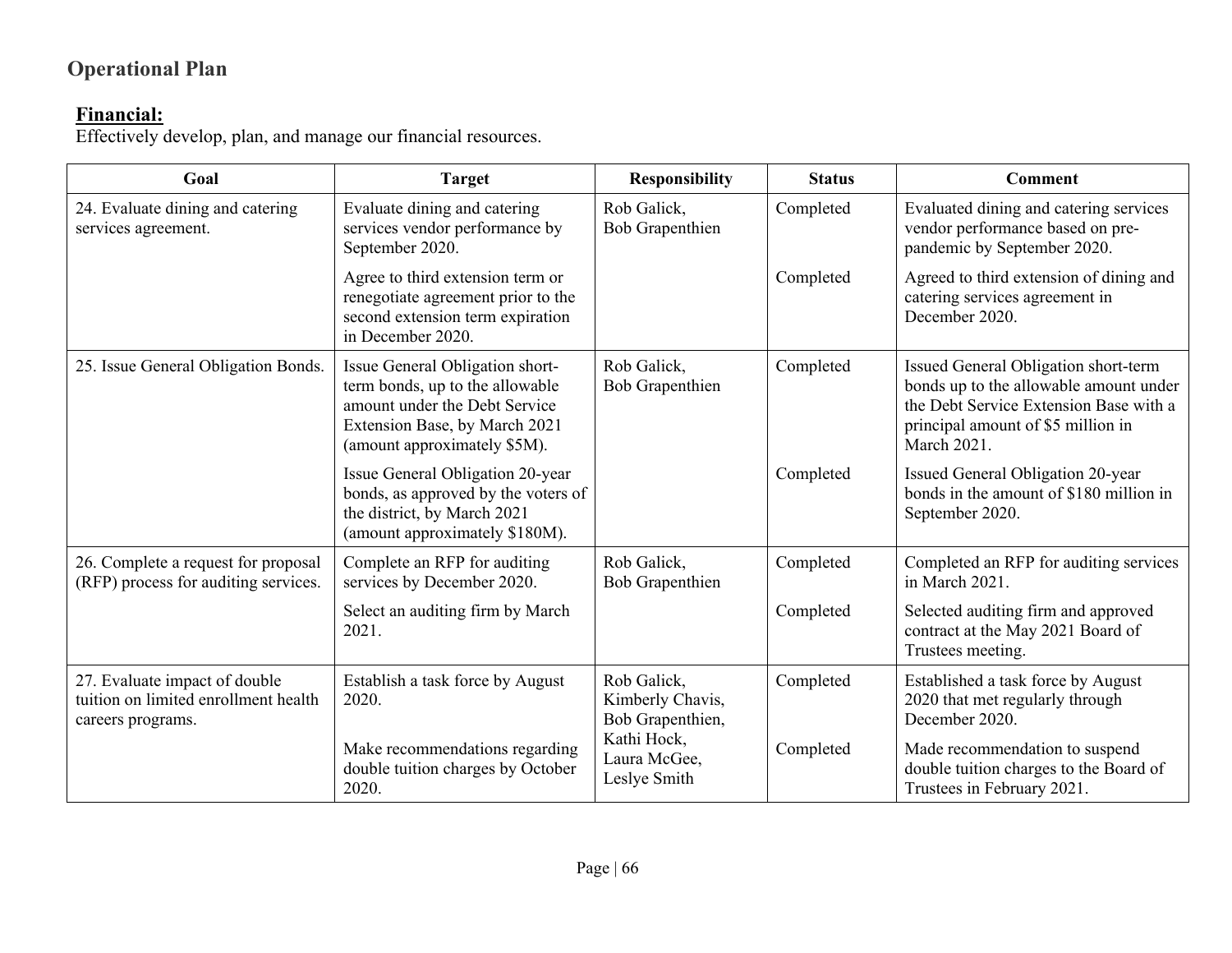## Operational Plan

**Financial:**

Effectively develop, plan, and manage our financial resources.

| Goal | Target | Responsibility | Status | Comment |
|---|---|---|---|---|
| 24. Evaluate dining and catering services agreement. | Evaluate dining and catering services vendor performance by September 2020. | Rob Galick, Bob Grapenthien | Completed | Evaluated dining and catering services vendor performance based on pre-pandemic by September 2020. |
| | Agree to third extension term or renegotiate agreement prior to the second extension term expiration in December 2020. | | Completed | Agreed to third extension of dining and catering services agreement in December 2020. |
| 25. Issue General Obligation Bonds. | Issue General Obligation short-term bonds, up to the allowable amount under the Debt Service Extension Base, by March 2021 (amount approximately $5M). | Rob Galick, Bob Grapenthien | Completed | Issued General Obligation short-term bonds up to the allowable amount under the Debt Service Extension Base with a principal amount of $5 million in March 2021. |
| | Issue General Obligation 20-year bonds, as approved by the voters of the district, by March 2021 (amount approximately $180M). | | Completed | Issued General Obligation 20-year bonds in the amount of $180 million in September 2020. |
| 26. Complete a request for proposal (RFP) process for auditing services. | Complete an RFP for auditing services by December 2020. | Rob Galick, Bob Grapenthien | Completed | Completed an RFP for auditing services in March 2021. |
| | Select an auditing firm by March 2021. | | Completed | Selected auditing firm and approved contract at the May 2021 Board of Trustees meeting. |
| 27. Evaluate impact of double tuition on limited enrollment health careers programs. | Establish a task force by August 2020. | Rob Galick, Kimberly Chavis, Bob Grapenthien, Kathi Hock, Laura McGee, Leslye Smith | Completed | Established a task force by August 2020 that met regularly through December 2020. |
| | Make recommendations regarding double tuition charges by October 2020. | | Completed | Made recommendation to suspend double tuition charges to the Board of Trustees in February 2021. |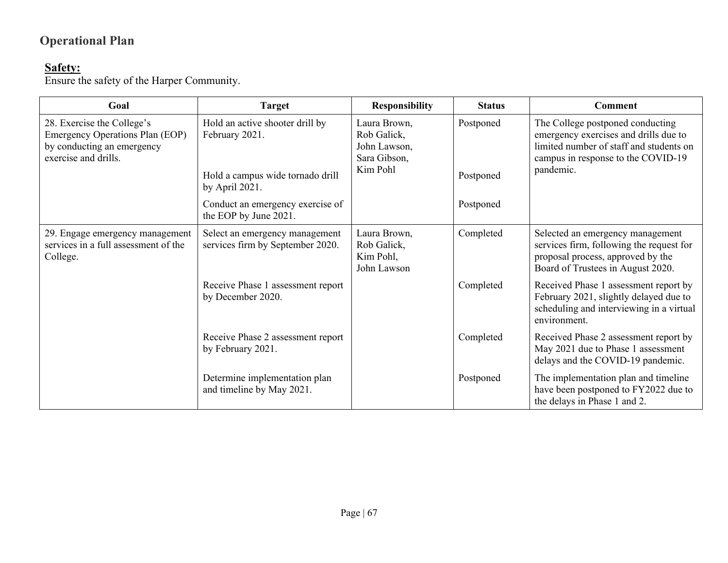## Operational Plan

### Safety:

Ensure the safety of the Harper Community.

| Goal | Target | Responsibility | Status | Comment |
|---|---|---|---|---|
| 28. Exercise the College's Emergency Operations Plan (EOP) by conducting an emergency exercise and drills. | Hold an active shooter drill by February 2021. | Laura Brown, Rob Galick, John Lawson, Sara Gibson, Kim Pohl | Postponed | The College postponed conducting emergency exercises and drills due to limited number of staff and students on campus in response to the COVID-19 pandemic. |
| | Hold a campus wide tornado drill by April 2021. | | Postponed | |
| | Conduct an emergency exercise of the EOP by June 2021. | | Postponed | |
| 29. Engage emergency management services in a full assessment of the College. | Select an emergency management services firm by September 2020. | Laura Brown, Rob Galick, Kim Pohl, John Lawson | Completed | Selected an emergency management services firm, following the request for proposal process, approved by the Board of Trustees in August 2020. |
| | Receive Phase 1 assessment report by December 2020. | | Completed | Received Phase 1 assessment report by February 2021, slightly delayed due to scheduling and interviewing in a virtual environment. |
| | Receive Phase 2 assessment report by February 2021. | | Completed | Received Phase 2 assessment report by May 2021 due to Phase 1 assessment delays and the COVID-19 pandemic. |
| | Determine implementation plan and timeline by May 2021. | | Postponed | The implementation plan and timeline have been postponed to FY2022 due to the delays in Phase 1 and 2. |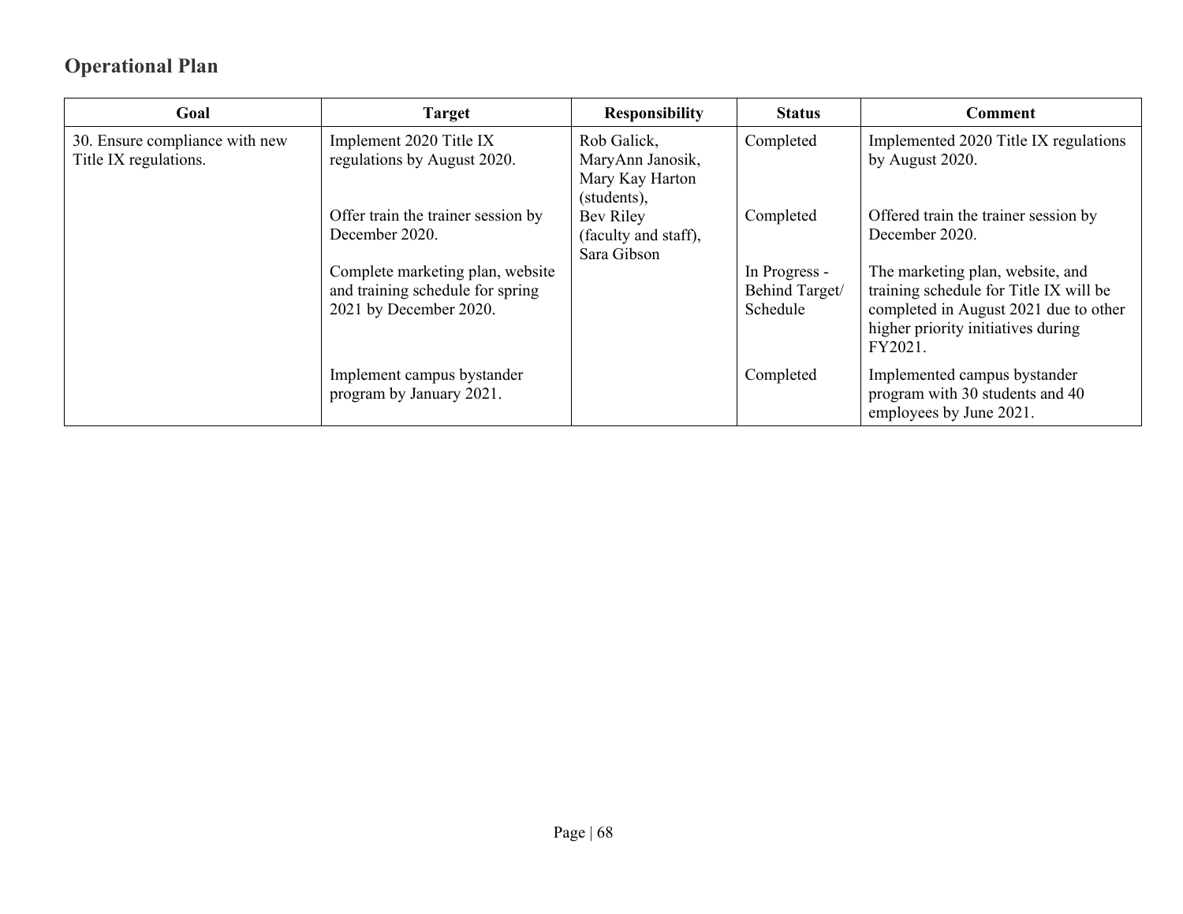## Operational Plan

| Goal | Target | Responsibility | Status | Comment |
|---|---|---|---|---|
| 30. Ensure compliance with new Title IX regulations. | Implement 2020 Title IX regulations by August 2020. | Rob Galick, MaryAnn Janosik, Mary Kay Harton (students), Bev Riley (faculty and staff), Sara Gibson | Completed | Implemented 2020 Title IX regulations by August 2020. |
| | Offer train the trainer session by December 2020. | | Completed | Offered train the trainer session by December 2020. |
| | Complete marketing plan, website and training schedule for spring 2021 by December 2020. | | In Progress - Behind Target/ Schedule | The marketing plan, website, and training schedule for Title IX will be completed in August 2021 due to other higher priority initiatives during FY2021. |
| | Implement campus bystander program by January 2021. | | Completed | Implemented campus bystander program with 30 students and 40 employees by June 2021. |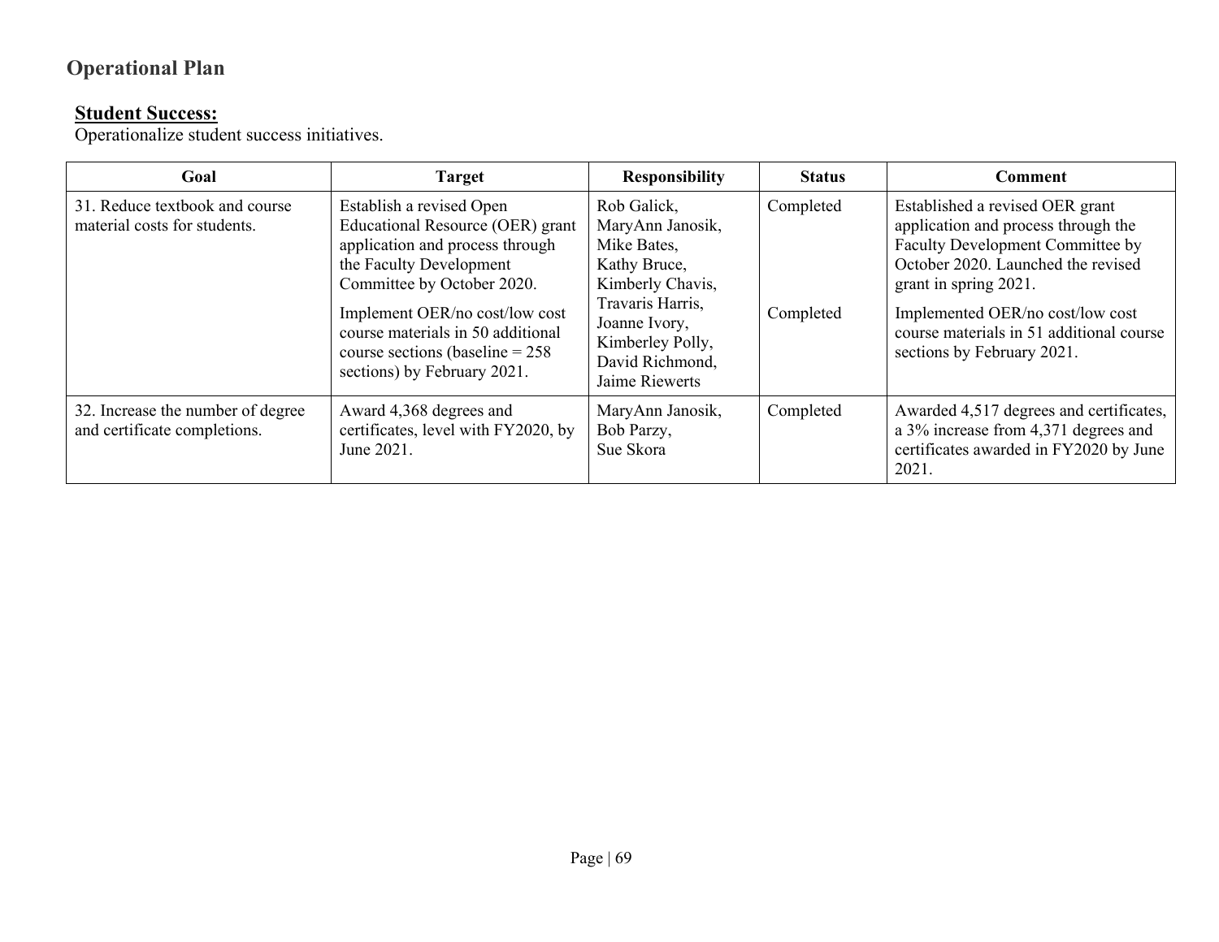## Operational Plan

**Student Success:**

Operationalize student success initiatives.

| Goal | Target | Responsibility | Status | Comment |
|---|---|---|---|---|
| 31. Reduce textbook and course material costs for students. | Establish a revised Open Educational Resource (OER) grant application and process through the Faculty Development Committee by October 2020. | Rob Galick, MaryAnn Janosik, Mike Bates, Kathy Bruce, Kimberly Chavis, Travaris Harris, Joanne Ivory, Kimberley Polly, David Richmond, Jaime Riewerts | Completed | Established a revised OER grant application and process through the Faculty Development Committee by October 2020. Launched the revised grant in spring 2021. |
| | Implement OER/no cost/low cost course materials in 50 additional course sections (baseline = 258 sections) by February 2021. | | Completed | Implemented OER/no cost/low cost course materials in 51 additional course sections by February 2021. |
| 32. Increase the number of degree and certificate completions. | Award 4,368 degrees and certificates, level with FY2020, by June 2021. | MaryAnn Janosik, Bob Parzy, Sue Skora | Completed | Awarded 4,517 degrees and certificates, a 3% increase from 4,371 degrees and certificates awarded in FY2020 by June 2021. |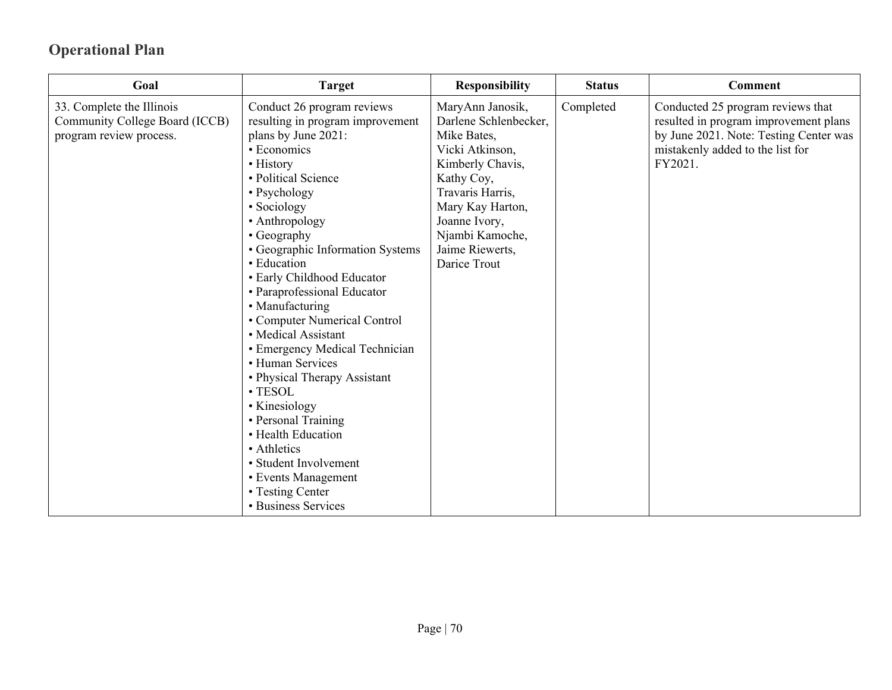## Operational Plan

| Goal | Target | Responsibility | Status | Comment |
|---|---|---|---|---|
| 33. Complete the Illinois Community College Board (ICCB) program review process. | Conduct 26 program reviews resulting in program improvement plans by June 2021:<br>• Economics<br>• History<br>• Political Science<br>• Psychology<br>• Sociology<br>• Anthropology<br>• Geography<br>• Geographic Information Systems<br>• Education<br>• Early Childhood Educator<br>• Paraprofessional Educator<br>• Manufacturing<br>• Computer Numerical Control<br>• Medical Assistant<br>• Emergency Medical Technician<br>• Human Services<br>• Physical Therapy Assistant<br>• TESOL<br>• Kinesiology<br>• Personal Training<br>• Health Education<br>• Athletics<br>• Student Involvement<br>• Events Management<br>• Testing Center<br>• Business Services | MaryAnn Janosik, Darlene Schlenbecker, Mike Bates, Vicki Atkinson, Kimberly Chavis, Kathy Coy, Travaris Harris, Mary Kay Harton, Joanne Ivory, Njambi Kamoche, Jaime Riewerts, Darice Trout | Completed | Conducted 25 program reviews that resulted in program improvement plans by June 2021. Note: Testing Center was mistakenly added to the list for FY2021. |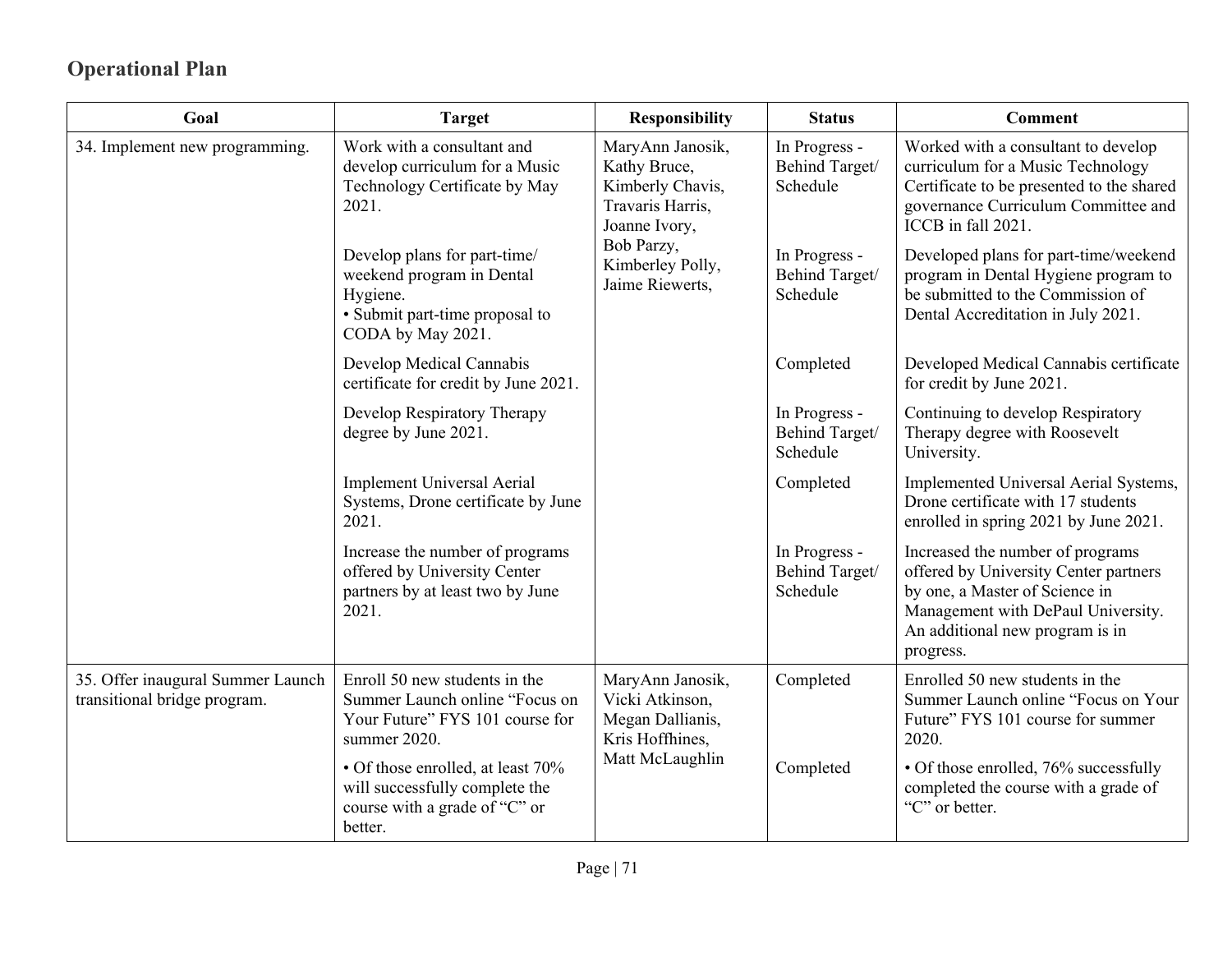## Operational Plan

| Goal | Target | Responsibility | Status | Comment |
|---|---|---|---|---|
| 34. Implement new programming. | Work with a consultant and develop curriculum for a Music Technology Certificate by May 2021. | MaryAnn Janosik, Kathy Bruce, Kimberly Chavis, Travaris Harris, Joanne Ivory, Bob Parzy, Kimberley Polly, Jaime Riewerts, | In Progress - Behind Target/ Schedule | Worked with a consultant to develop curriculum for a Music Technology Certificate to be presented to the shared governance Curriculum Committee and ICCB in fall 2021. |
| | Develop plans for part-time/ weekend program in Dental Hygiene.<br>• Submit part-time proposal to CODA by May 2021. | | In Progress - Behind Target/ Schedule | Developed plans for part-time/weekend program in Dental Hygiene program to be submitted to the Commission of Dental Accreditation in July 2021. |
| | Develop Medical Cannabis certificate for credit by June 2021. | | Completed | Developed Medical Cannabis certificate for credit by June 2021. |
| | Develop Respiratory Therapy degree by June 2021. | | In Progress - Behind Target/ Schedule | Continuing to develop Respiratory Therapy degree with Roosevelt University. |
| | Implement Universal Aerial Systems, Drone certificate by June 2021. | | Completed | Implemented Universal Aerial Systems, Drone certificate with 17 students enrolled in spring 2021 by June 2021. |
| | Increase the number of programs offered by University Center partners by at least two by June 2021. | | In Progress - Behind Target/ Schedule | Increased the number of programs offered by University Center partners by one, a Master of Science in Management with DePaul University. An additional new program is in progress. |
| 35. Offer inaugural Summer Launch transitional bridge program. | Enroll 50 new students in the Summer Launch online "Focus on Your Future" FYS 101 course for summer 2020. | MaryAnn Janosik, Vicki Atkinson, Megan Dallianis, Kris Hoffhines, Matt McLaughlin | Completed | Enrolled 50 new students in the Summer Launch online "Focus on Your Future" FYS 101 course for summer 2020. |
| | • Of those enrolled, at least 70% will successfully complete the course with a grade of "C" or better. | | Completed | • Of those enrolled, 76% successfully completed the course with a grade of "C" or better. |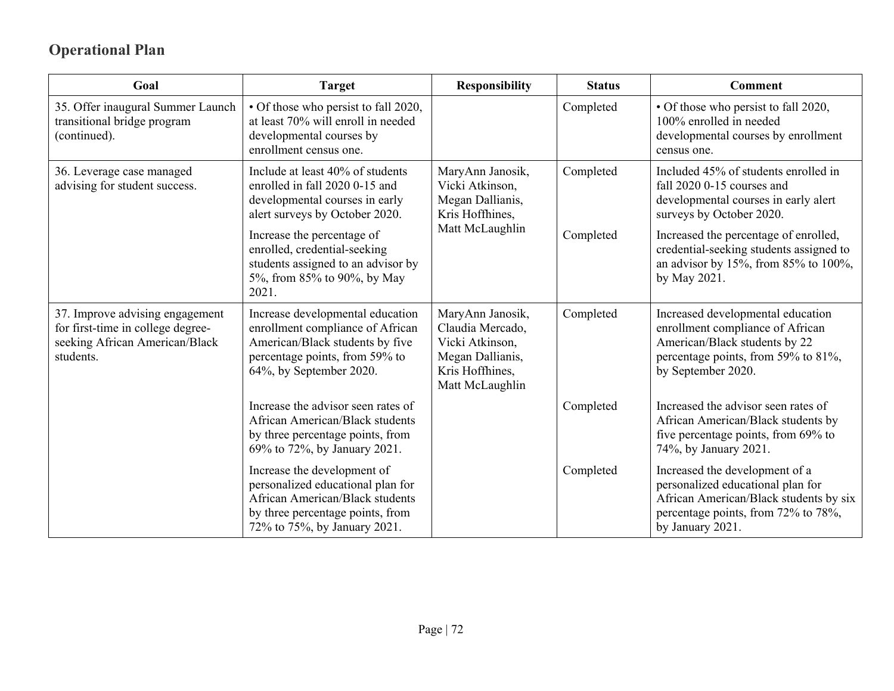## Operational Plan

| Goal | Target | Responsibility | Status | Comment |
|---|---|---|---|---|
| 35. Offer inaugural Summer Launch transitional bridge program (continued). | • Of those who persist to fall 2020, at least 70% will enroll in needed developmental courses by enrollment census one. | | Completed | • Of those who persist to fall 2020, 100% enrolled in needed developmental courses by enrollment census one. |
| 36. Leverage case managed advising for student success. | Include at least 40% of students enrolled in fall 2020 0-15 and developmental courses in early alert surveys by October 2020. | MaryAnn Janosik, Vicki Atkinson, Megan Dallianis, Kris Hoffhines, Matt McLaughlin | Completed | Included 45% of students enrolled in fall 2020 0-15 courses and developmental courses in early alert surveys by October 2020. |
| | Increase the percentage of enrolled, credential-seeking students assigned to an advisor by 5%, from 85% to 90%, by May 2021. | | Completed | Increased the percentage of enrolled, credential-seeking students assigned to an advisor by 15%, from 85% to 100%, by May 2021. |
| 37. Improve advising engagement for first-time in college degree-seeking African American/Black students. | Increase developmental education enrollment compliance of African American/Black students by five percentage points, from 59% to 64%, by September 2020. | MaryAnn Janosik, Claudia Mercado, Vicki Atkinson, Megan Dallianis, Kris Hoffhines, Matt McLaughlin | Completed | Increased developmental education enrollment compliance of African American/Black students by 22 percentage points, from 59% to 81%, by September 2020. |
| | Increase the advisor seen rates of African American/Black students by three percentage points, from 69% to 72%, by January 2021. | | Completed | Increased the advisor seen rates of African American/Black students by five percentage points, from 69% to 74%, by January 2021. |
| | Increase the development of personalized educational plan for African American/Black students by three percentage points, from 72% to 75%, by January 2021. | | Completed | Increased the development of a personalized educational plan for African American/Black students by six percentage points, from 72% to 78%, by January 2021. |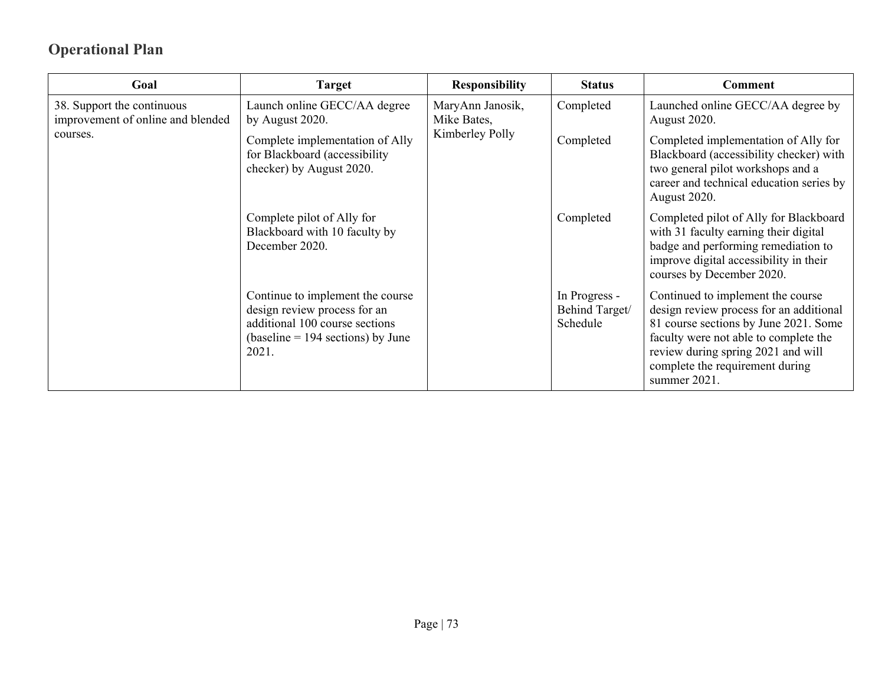## Operational Plan

| Goal | Target | Responsibility | Status | Comment |
|---|---|---|---|---|
| 38. Support the continuous improvement of online and blended courses. | Launch online GECC/AA degree by August 2020. | MaryAnn Janosik, Mike Bates, Kimberley Polly | Completed | Launched online GECC/AA degree by August 2020. |
| | Complete implementation of Ally for Blackboard (accessibility checker) by August 2020. | | Completed | Completed implementation of Ally for Blackboard (accessibility checker) with two general pilot workshops and a career and technical education series by August 2020. |
| | Complete pilot of Ally for Blackboard with 10 faculty by December 2020. | | Completed | Completed pilot of Ally for Blackboard with 31 faculty earning their digital badge and performing remediation to improve digital accessibility in their courses by December 2020. |
| | Continue to implement the course design review process for an additional 100 course sections (baseline = 194 sections) by June 2021. | | In Progress - Behind Target/ Schedule | Continued to implement the course design review process for an additional 81 course sections by June 2021. Some faculty were not able to complete the review during spring 2021 and will complete the requirement during summer 2021. |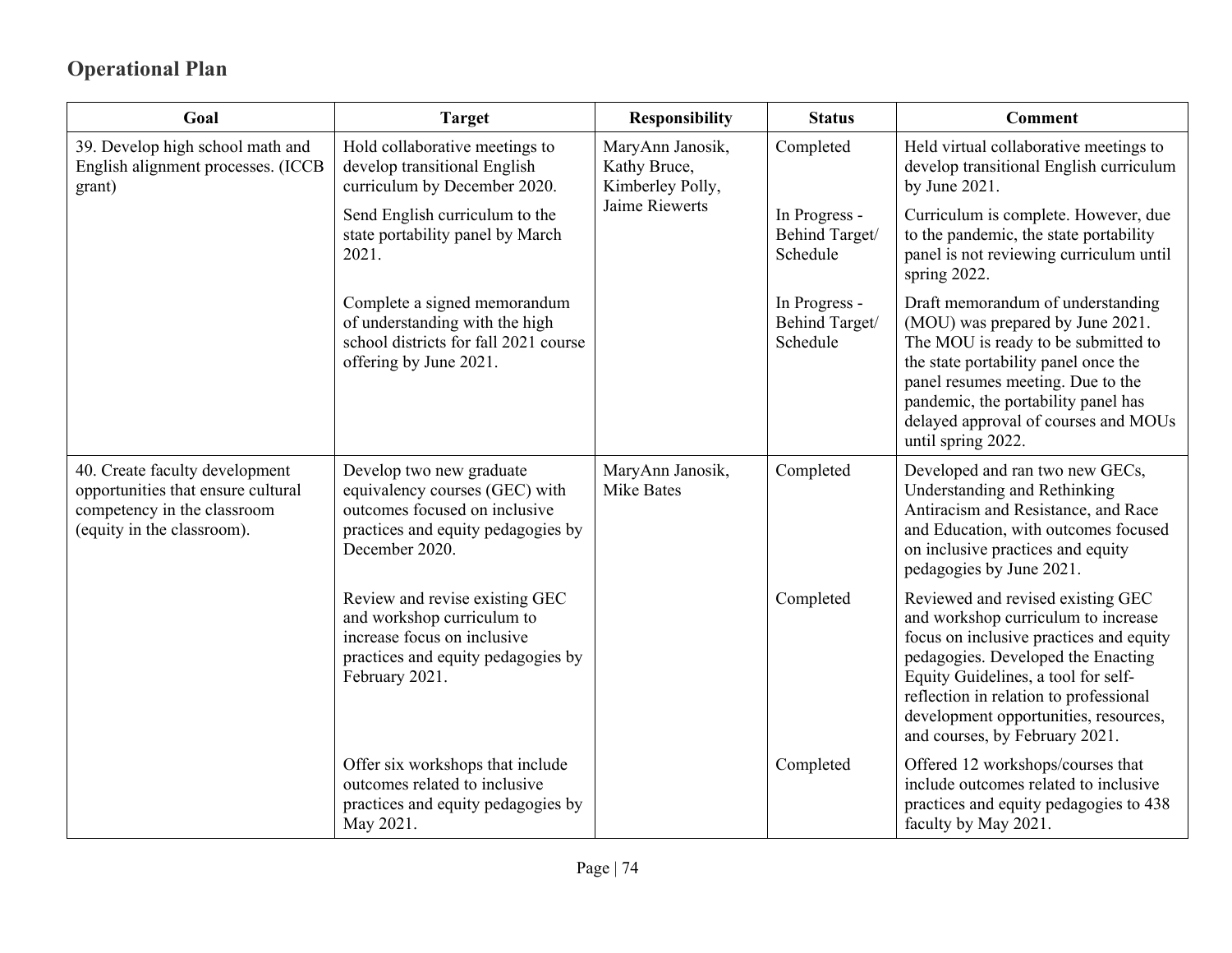## Operational Plan

| Goal | Target | Responsibility | Status | Comment |
|---|---|---|---|---|
| 39. Develop high school math and English alignment processes. (ICCB grant) | Hold collaborative meetings to develop transitional English curriculum by December 2020. | MaryAnn Janosik, Kathy Bruce, Kimberley Polly, Jaime Riewerts | Completed | Held virtual collaborative meetings to develop transitional English curriculum by June 2021. |
| | Send English curriculum to the state portability panel by March 2021. | | In Progress - Behind Target/ Schedule | Curriculum is complete. However, due to the pandemic, the state portability panel is not reviewing curriculum until spring 2022. |
| | Complete a signed memorandum of understanding with the high school districts for fall 2021 course offering by June 2021. | | In Progress - Behind Target/ Schedule | Draft memorandum of understanding (MOU) was prepared by June 2021. The MOU is ready to be submitted to the state portability panel once the panel resumes meeting. Due to the pandemic, the portability panel has delayed approval of courses and MOUs until spring 2022. |
| 40. Create faculty development opportunities that ensure cultural competency in the classroom (equity in the classroom). | Develop two new graduate equivalency courses (GEC) with outcomes focused on inclusive practices and equity pedagogies by December 2020. | MaryAnn Janosik, Mike Bates | Completed | Developed and ran two new GECs, Understanding and Rethinking Antiracism and Resistance, and Race and Education, with outcomes focused on inclusive practices and equity pedagogies by June 2021. |
| | Review and revise existing GEC and workshop curriculum to increase focus on inclusive practices and equity pedagogies by February 2021. | | Completed | Reviewed and revised existing GEC and workshop curriculum to increase focus on inclusive practices and equity pedagogies. Developed the Enacting Equity Guidelines, a tool for self-reflection in relation to professional development opportunities, resources, and courses, by February 2021. |
| | Offer six workshops that include outcomes related to inclusive practices and equity pedagogies by May 2021. | | Completed | Offered 12 workshops/courses that include outcomes related to inclusive practices and equity pedagogies to 438 faculty by May 2021. |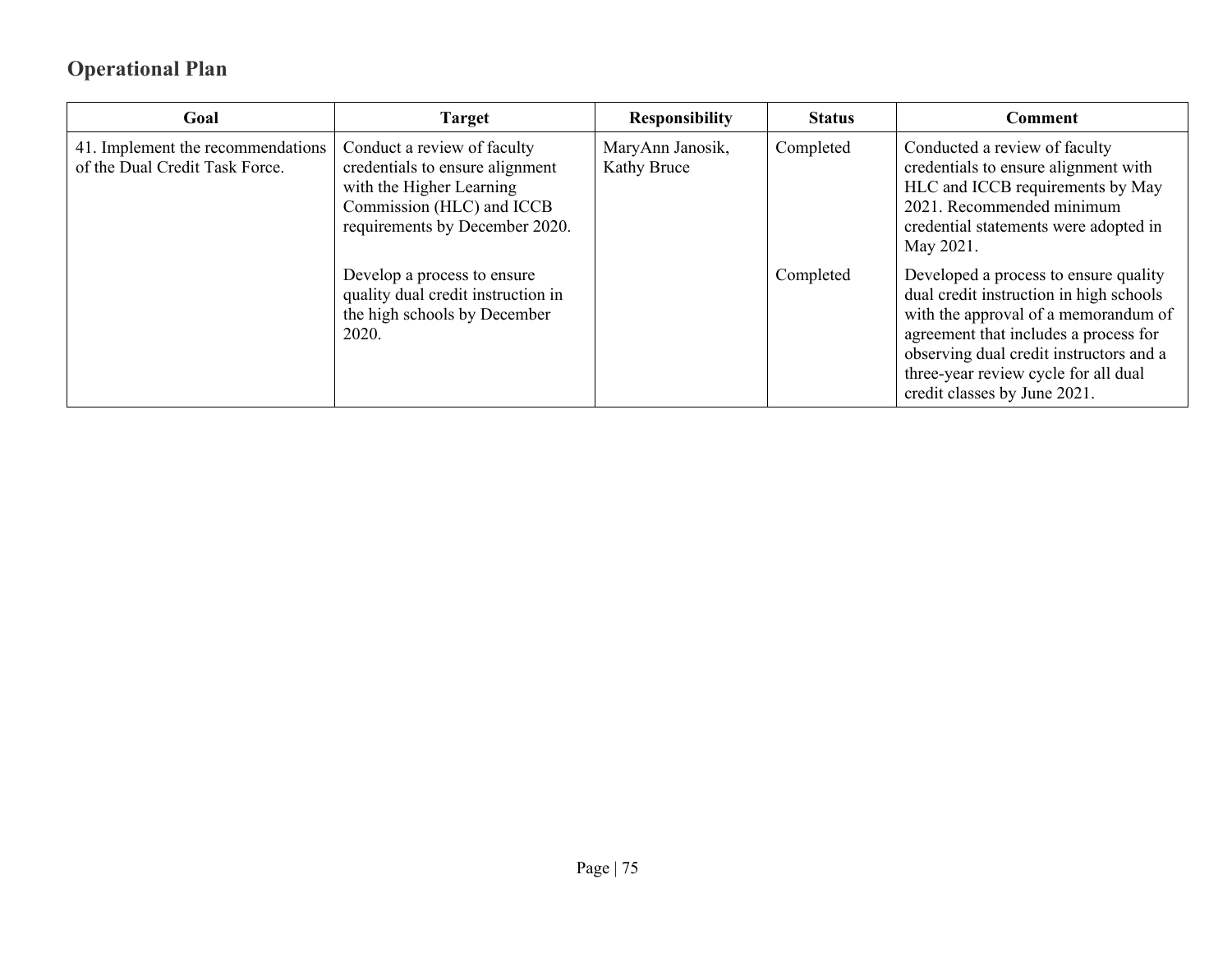## Operational Plan

| Goal | Target | Responsibility | Status | Comment |
|---|---|---|---|---|
| 41. Implement the recommendations of the Dual Credit Task Force. | Conduct a review of faculty credentials to ensure alignment with the Higher Learning Commission (HLC) and ICCB requirements by December 2020. | MaryAnn Janosik, Kathy Bruce | Completed | Conducted a review of faculty credentials to ensure alignment with HLC and ICCB requirements by May 2021. Recommended minimum credential statements were adopted in May 2021. |
| | Develop a process to ensure quality dual credit instruction in the high schools by December 2020. | | Completed | Developed a process to ensure quality dual credit instruction in high schools with the approval of a memorandum of agreement that includes a process for observing dual credit instructors and a three-year review cycle for all dual credit classes by June 2021. |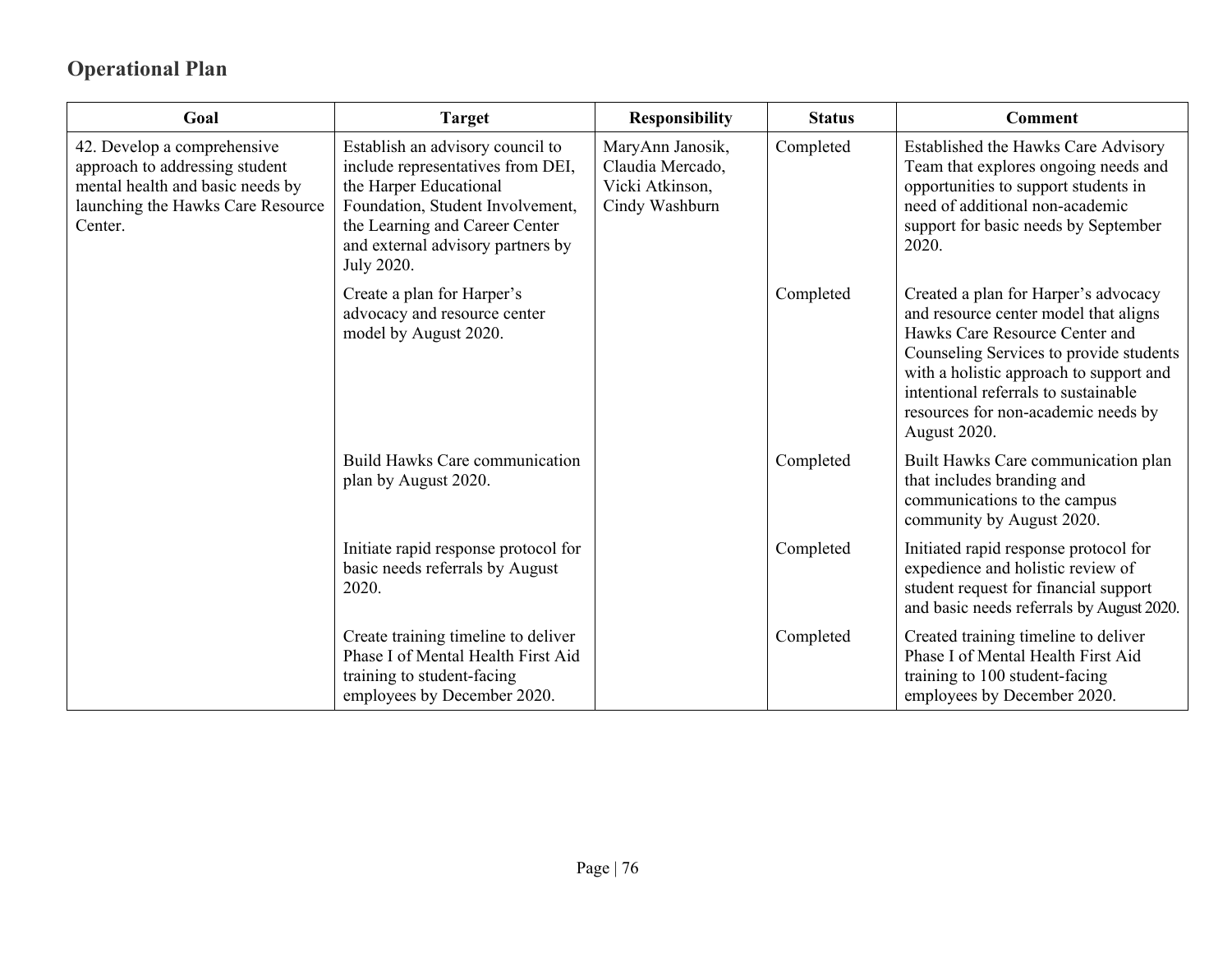## Operational Plan

| Goal | Target | Responsibility | Status | Comment |
|---|---|---|---|---|
| 42. Develop a comprehensive approach to addressing student mental health and basic needs by launching the Hawks Care Resource Center. | Establish an advisory council to include representatives from DEI, the Harper Educational Foundation, Student Involvement, the Learning and Career Center and external advisory partners by July 2020. | MaryAnn Janosik, Claudia Mercado, Vicki Atkinson, Cindy Washburn | Completed | Established the Hawks Care Advisory Team that explores ongoing needs and opportunities to support students in need of additional non-academic support for basic needs by September 2020. |
| | Create a plan for Harper's advocacy and resource center model by August 2020. | | Completed | Created a plan for Harper's advocacy and resource center model that aligns Hawks Care Resource Center and Counseling Services to provide students with a holistic approach to support and intentional referrals to sustainable resources for non-academic needs by August 2020. |
| | Build Hawks Care communication plan by August 2020. | | Completed | Built Hawks Care communication plan that includes branding and communications to the campus community by August 2020. |
| | Initiate rapid response protocol for basic needs referrals by August 2020. | | Completed | Initiated rapid response protocol for expedience and holistic review of student request for financial support and basic needs referrals by August 2020. |
| | Create training timeline to deliver Phase I of Mental Health First Aid training to student-facing employees by December 2020. | | Completed | Created training timeline to deliver Phase I of Mental Health First Aid training to 100 student-facing employees by December 2020. |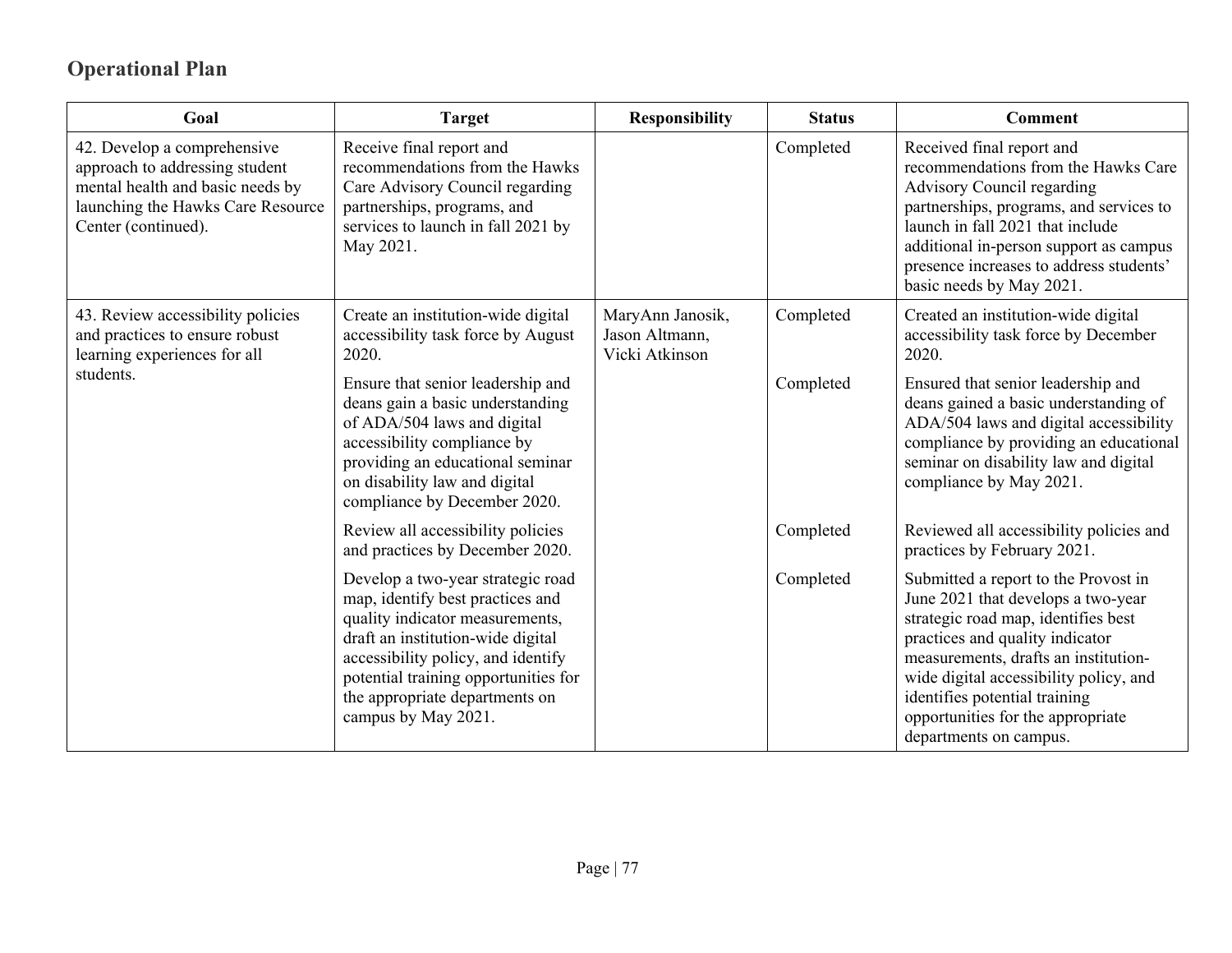## Operational Plan

| Goal | Target | Responsibility | Status | Comment |
|---|---|---|---|---|
| 42. Develop a comprehensive approach to addressing student mental health and basic needs by launching the Hawks Care Resource Center (continued). | Receive final report and recommendations from the Hawks Care Advisory Council regarding partnerships, programs, and services to launch in fall 2021 by May 2021. | | Completed | Received final report and recommendations from the Hawks Care Advisory Council regarding partnerships, programs, and services to launch in fall 2021 that include additional in-person support as campus presence increases to address students' basic needs by May 2021. |
| 43. Review accessibility policies and practices to ensure robust learning experiences for all students. | Create an institution-wide digital accessibility task force by August 2020. | MaryAnn Janosik, Jason Altmann, Vicki Atkinson | Completed | Created an institution-wide digital accessibility task force by December 2020. |
| | Ensure that senior leadership and deans gain a basic understanding of ADA/504 laws and digital accessibility compliance by providing an educational seminar on disability law and digital compliance by December 2020. | | Completed | Ensured that senior leadership and deans gained a basic understanding of ADA/504 laws and digital accessibility compliance by providing an educational seminar on disability law and digital compliance by May 2021. |
| | Review all accessibility policies and practices by December 2020. | | Completed | Reviewed all accessibility policies and practices by February 2021. |
| | Develop a two-year strategic road map, identify best practices and quality indicator measurements, draft an institution-wide digital accessibility policy, and identify potential training opportunities for the appropriate departments on campus by May 2021. | | Completed | Submitted a report to the Provost in June 2021 that develops a two-year strategic road map, identifies best practices and quality indicator measurements, drafts an institution-wide digital accessibility policy, and identifies potential training opportunities for the appropriate departments on campus. |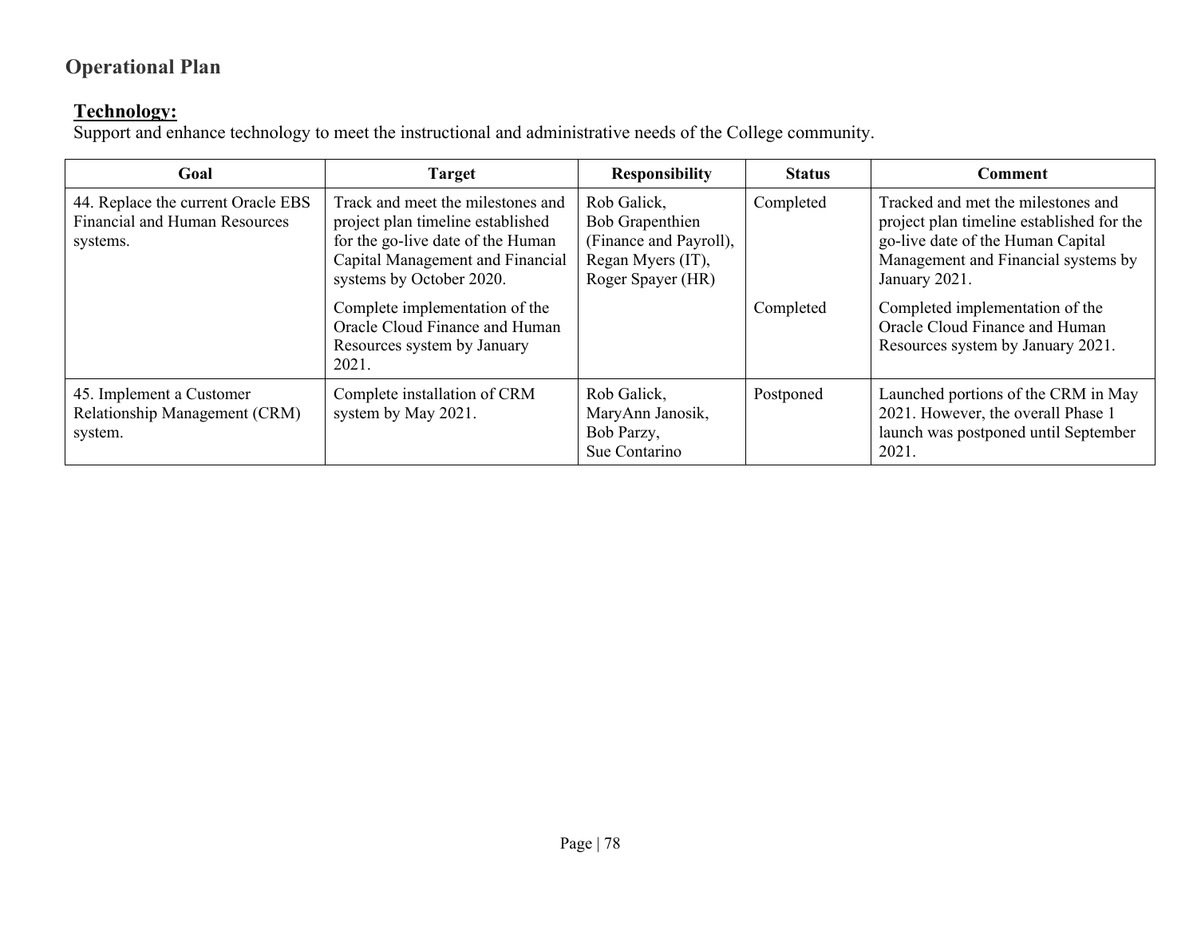## Operational Plan

### Technology:

Support and enhance technology to meet the instructional and administrative needs of the College community.

| Goal | Target | Responsibility | Status | Comment |
|---|---|---|---|---|
| 44. Replace the current Oracle EBS Financial and Human Resources systems. | Track and meet the milestones and project plan timeline established for the go-live date of the Human Capital Management and Financial systems by October 2020. | Rob Galick, Bob Grapenthien (Finance and Payroll), Regan Myers (IT), Roger Spayer (HR) | Completed | Tracked and met the milestones and project plan timeline established for the go-live date of the Human Capital Management and Financial systems by January 2021. |
| | Complete implementation of the Oracle Cloud Finance and Human Resources system by January 2021. | | Completed | Completed implementation of the Oracle Cloud Finance and Human Resources system by January 2021. |
| 45. Implement a Customer Relationship Management (CRM) system. | Complete installation of CRM system by May 2021. | Rob Galick, MaryAnn Janosik, Bob Parzy, Sue Contarino | Postponed | Launched portions of the CRM in May 2021. However, the overall Phase 1 launch was postponed until September 2021. |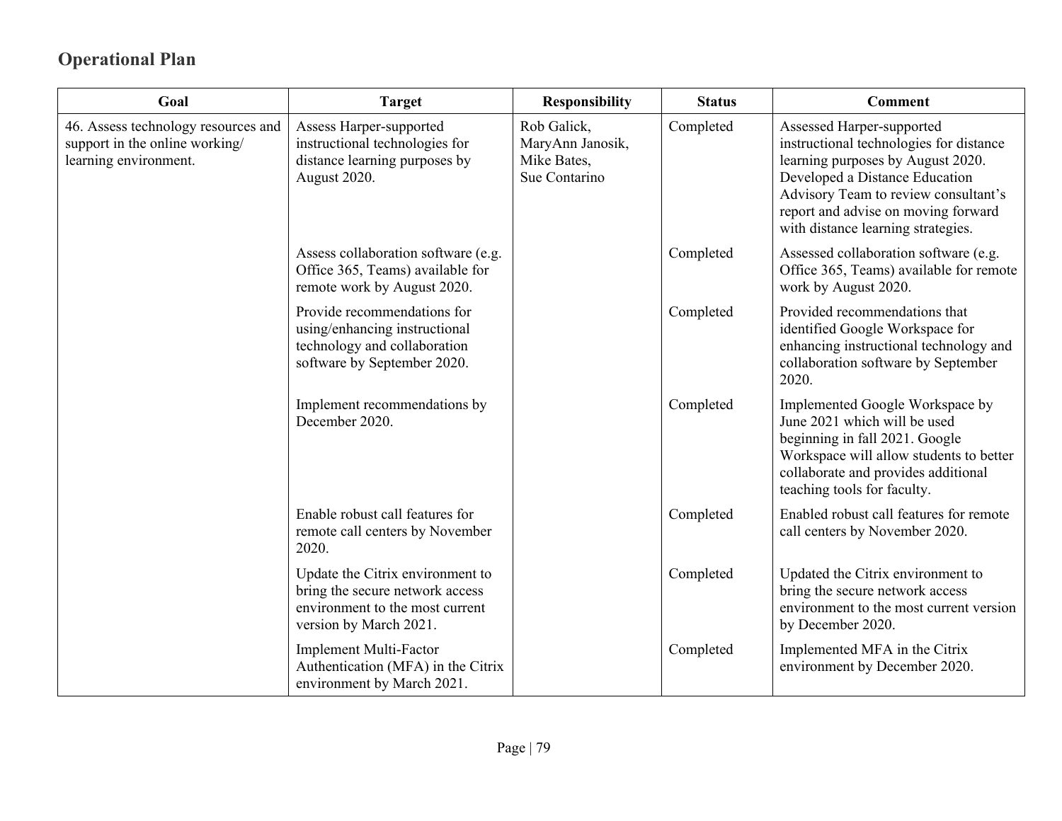## Operational Plan

| Goal | Target | Responsibility | Status | Comment |
|---|---|---|---|---|
| 46. Assess technology resources and support in the online working/ learning environment. | Assess Harper-supported instructional technologies for distance learning purposes by August 2020. | Rob Galick, MaryAnn Janosik, Mike Bates, Sue Contarino | Completed | Assessed Harper-supported instructional technologies for distance learning purposes by August 2020. Developed a Distance Education Advisory Team to review consultant's report and advise on moving forward with distance learning strategies. |
| | Assess collaboration software (e.g. Office 365, Teams) available for remote work by August 2020. | | Completed | Assessed collaboration software (e.g. Office 365, Teams) available for remote work by August 2020. |
| | Provide recommendations for using/enhancing instructional technology and collaboration software by September 2020. | | Completed | Provided recommendations that identified Google Workspace for enhancing instructional technology and collaboration software by September 2020. |
| | Implement recommendations by December 2020. | | Completed | Implemented Google Workspace by June 2021 which will be used beginning in fall 2021. Google Workspace will allow students to better collaborate and provides additional teaching tools for faculty. |
| | Enable robust call features for remote call centers by November 2020. | | Completed | Enabled robust call features for remote call centers by November 2020. |
| | Update the Citrix environment to bring the secure network access environment to the most current version by March 2021. | | Completed | Updated the Citrix environment to bring the secure network access environment to the most current version by December 2020. |
| | Implement Multi-Factor Authentication (MFA) in the Citrix environment by March 2021. | | Completed | Implemented MFA in the Citrix environment by December 2020. |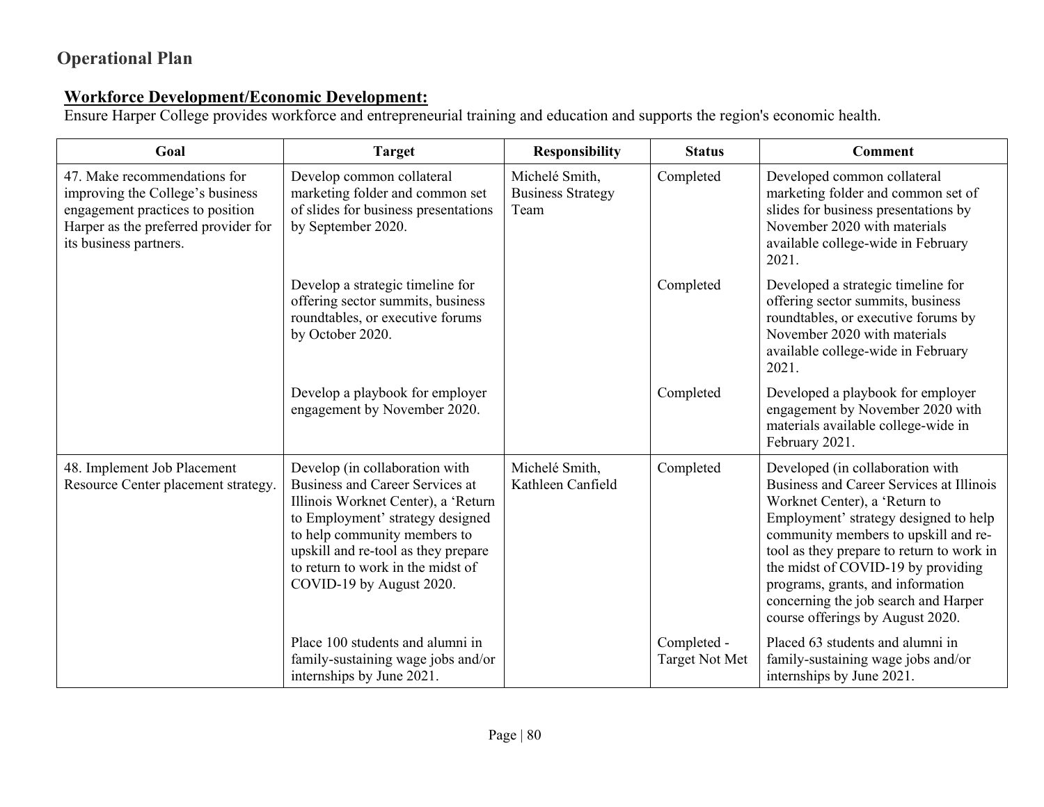## Operational Plan

**Workforce Development/Economic Development:**

Ensure Harper College provides workforce and entrepreneurial training and education and supports the region's economic health.

| Goal | Target | Responsibility | Status | Comment |
|---|---|---|---|---|
| 47. Make recommendations for improving the College's business engagement practices to position Harper as the preferred provider for its business partners. | Develop common collateral marketing folder and common set of slides for business presentations by September 2020. | Michelé Smith, Business Strategy Team | Completed | Developed common collateral marketing folder and common set of slides for business presentations by November 2020 with materials available college-wide in February 2021. |
| | Develop a strategic timeline for offering sector summits, business roundtables, or executive forums by October 2020. | | Completed | Developed a strategic timeline for offering sector summits, business roundtables, or executive forums by November 2020 with materials available college-wide in February 2021. |
| | Develop a playbook for employer engagement by November 2020. | | Completed | Developed a playbook for employer engagement by November 2020 with materials available college-wide in February 2021. |
| 48. Implement Job Placement Resource Center placement strategy. | Develop (in collaboration with Business and Career Services at Illinois Worknet Center), a 'Return to Employment' strategy designed to help community members to upskill and re-tool as they prepare to return to work in the midst of COVID-19 by August 2020. | Michelé Smith, Kathleen Canfield | Completed | Developed (in collaboration with Business and Career Services at Illinois Worknet Center), a 'Return to Employment' strategy designed to help community members to upskill and re-tool as they prepare to return to work in the midst of COVID-19 by providing programs, grants, and information concerning the job search and Harper course offerings by August 2020. |
| | Place 100 students and alumni in family-sustaining wage jobs and/or internships by June 2021. | | Completed - Target Not Met | Placed 63 students and alumni in family-sustaining wage jobs and/or internships by June 2021. |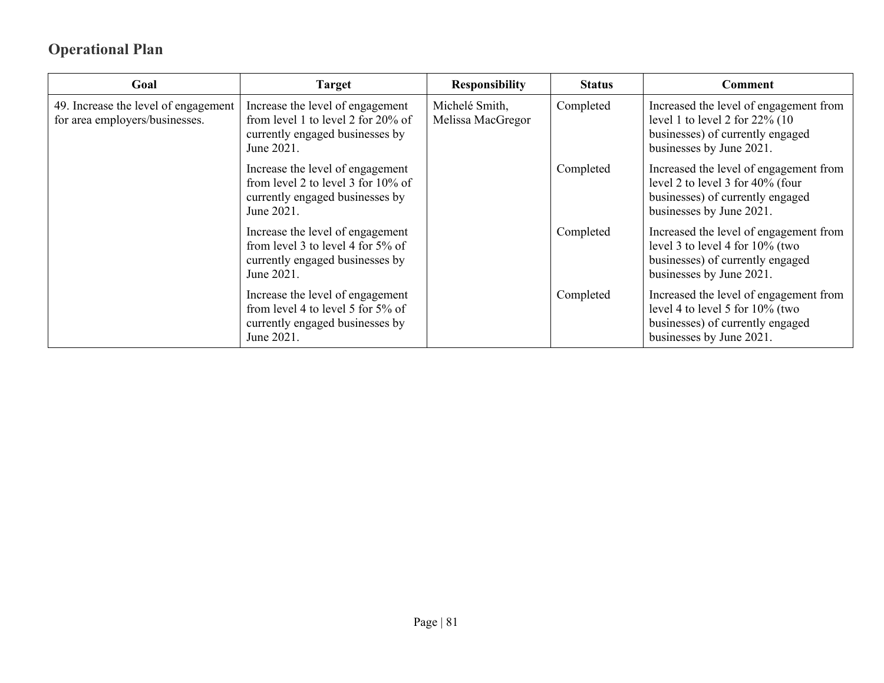## Operational Plan

| Goal | Target | Responsibility | Status | Comment |
|---|---|---|---|---|
| 49. Increase the level of engagement for area employers/businesses. | Increase the level of engagement from level 1 to level 2 for 20% of currently engaged businesses by June 2021. | Michelé Smith, Melissa MacGregor | Completed | Increased the level of engagement from level 1 to level 2 for 22% (10 businesses) of currently engaged businesses by June 2021. |
| | Increase the level of engagement from level 2 to level 3 for 10% of currently engaged businesses by June 2021. | | Completed | Increased the level of engagement from level 2 to level 3 for 40% (four businesses) of currently engaged businesses by June 2021. |
| | Increase the level of engagement from level 3 to level 4 for 5% of currently engaged businesses by June 2021. | | Completed | Increased the level of engagement from level 3 to level 4 for 10% (two businesses) of currently engaged businesses by June 2021. |
| | Increase the level of engagement from level 4 to level 5 for 5% of currently engaged businesses by June 2021. | | Completed | Increased the level of engagement from level 4 to level 5 for 10% (two businesses) of currently engaged businesses by June 2021. |